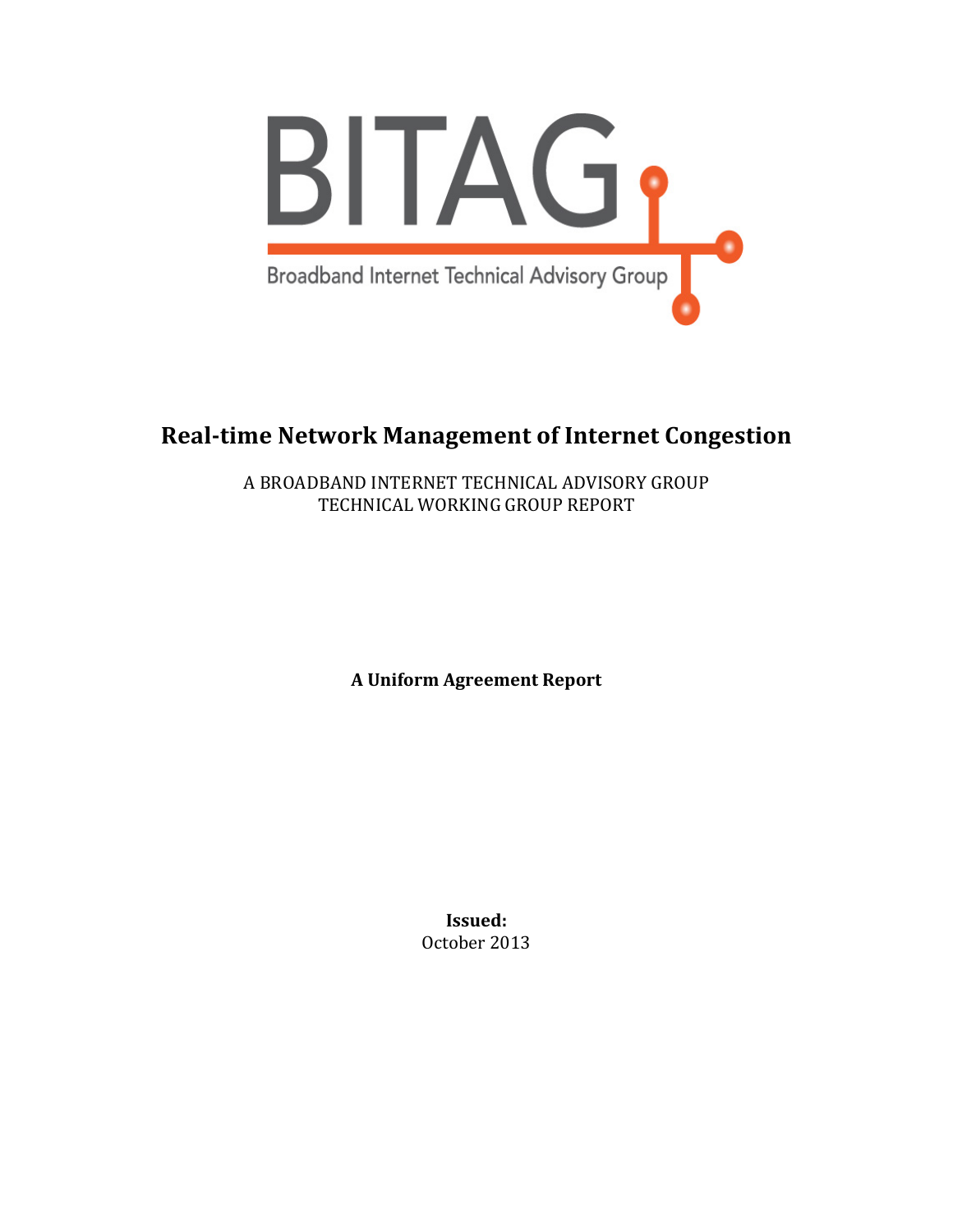BITAG

Broadband Internet Technical Advisory Group

# Real-time Network Management of Internet Congestion

A BROADBAND INTERNET TECHNICAL ADVISORY GROUP
TECHNICAL WORKING GROUP REPORT

**A Uniform Agreement Report**

**Issued:**
October 2013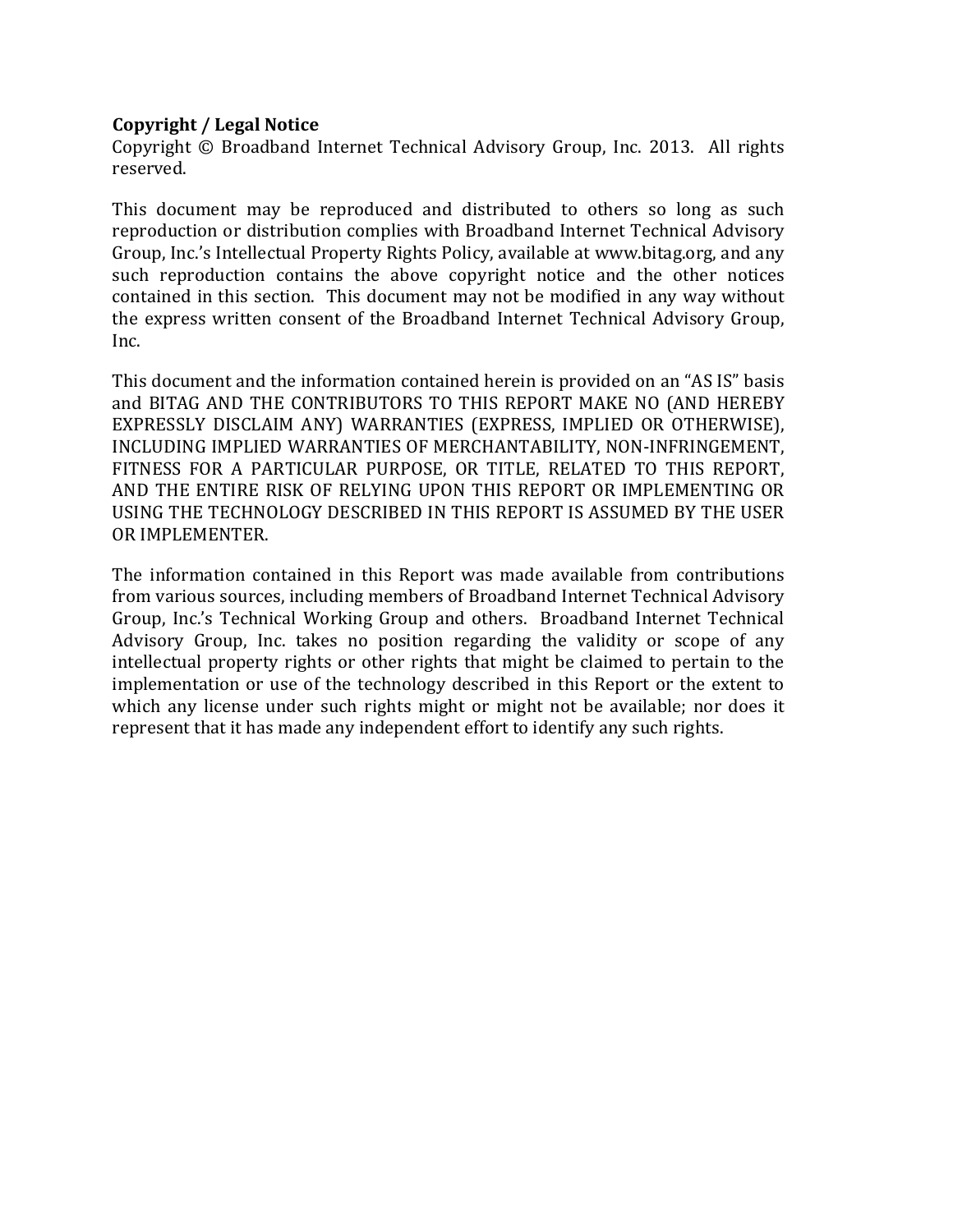**Copyright / Legal Notice**

Copyright © Broadband Internet Technical Advisory Group, Inc. 2013. All rights reserved.

This document may be reproduced and distributed to others so long as such reproduction or distribution complies with Broadband Internet Technical Advisory Group, Inc.'s Intellectual Property Rights Policy, available at www.bitag.org, and any such reproduction contains the above copyright notice and the other notices contained in this section. This document may not be modified in any way without the express written consent of the Broadband Internet Technical Advisory Group, Inc.

This document and the information contained herein is provided on an "AS IS" basis and BITAG AND THE CONTRIBUTORS TO THIS REPORT MAKE NO (AND HEREBY EXPRESSLY DISCLAIM ANY) WARRANTIES (EXPRESS, IMPLIED OR OTHERWISE), INCLUDING IMPLIED WARRANTIES OF MERCHANTABILITY, NON-INFRINGEMENT, FITNESS FOR A PARTICULAR PURPOSE, OR TITLE, RELATED TO THIS REPORT, AND THE ENTIRE RISK OF RELYING UPON THIS REPORT OR IMPLEMENTING OR USING THE TECHNOLOGY DESCRIBED IN THIS REPORT IS ASSUMED BY THE USER OR IMPLEMENTER.

The information contained in this Report was made available from contributions from various sources, including members of Broadband Internet Technical Advisory Group, Inc.'s Technical Working Group and others. Broadband Internet Technical Advisory Group, Inc. takes no position regarding the validity or scope of any intellectual property rights or other rights that might be claimed to pertain to the implementation or use of the technology described in this Report or the extent to which any license under such rights might or might not be available; nor does it represent that it has made any independent effort to identify any such rights.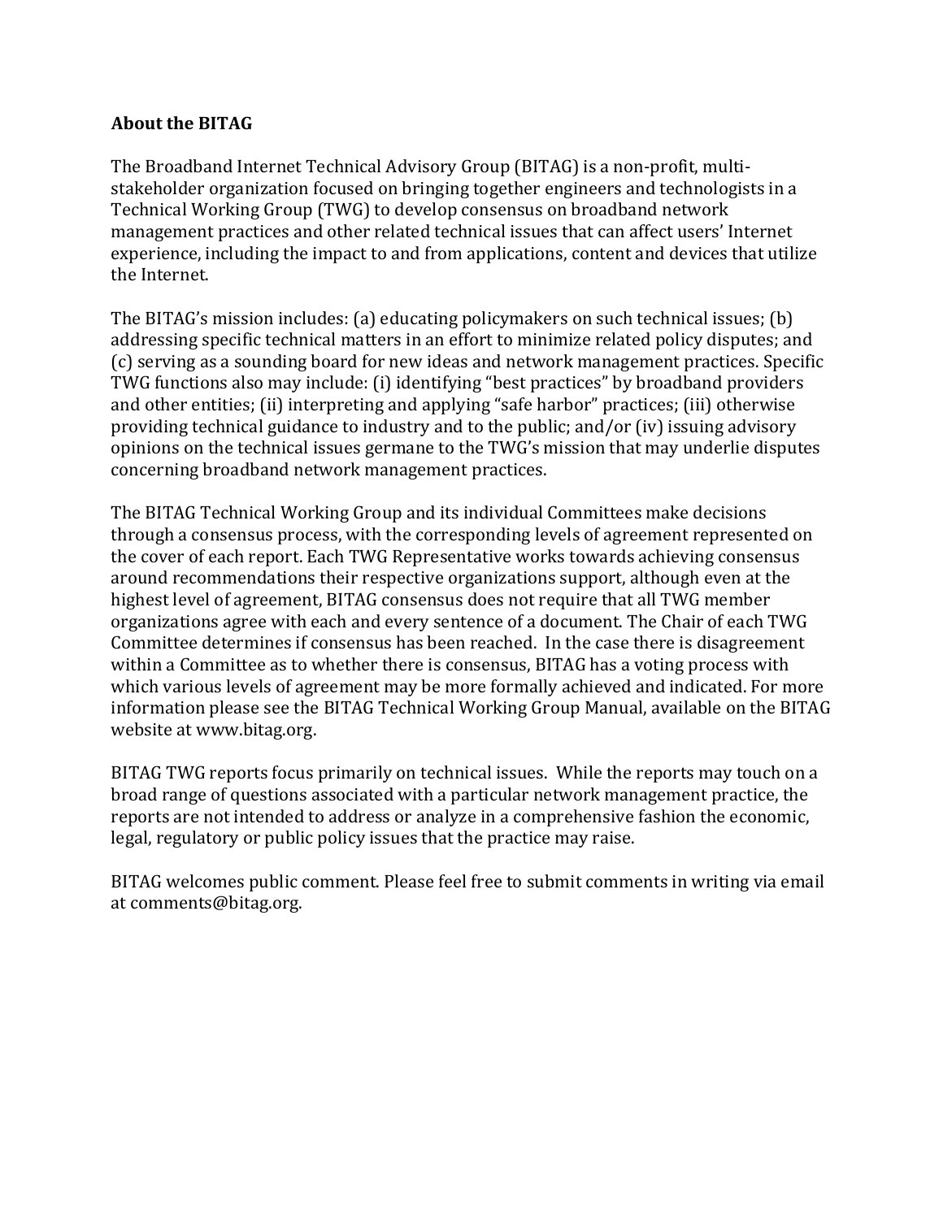**About the BITAG**

The Broadband Internet Technical Advisory Group (BITAG) is a non-profit, multi-stakeholder organization focused on bringing together engineers and technologists in a Technical Working Group (TWG) to develop consensus on broadband network management practices and other related technical issues that can affect users' Internet experience, including the impact to and from applications, content and devices that utilize the Internet.

The BITAG's mission includes: (a) educating policymakers on such technical issues; (b) addressing specific technical matters in an effort to minimize related policy disputes; and (c) serving as a sounding board for new ideas and network management practices. Specific TWG functions also may include: (i) identifying "best practices" by broadband providers and other entities; (ii) interpreting and applying "safe harbor" practices; (iii) otherwise providing technical guidance to industry and to the public; and/or (iv) issuing advisory opinions on the technical issues germane to the TWG's mission that may underlie disputes concerning broadband network management practices.

The BITAG Technical Working Group and its individual Committees make decisions through a consensus process, with the corresponding levels of agreement represented on the cover of each report. Each TWG Representative works towards achieving consensus around recommendations their respective organizations support, although even at the highest level of agreement, BITAG consensus does not require that all TWG member organizations agree with each and every sentence of a document. The Chair of each TWG Committee determines if consensus has been reached. In the case there is disagreement within a Committee as to whether there is consensus, BITAG has a voting process with which various levels of agreement may be more formally achieved and indicated. For more information please see the BITAG Technical Working Group Manual, available on the BITAG website at www.bitag.org.

BITAG TWG reports focus primarily on technical issues. While the reports may touch on a broad range of questions associated with a particular network management practice, the reports are not intended to address or analyze in a comprehensive fashion the economic, legal, regulatory or public policy issues that the practice may raise.

BITAG welcomes public comment. Please feel free to submit comments in writing via email at comments@bitag.org.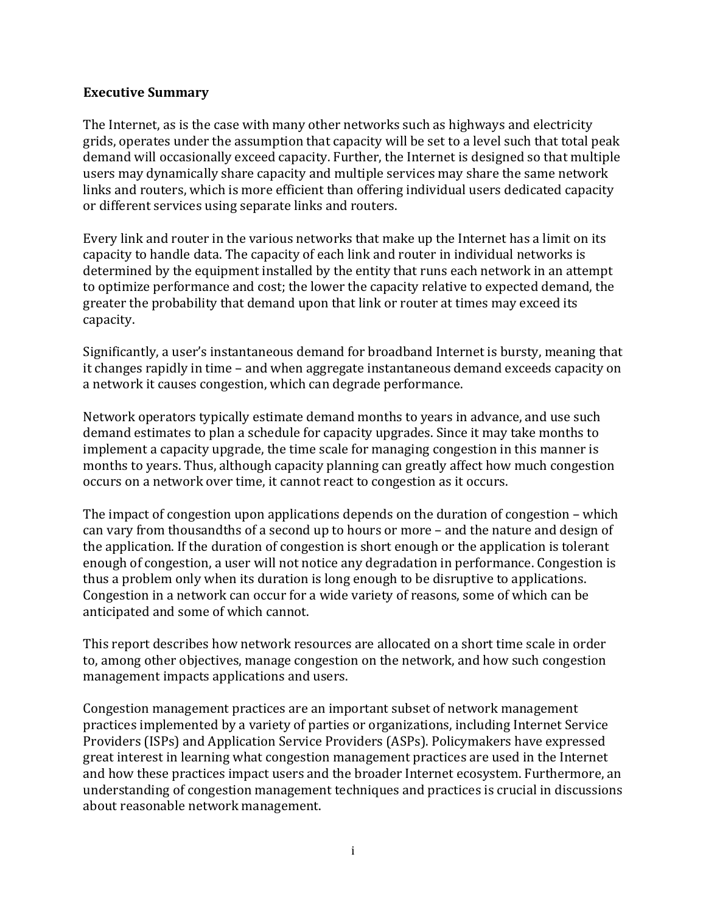## Executive Summary

The Internet, as is the case with many other networks such as highways and electricity grids, operates under the assumption that capacity will be set to a level such that total peak demand will occasionally exceed capacity. Further, the Internet is designed so that multiple users may dynamically share capacity and multiple services may share the same network links and routers, which is more efficient than offering individual users dedicated capacity or different services using separate links and routers.

Every link and router in the various networks that make up the Internet has a limit on its capacity to handle data. The capacity of each link and router in individual networks is determined by the equipment installed by the entity that runs each network in an attempt to optimize performance and cost; the lower the capacity relative to expected demand, the greater the probability that demand upon that link or router at times may exceed its capacity.

Significantly, a user's instantaneous demand for broadband Internet is bursty, meaning that it changes rapidly in time – and when aggregate instantaneous demand exceeds capacity on a network it causes congestion, which can degrade performance.

Network operators typically estimate demand months to years in advance, and use such demand estimates to plan a schedule for capacity upgrades. Since it may take months to implement a capacity upgrade, the time scale for managing congestion in this manner is months to years. Thus, although capacity planning can greatly affect how much congestion occurs on a network over time, it cannot react to congestion as it occurs.

The impact of congestion upon applications depends on the duration of congestion – which can vary from thousandths of a second up to hours or more – and the nature and design of the application. If the duration of congestion is short enough or the application is tolerant enough of congestion, a user will not notice any degradation in performance. Congestion is thus a problem only when its duration is long enough to be disruptive to applications. Congestion in a network can occur for a wide variety of reasons, some of which can be anticipated and some of which cannot.

This report describes how network resources are allocated on a short time scale in order to, among other objectives, manage congestion on the network, and how such congestion management impacts applications and users.

Congestion management practices are an important subset of network management practices implemented by a variety of parties or organizations, including Internet Service Providers (ISPs) and Application Service Providers (ASPs). Policymakers have expressed great interest in learning what congestion management practices are used in the Internet and how these practices impact users and the broader Internet ecosystem. Furthermore, an understanding of congestion management techniques and practices is crucial in discussions about reasonable network management.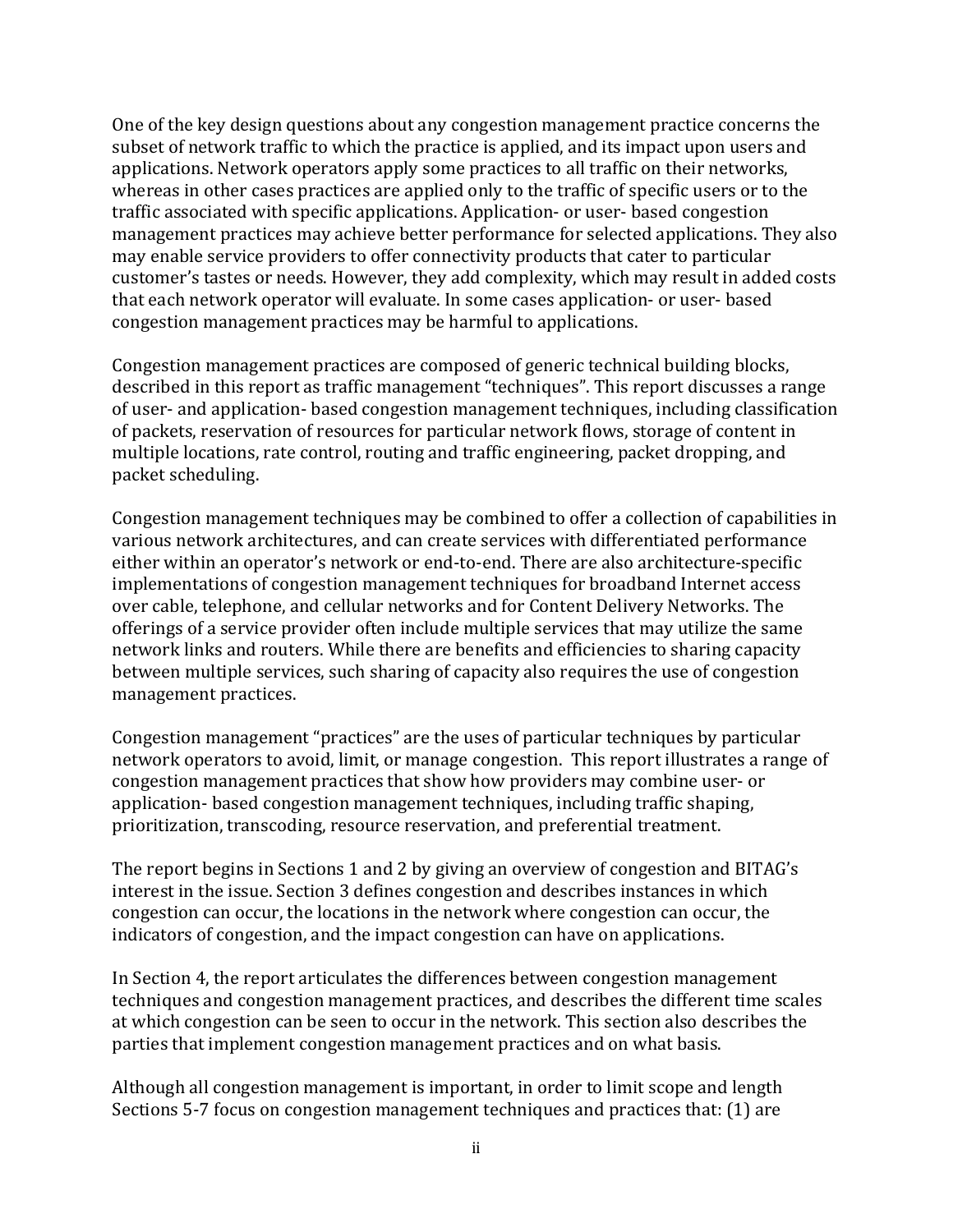One of the key design questions about any congestion management practice concerns the subset of network traffic to which the practice is applied, and its impact upon users and applications. Network operators apply some practices to all traffic on their networks, whereas in other cases practices are applied only to the traffic of specific users or to the traffic associated with specific applications. Application- or user- based congestion management practices may achieve better performance for selected applications. They also may enable service providers to offer connectivity products that cater to particular customer's tastes or needs. However, they add complexity, which may result in added costs that each network operator will evaluate. In some cases application- or user- based congestion management practices may be harmful to applications.

Congestion management practices are composed of generic technical building blocks, described in this report as traffic management "techniques". This report discusses a range of user- and application- based congestion management techniques, including classification of packets, reservation of resources for particular network flows, storage of content in multiple locations, rate control, routing and traffic engineering, packet dropping, and packet scheduling.

Congestion management techniques may be combined to offer a collection of capabilities in various network architectures, and can create services with differentiated performance either within an operator's network or end-to-end. There are also architecture-specific implementations of congestion management techniques for broadband Internet access over cable, telephone, and cellular networks and for Content Delivery Networks. The offerings of a service provider often include multiple services that may utilize the same network links and routers. While there are benefits and efficiencies to sharing capacity between multiple services, such sharing of capacity also requires the use of congestion management practices.

Congestion management "practices" are the uses of particular techniques by particular network operators to avoid, limit, or manage congestion. This report illustrates a range of congestion management practices that show how providers may combine user- or application- based congestion management techniques, including traffic shaping, prioritization, transcoding, resource reservation, and preferential treatment.

The report begins in Sections 1 and 2 by giving an overview of congestion and BITAG's interest in the issue. Section 3 defines congestion and describes instances in which congestion can occur, the locations in the network where congestion can occur, the indicators of congestion, and the impact congestion can have on applications.

In Section 4, the report articulates the differences between congestion management techniques and congestion management practices, and describes the different time scales at which congestion can be seen to occur in the network. This section also describes the parties that implement congestion management practices and on what basis.

Although all congestion management is important, in order to limit scope and length Sections 5-7 focus on congestion management techniques and practices that: (1) are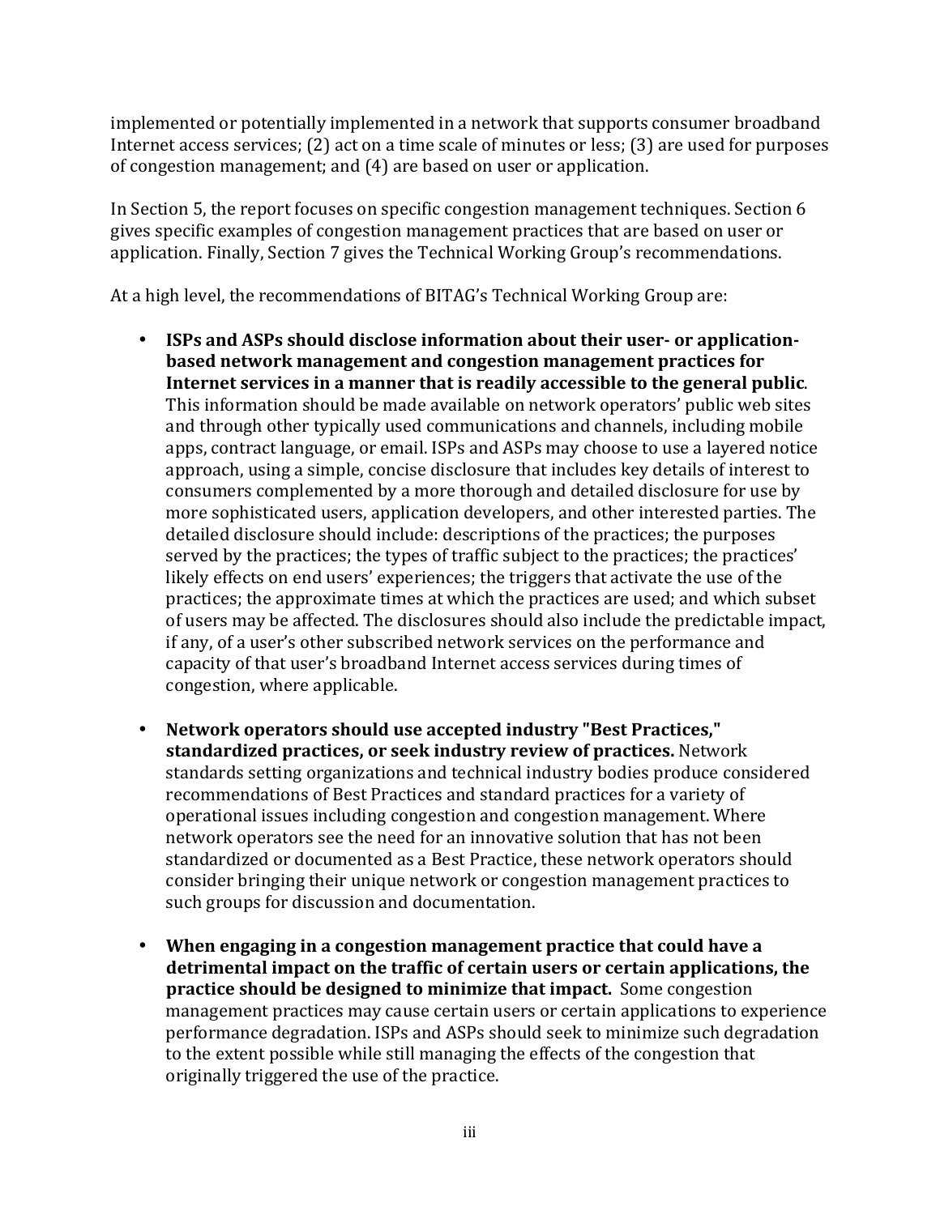implemented or potentially implemented in a network that supports consumer broadband Internet access services; (2) act on a time scale of minutes or less; (3) are used for purposes of congestion management; and (4) are based on user or application.

In Section 5, the report focuses on specific congestion management techniques. Section 6 gives specific examples of congestion management practices that are based on user or application. Finally, Section 7 gives the Technical Working Group's recommendations.

At a high level, the recommendations of BITAG's Technical Working Group are:

- **ISPs and ASPs should disclose information about their user- or application-based network management and congestion management practices for Internet services in a manner that is readily accessible to the general public**. This information should be made available on network operators' public web sites and through other typically used communications and channels, including mobile apps, contract language, or email. ISPs and ASPs may choose to use a layered notice approach, using a simple, concise disclosure that includes key details of interest to consumers complemented by a more thorough and detailed disclosure for use by more sophisticated users, application developers, and other interested parties. The detailed disclosure should include: descriptions of the practices; the purposes served by the practices; the types of traffic subject to the practices; the practices' likely effects on end users' experiences; the triggers that activate the use of the practices; the approximate times at which the practices are used; and which subset of users may be affected. The disclosures should also include the predictable impact, if any, of a user's other subscribed network services on the performance and capacity of that user's broadband Internet access services during times of congestion, where applicable.

- **Network operators should use accepted industry "Best Practices," standardized practices, or seek industry review of practices.** Network standards setting organizations and technical industry bodies produce considered recommendations of Best Practices and standard practices for a variety of operational issues including congestion and congestion management. Where network operators see the need for an innovative solution that has not been standardized or documented as a Best Practice, these network operators should consider bringing their unique network or congestion management practices to such groups for discussion and documentation.

- **When engaging in a congestion management practice that could have a detrimental impact on the traffic of certain users or certain applications, the practice should be designed to minimize that impact.** Some congestion management practices may cause certain users or certain applications to experience performance degradation. ISPs and ASPs should seek to minimize such degradation to the extent possible while still managing the effects of the congestion that originally triggered the use of the practice.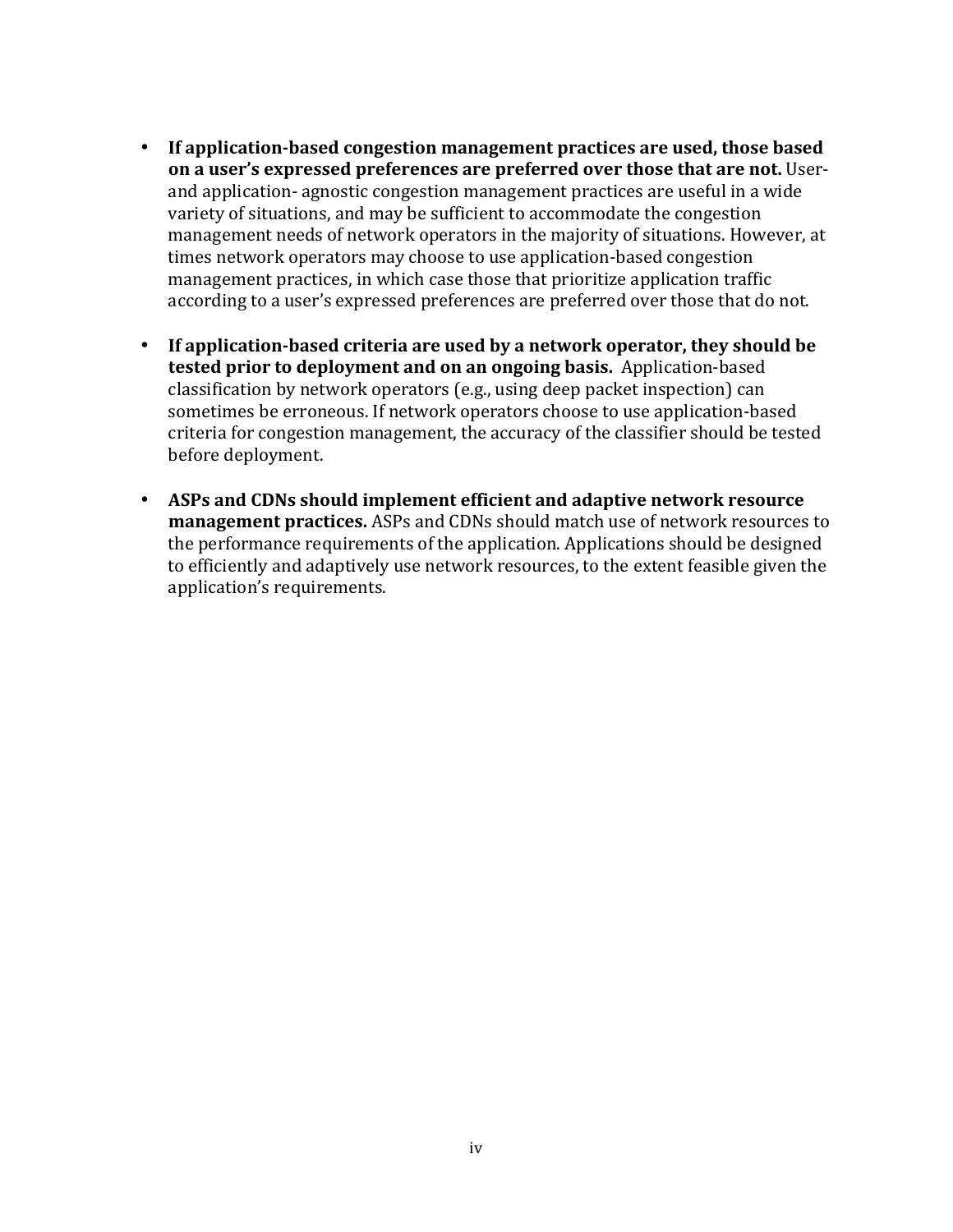- **If application-based congestion management practices are used, those based on a user's expressed preferences are preferred over those that are not.** User- and application- agnostic congestion management practices are useful in a wide variety of situations, and may be sufficient to accommodate the congestion management needs of network operators in the majority of situations. However, at times network operators may choose to use application-based congestion management practices, in which case those that prioritize application traffic according to a user's expressed preferences are preferred over those that do not.

- **If application-based criteria are used by a network operator, they should be tested prior to deployment and on an ongoing basis.** Application-based classification by network operators (e.g., using deep packet inspection) can sometimes be erroneous. If network operators choose to use application-based criteria for congestion management, the accuracy of the classifier should be tested before deployment.

- **ASPs and CDNs should implement efficient and adaptive network resource management practices.** ASPs and CDNs should match use of network resources to the performance requirements of the application. Applications should be designed to efficiently and adaptively use network resources, to the extent feasible given the application's requirements.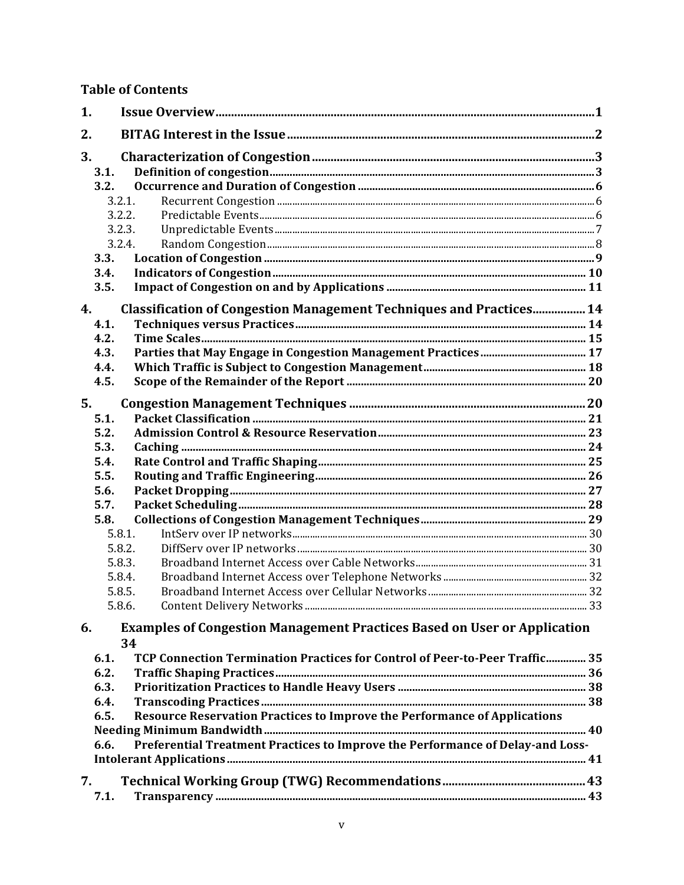**Table of Contents**

1. **Issue Overview** ........................................................ 1
2. **BITAG Interest in the Issue** ........................................................ 2
3. **Characterization of Congestion** ........................................................ 3
   - 3.1. **Definition of congestion** ........................................................ 3
   - 3.2. **Occurrence and Duration of Congestion** ........................................................ 6
     - 3.2.1. Recurrent Congestion ........................................................ 6
     - 3.2.2. Predictable Events ........................................................ 6
     - 3.2.3. Unpredictable Events ........................................................ 7
     - 3.2.4. Random Congestion ........................................................ 8
   - 3.3. **Location of Congestion** ........................................................ 9
   - 3.4. **Indicators of Congestion** ........................................................ 10
   - 3.5. **Impact of Congestion on and by Applications** ........................................................ 11
4. **Classification of Congestion Management Techniques and Practices** ........................................................ 14
   - 4.1. **Techniques versus Practices** ........................................................ 14
   - 4.2. **Time Scales** ........................................................ 15
   - 4.3. **Parties that May Engage in Congestion Management Practices** ........................................................ 17
   - 4.4. **Which Traffic is Subject to Congestion Management** ........................................................ 18
   - 4.5. **Scope of the Remainder of the Report** ........................................................ 20
5. **Congestion Management Techniques** ........................................................ 20
   - 5.1. **Packet Classification** ........................................................ 21
   - 5.2. **Admission Control & Resource Reservation** ........................................................ 23
   - 5.3. **Caching** ........................................................ 24
   - 5.4. **Rate Control and Traffic Shaping** ........................................................ 25
   - 5.5. **Routing and Traffic Engineering** ........................................................ 26
   - 5.6. **Packet Dropping** ........................................................ 27
   - 5.7. **Packet Scheduling** ........................................................ 28
   - 5.8. **Collections of Congestion Management Techniques** ........................................................ 29
     - 5.8.1. IntServ over IP networks ........................................................ 30
     - 5.8.2. DiffServ over IP networks ........................................................ 30
     - 5.8.3. Broadband Internet Access over Cable Networks ........................................................ 31
     - 5.8.4. Broadband Internet Access over Telephone Networks ........................................................ 32
     - 5.8.5. Broadband Internet Access over Cellular Networks ........................................................ 32
     - 5.8.6. Content Delivery Networks ........................................................ 33
6. **Examples of Congestion Management Practices Based on User or Application** 34
   - 6.1. **TCP Connection Termination Practices for Control of Peer-to-Peer Traffic** ........................................................ 35
   - 6.2. **Traffic Shaping Practices** ........................................................ 36
   - 6.3. **Prioritization Practices to Handle Heavy Users** ........................................................ 38
   - 6.4. **Transcoding Practices** ........................................................ 38
   - 6.5. **Resource Reservation Practices to Improve the Performance of Applications Needing Minimum Bandwidth** ........................................................ 40
   - 6.6. **Preferential Treatment Practices to Improve the Performance of Delay-and Loss-Intolerant Applications** ........................................................ 41
7. **Technical Working Group (TWG) Recommendations** ........................................................ 43
   - 7.1. **Transparency** ........................................................ 43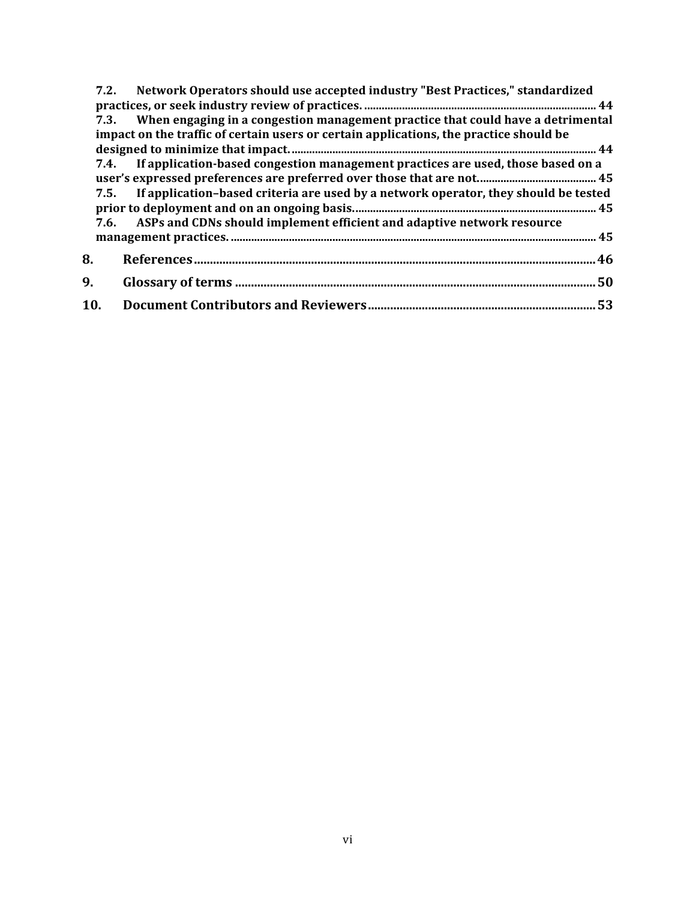7.2. Network Operators should use accepted industry "Best Practices," standardized practices, or seek industry review of practices. ............ 44

7.3. When engaging in a congestion management practice that could have a detrimental impact on the traffic of certain users or certain applications, the practice should be designed to minimize that impact. ............ 44

7.4. If application-based congestion management practices are used, those based on a user's expressed preferences are preferred over those that are not. ............ 45

7.5. If application–based criteria are used by a network operator, they should be tested prior to deployment and on an ongoing basis. ............ 45

7.6. ASPs and CDNs should implement efficient and adaptive network resource management practices. ............ 45

8. References ............ 46

9. Glossary of terms ............ 50

10. Document Contributors and Reviewers ............ 53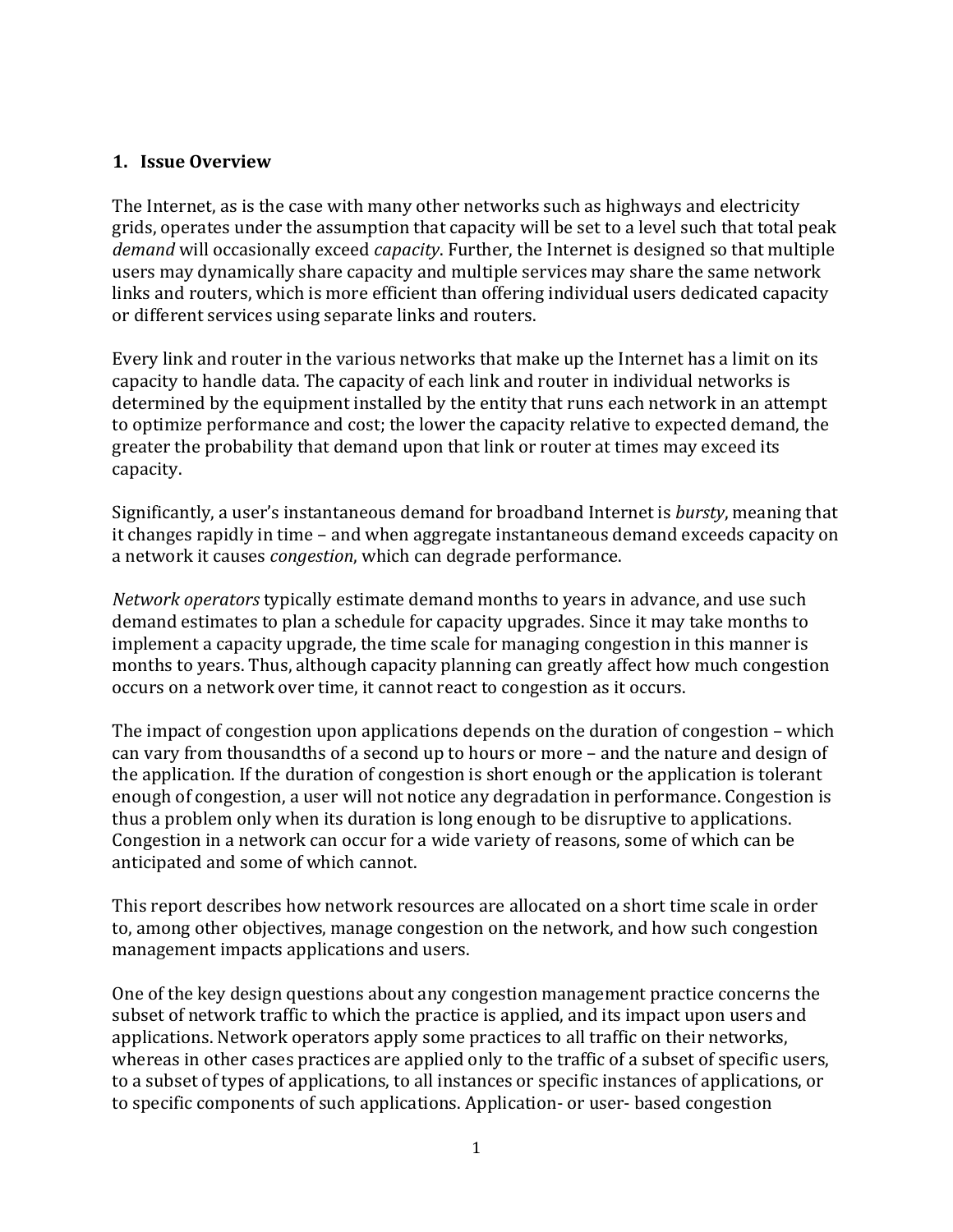## 1. Issue Overview

The Internet, as is the case with many other networks such as highways and electricity grids, operates under the assumption that capacity will be set to a level such that total peak *demand* will occasionally exceed *capacity*. Further, the Internet is designed so that multiple users may dynamically share capacity and multiple services may share the same network links and routers, which is more efficient than offering individual users dedicated capacity or different services using separate links and routers.

Every link and router in the various networks that make up the Internet has a limit on its capacity to handle data. The capacity of each link and router in individual networks is determined by the equipment installed by the entity that runs each network in an attempt to optimize performance and cost; the lower the capacity relative to expected demand, the greater the probability that demand upon that link or router at times may exceed its capacity.

Significantly, a user's instantaneous demand for broadband Internet is *bursty*, meaning that it changes rapidly in time – and when aggregate instantaneous demand exceeds capacity on a network it causes *congestion*, which can degrade performance.

*Network operators* typically estimate demand months to years in advance, and use such demand estimates to plan a schedule for capacity upgrades. Since it may take months to implement a capacity upgrade, the time scale for managing congestion in this manner is months to years. Thus, although capacity planning can greatly affect how much congestion occurs on a network over time, it cannot react to congestion as it occurs.

The impact of congestion upon applications depends on the duration of congestion – which can vary from thousandths of a second up to hours or more – and the nature and design of the application. If the duration of congestion is short enough or the application is tolerant enough of congestion, a user will not notice any degradation in performance. Congestion is thus a problem only when its duration is long enough to be disruptive to applications. Congestion in a network can occur for a wide variety of reasons, some of which can be anticipated and some of which cannot.

This report describes how network resources are allocated on a short time scale in order to, among other objectives, manage congestion on the network, and how such congestion management impacts applications and users.

One of the key design questions about any congestion management practice concerns the subset of network traffic to which the practice is applied, and its impact upon users and applications. Network operators apply some practices to all traffic on their networks, whereas in other cases practices are applied only to the traffic of a subset of specific users, to a subset of types of applications, to all instances or specific instances of applications, or to specific components of such applications. Application- or user- based congestion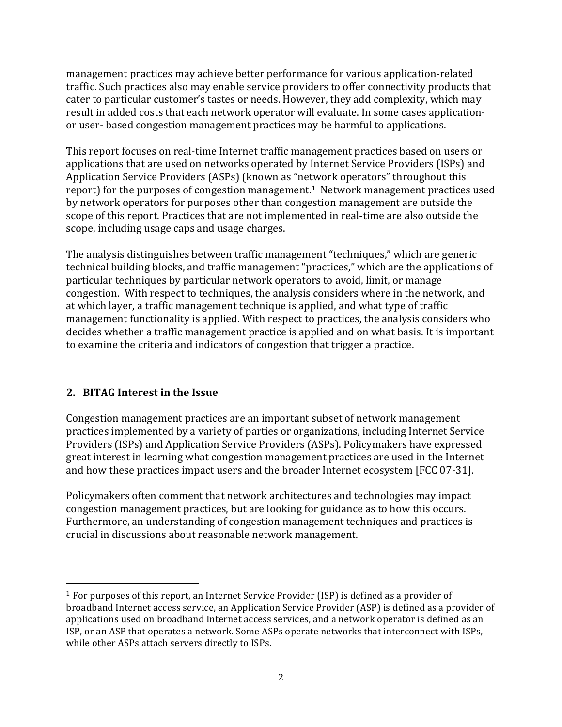management practices may achieve better performance for various application-related traffic. Such practices also may enable service providers to offer connectivity products that cater to particular customer's tastes or needs. However, they add complexity, which may result in added costs that each network operator will evaluate. In some cases application- or user- based congestion management practices may be harmful to applications.

This report focuses on real-time Internet traffic management practices based on users or applications that are used on networks operated by Internet Service Providers (ISPs) and Application Service Providers (ASPs) (known as "network operators" throughout this report) for the purposes of congestion management.[1] Network management practices used by network operators for purposes other than congestion management are outside the scope of this report. Practices that are not implemented in real-time are also outside the scope, including usage caps and usage charges.

The analysis distinguishes between traffic management "techniques," which are generic technical building blocks, and traffic management "practices," which are the applications of particular techniques by particular network operators to avoid, limit, or manage congestion. With respect to techniques, the analysis considers where in the network, and at which layer, a traffic management technique is applied, and what type of traffic management functionality is applied. With respect to practices, the analysis considers who decides whether a traffic management practice is applied and on what basis. It is important to examine the criteria and indicators of congestion that trigger a practice.

## 2. BITAG Interest in the Issue

Congestion management practices are an important subset of network management practices implemented by a variety of parties or organizations, including Internet Service Providers (ISPs) and Application Service Providers (ASPs). Policymakers have expressed great interest in learning what congestion management practices are used in the Internet and how these practices impact users and the broader Internet ecosystem [FCC 07-31].

Policymakers often comment that network architectures and technologies may impact congestion management practices, but are looking for guidance as to how this occurs. Furthermore, an understanding of congestion management techniques and practices is crucial in discussions about reasonable network management.

[1] For purposes of this report, an Internet Service Provider (ISP) is defined as a provider of broadband Internet access service, an Application Service Provider (ASP) is defined as a provider of applications used on broadband Internet access services, and a network operator is defined as an ISP, or an ASP that operates a network. Some ASPs operate networks that interconnect with ISPs, while other ASPs attach servers directly to ISPs.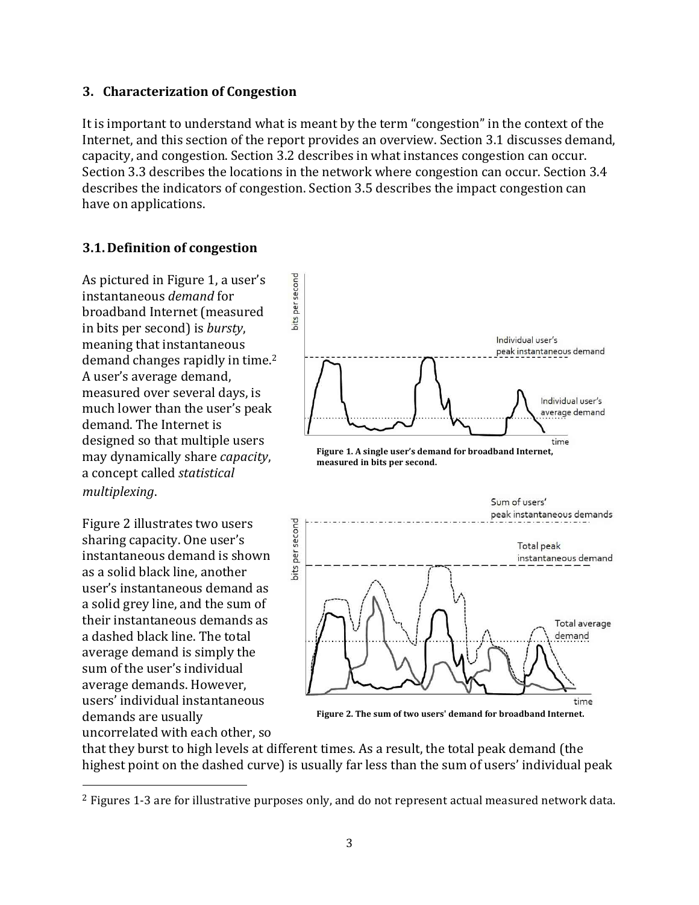## 3. Characterization of Congestion

It is important to understand what is meant by the term "congestion" in the context of the Internet, and this section of the report provides an overview. Section 3.1 discusses demand, capacity, and congestion. Section 3.2 describes in what instances congestion can occur. Section 3.3 describes the locations in the network where congestion can occur. Section 3.4 describes the indicators of congestion. Section 3.5 describes the impact congestion can have on applications.

### 3.1. Definition of congestion

As pictured in Figure 1, a user's instantaneous *demand* for broadband Internet (measured in bits per second) is *bursty*, meaning that instantaneous demand changes rapidly in time.[2] A user's average demand, measured over several days, is much lower than the user's peak demand. The Internet is designed so that multiple users may dynamically share *capacity*, a concept called *statistical multiplexing*.

**Figure 1. A single user's demand for broadband Internet, measured in bits per second.**

Figure 2 illustrates two users sharing capacity. One user's instantaneous demand is shown as a solid black line, another user's instantaneous demand as a solid grey line, and the sum of their instantaneous demands as a dashed black line. The total average demand is simply the sum of the user's individual average demands. However, users' individual instantaneous demands are usually uncorrelated with each other, so that they burst to high levels at different times. As a result, the total peak demand (the highest point on the dashed curve) is usually far less than the sum of users' individual peak

**Figure 2. The sum of two users' demand for broadband Internet.**

[2] Figures 1-3 are for illustrative purposes only, and do not represent actual measured network data.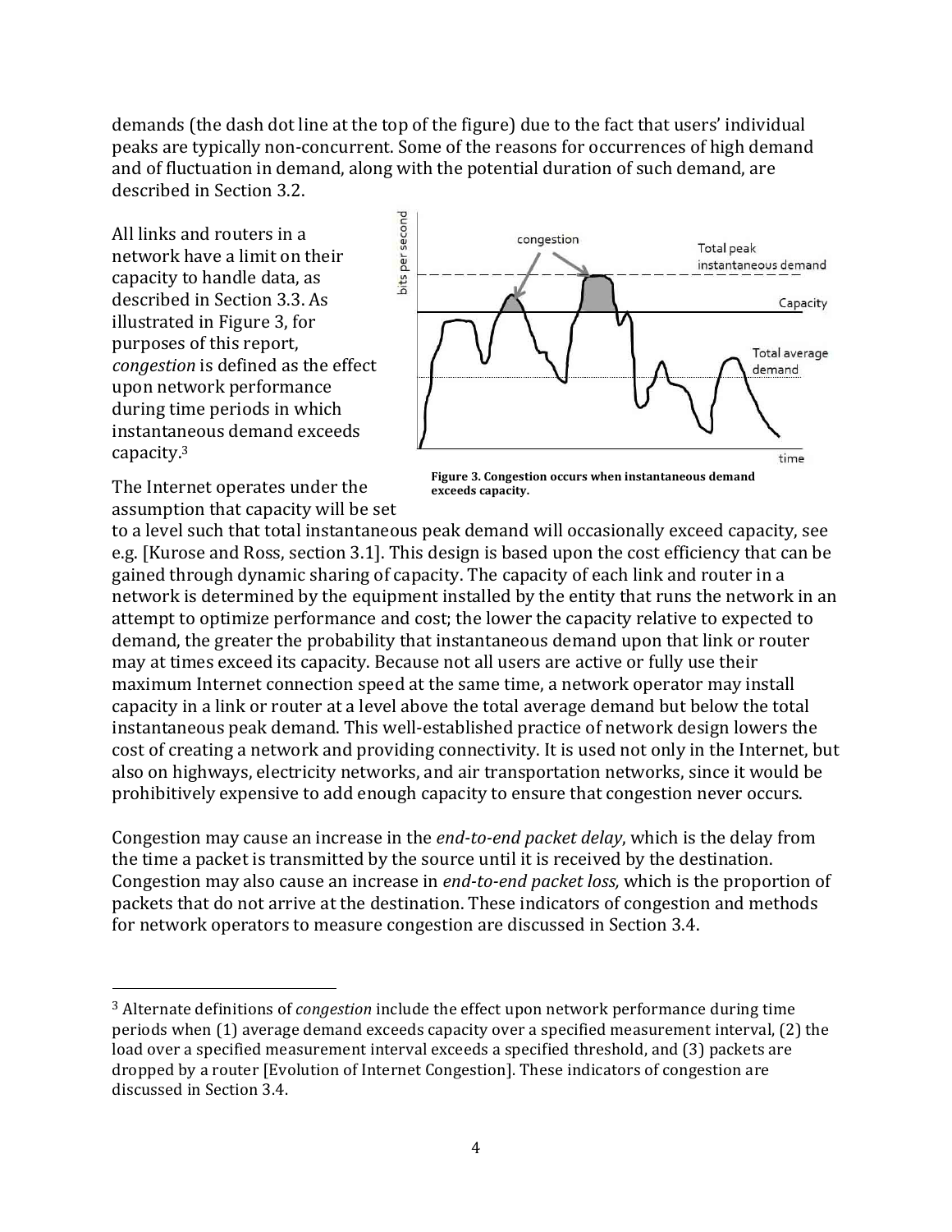demands (the dash dot line at the top of the figure) due to the fact that users' individual peaks are typically non-concurrent. Some of the reasons for occurrences of high demand and of fluctuation in demand, along with the potential duration of such demand, are described in Section 3.2.

All links and routers in a network have a limit on their capacity to handle data, as described in Section 3.3. As illustrated in Figure 3, for purposes of this report, *congestion* is defined as the effect upon network performance during time periods in which instantaneous demand exceeds capacity.[3]

**Figure 3. Congestion occurs when instantaneous demand exceeds capacity.**

The Internet operates under the assumption that capacity will be set to a level such that total instantaneous peak demand will occasionally exceed capacity, see e.g. [Kurose and Ross, section 3.1]. This design is based upon the cost efficiency that can be gained through dynamic sharing of capacity. The capacity of each link and router in a network is determined by the equipment installed by the entity that runs the network in an attempt to optimize performance and cost; the lower the capacity relative to expected to demand, the greater the probability that instantaneous demand upon that link or router may at times exceed its capacity. Because not all users are active or fully use their maximum Internet connection speed at the same time, a network operator may install capacity in a link or router at a level above the total average demand but below the total instantaneous peak demand. This well-established practice of network design lowers the cost of creating a network and providing connectivity. It is used not only in the Internet, but also on highways, electricity networks, and air transportation networks, since it would be prohibitively expensive to add enough capacity to ensure that congestion never occurs.

Congestion may cause an increase in the *end-to-end packet delay*, which is the delay from the time a packet is transmitted by the source until it is received by the destination. Congestion may also cause an increase in *end-to-end packet loss,* which is the proportion of packets that do not arrive at the destination. These indicators of congestion and methods for network operators to measure congestion are discussed in Section 3.4.

---

[3] Alternate definitions of *congestion* include the effect upon network performance during time periods when (1) average demand exceeds capacity over a specified measurement interval, (2) the load over a specified measurement interval exceeds a specified threshold, and (3) packets are dropped by a router [Evolution of Internet Congestion]. These indicators of congestion are discussed in Section 3.4.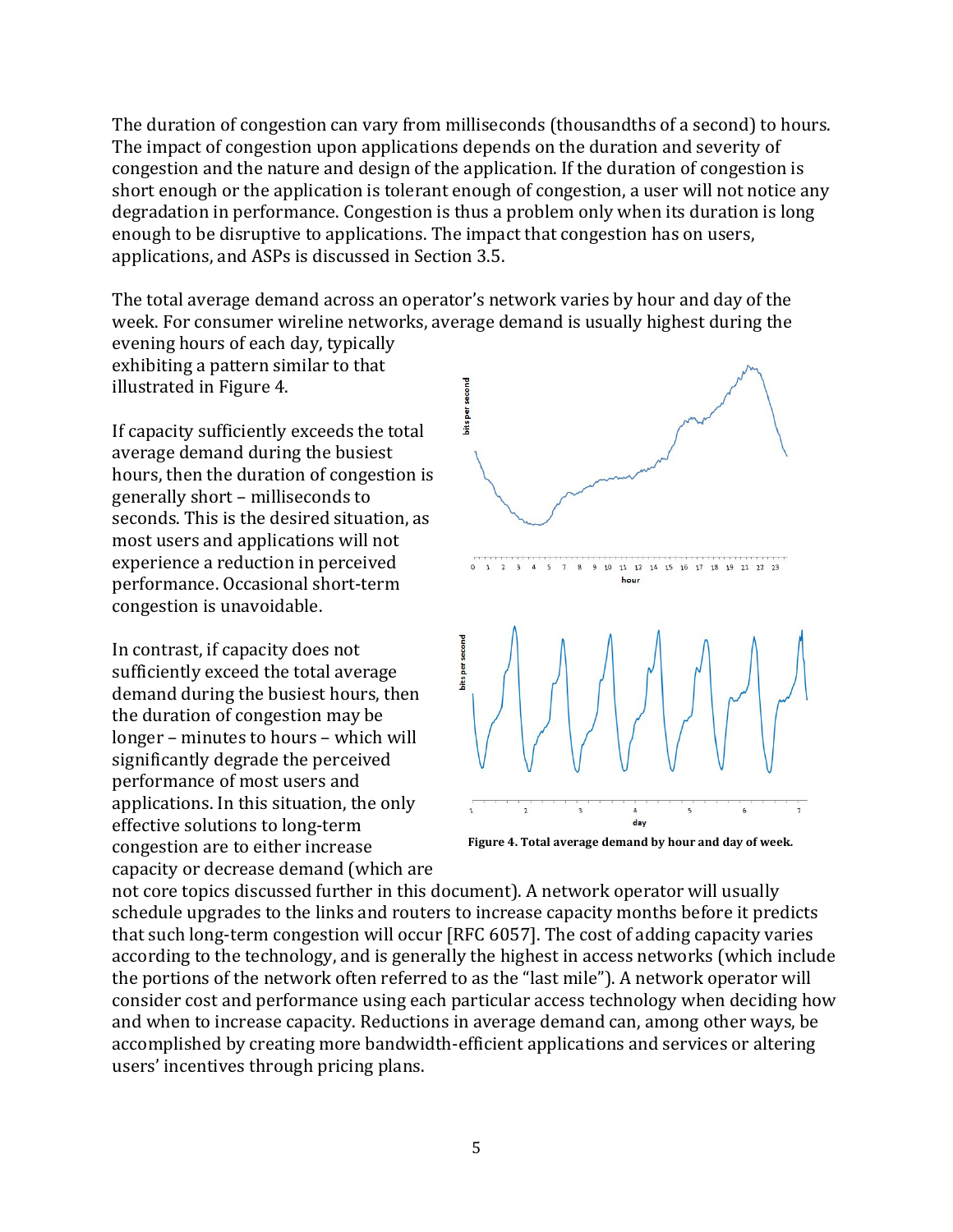The duration of congestion can vary from milliseconds (thousandths of a second) to hours. The impact of congestion upon applications depends on the duration and severity of congestion and the nature and design of the application. If the duration of congestion is short enough or the application is tolerant enough of congestion, a user will not notice any degradation in performance. Congestion is thus a problem only when its duration is long enough to be disruptive to applications. The impact that congestion has on users, applications, and ASPs is discussed in Section 3.5.

The total average demand across an operator's network varies by hour and day of the week. For consumer wireline networks, average demand is usually highest during the evening hours of each day, typically exhibiting a pattern similar to that illustrated in Figure 4.

If capacity sufficiently exceeds the total average demand during the busiest hours, then the duration of congestion is generally short – milliseconds to seconds. This is the desired situation, as most users and applications will not experience a reduction in perceived performance. Occasional short-term congestion is unavoidable.

In contrast, if capacity does not sufficiently exceed the total average demand during the busiest hours, then the duration of congestion may be longer – minutes to hours – which will significantly degrade the perceived performance of most users and applications. In this situation, the only effective solutions to long-term congestion are to either increase capacity or decrease demand (which are not core topics discussed further in this document). A network operator will usually schedule upgrades to the links and routers to increase capacity months before it predicts that such long-term congestion will occur [RFC 6057]. The cost of adding capacity varies according to the technology, and is generally the highest in access networks (which include the portions of the network often referred to as the "last mile"). A network operator will consider cost and performance using each particular access technology when deciding how and when to increase capacity. Reductions in average demand can, among other ways, be accomplished by creating more bandwidth-efficient applications and services or altering users' incentives through pricing plans.

**Figure 4. Total average demand by hour and day of week.**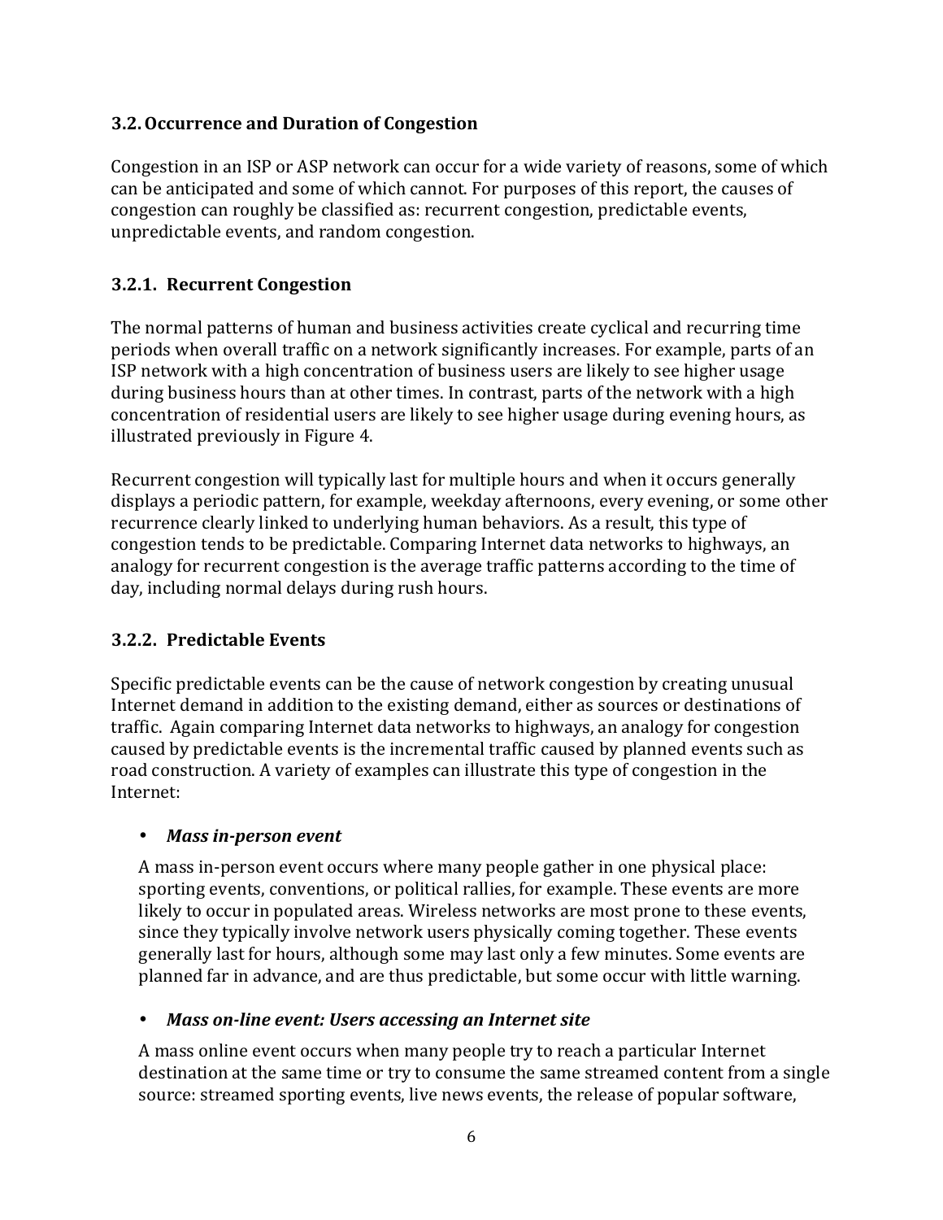### 3.2. Occurrence and Duration of Congestion

Congestion in an ISP or ASP network can occur for a wide variety of reasons, some of which can be anticipated and some of which cannot. For purposes of this report, the causes of congestion can roughly be classified as: recurrent congestion, predictable events, unpredictable events, and random congestion.

#### 3.2.1. Recurrent Congestion

The normal patterns of human and business activities create cyclical and recurring time periods when overall traffic on a network significantly increases. For example, parts of an ISP network with a high concentration of business users are likely to see higher usage during business hours than at other times. In contrast, parts of the network with a high concentration of residential users are likely to see higher usage during evening hours, as illustrated previously in Figure 4.

Recurrent congestion will typically last for multiple hours and when it occurs generally displays a periodic pattern, for example, weekday afternoons, every evening, or some other recurrence clearly linked to underlying human behaviors. As a result, this type of congestion tends to be predictable. Comparing Internet data networks to highways, an analogy for recurrent congestion is the average traffic patterns according to the time of day, including normal delays during rush hours.

#### 3.2.2. Predictable Events

Specific predictable events can be the cause of network congestion by creating unusual Internet demand in addition to the existing demand, either as sources or destinations of traffic. Again comparing Internet data networks to highways, an analogy for congestion caused by predictable events is the incremental traffic caused by planned events such as road construction. A variety of examples can illustrate this type of congestion in the Internet:

- ***Mass in-person event***

  A mass in-person event occurs where many people gather in one physical place: sporting events, conventions, or political rallies, for example. These events are more likely to occur in populated areas. Wireless networks are most prone to these events, since they typically involve network users physically coming together. These events generally last for hours, although some may last only a few minutes. Some events are planned far in advance, and are thus predictable, but some occur with little warning.

- ***Mass on-line event: Users accessing an Internet site***

  A mass online event occurs when many people try to reach a particular Internet destination at the same time or try to consume the same streamed content from a single source: streamed sporting events, live news events, the release of popular software,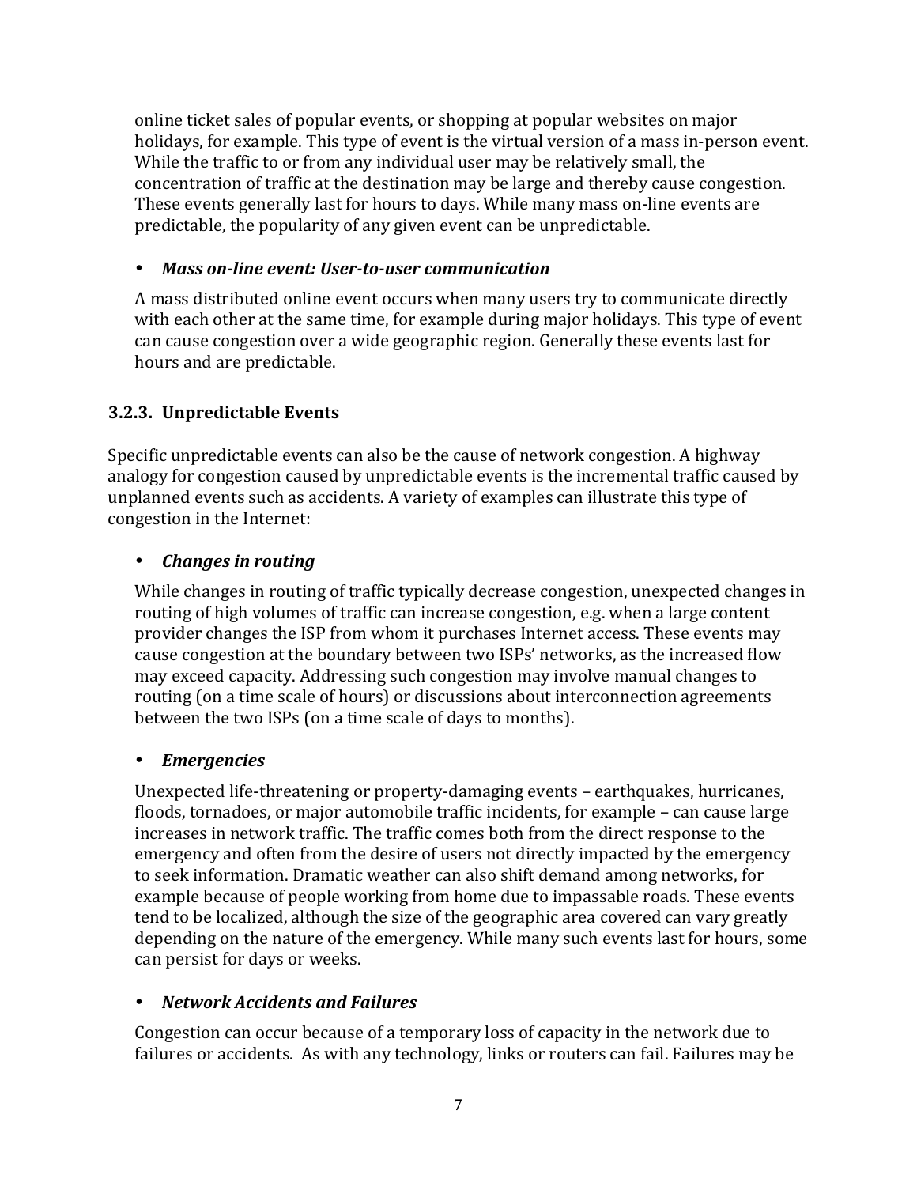online ticket sales of popular events, or shopping at popular websites on major holidays, for example. This type of event is the virtual version of a mass in-person event. While the traffic to or from any individual user may be relatively small, the concentration of traffic at the destination may be large and thereby cause congestion. These events generally last for hours to days. While many mass on-line events are predictable, the popularity of any given event can be unpredictable.

- ***Mass on-line event: User-to-user communication***

  A mass distributed online event occurs when many users try to communicate directly with each other at the same time, for example during major holidays. This type of event can cause congestion over a wide geographic region. Generally these events last for hours and are predictable.

### 3.2.3. Unpredictable Events

Specific unpredictable events can also be the cause of network congestion. A highway analogy for congestion caused by unpredictable events is the incremental traffic caused by unplanned events such as accidents. A variety of examples can illustrate this type of congestion in the Internet:

- ***Changes in routing***

  While changes in routing of traffic typically decrease congestion, unexpected changes in routing of high volumes of traffic can increase congestion, e.g. when a large content provider changes the ISP from whom it purchases Internet access. These events may cause congestion at the boundary between two ISPs' networks, as the increased flow may exceed capacity. Addressing such congestion may involve manual changes to routing (on a time scale of hours) or discussions about interconnection agreements between the two ISPs (on a time scale of days to months).

- ***Emergencies***

  Unexpected life-threatening or property-damaging events – earthquakes, hurricanes, floods, tornadoes, or major automobile traffic incidents, for example – can cause large increases in network traffic. The traffic comes both from the direct response to the emergency and often from the desire of users not directly impacted by the emergency to seek information. Dramatic weather can also shift demand among networks, for example because of people working from home due to impassable roads. These events tend to be localized, although the size of the geographic area covered can vary greatly depending on the nature of the emergency. While many such events last for hours, some can persist for days or weeks.

- ***Network Accidents and Failures***

  Congestion can occur because of a temporary loss of capacity in the network due to failures or accidents. As with any technology, links or routers can fail. Failures may be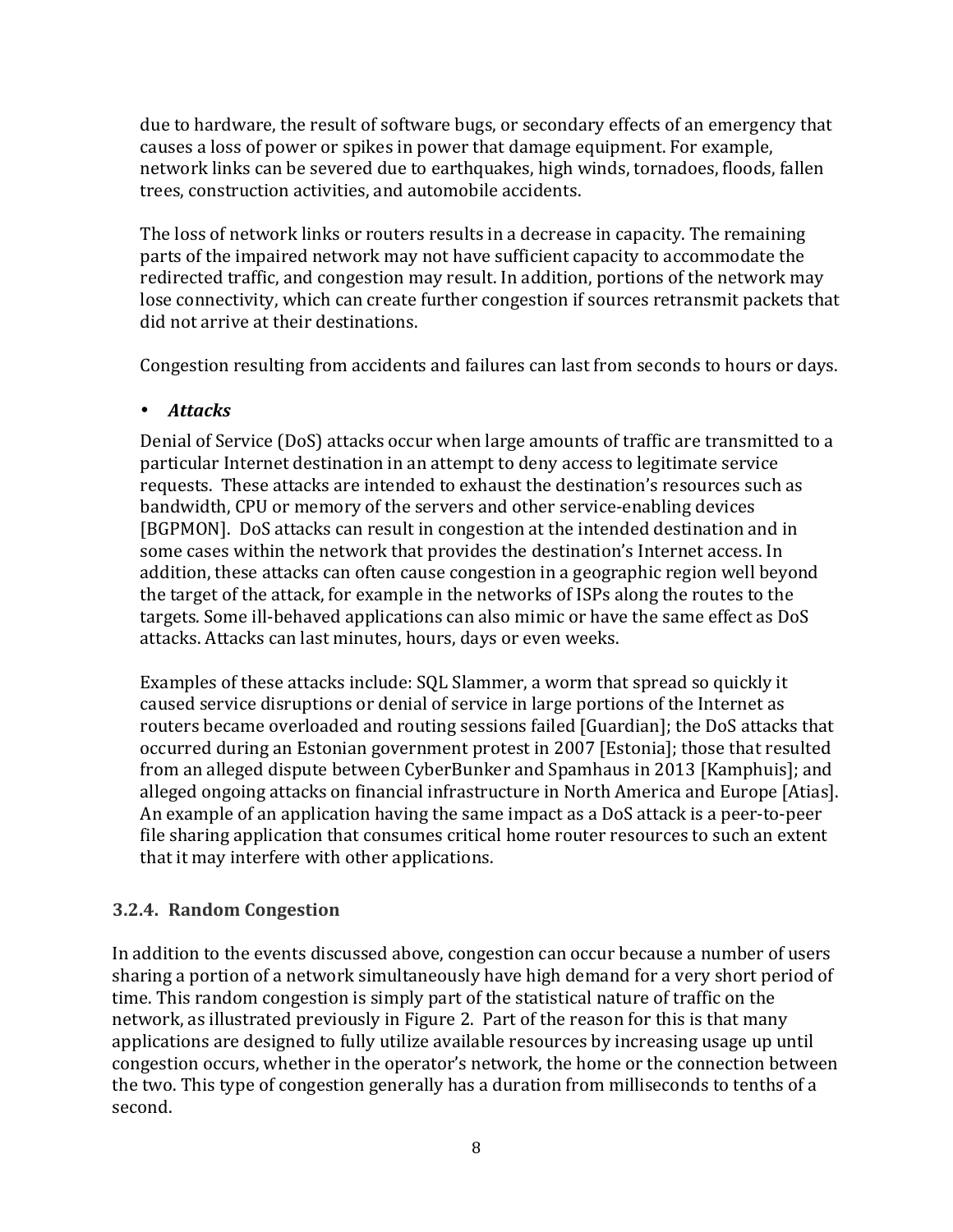due to hardware, the result of software bugs, or secondary effects of an emergency that causes a loss of power or spikes in power that damage equipment. For example, network links can be severed due to earthquakes, high winds, tornadoes, floods, fallen trees, construction activities, and automobile accidents.

The loss of network links or routers results in a decrease in capacity. The remaining parts of the impaired network may not have sufficient capacity to accommodate the redirected traffic, and congestion may result. In addition, portions of the network may lose connectivity, which can create further congestion if sources retransmit packets that did not arrive at their destinations.

Congestion resulting from accidents and failures can last from seconds to hours or days.

- ***Attacks***

Denial of Service (DoS) attacks occur when large amounts of traffic are transmitted to a particular Internet destination in an attempt to deny access to legitimate service requests. These attacks are intended to exhaust the destination's resources such as bandwidth, CPU or memory of the servers and other service-enabling devices [BGPMON]. DoS attacks can result in congestion at the intended destination and in some cases within the network that provides the destination's Internet access. In addition, these attacks can often cause congestion in a geographic region well beyond the target of the attack, for example in the networks of ISPs along the routes to the targets. Some ill-behaved applications can also mimic or have the same effect as DoS attacks. Attacks can last minutes, hours, days or even weeks.

Examples of these attacks include: SQL Slammer, a worm that spread so quickly it caused service disruptions or denial of service in large portions of the Internet as routers became overloaded and routing sessions failed [Guardian]; the DoS attacks that occurred during an Estonian government protest in 2007 [Estonia]; those that resulted from an alleged dispute between CyberBunker and Spamhaus in 2013 [Kamphuis]; and alleged ongoing attacks on financial infrastructure in North America and Europe [Atias]. An example of an application having the same impact as a DoS attack is a peer-to-peer file sharing application that consumes critical home router resources to such an extent that it may interfere with other applications.

### 3.2.4. Random Congestion

In addition to the events discussed above, congestion can occur because a number of users sharing a portion of a network simultaneously have high demand for a very short period of time. This random congestion is simply part of the statistical nature of traffic on the network, as illustrated previously in Figure 2. Part of the reason for this is that many applications are designed to fully utilize available resources by increasing usage up until congestion occurs, whether in the operator's network, the home or the connection between the two. This type of congestion generally has a duration from milliseconds to tenths of a second.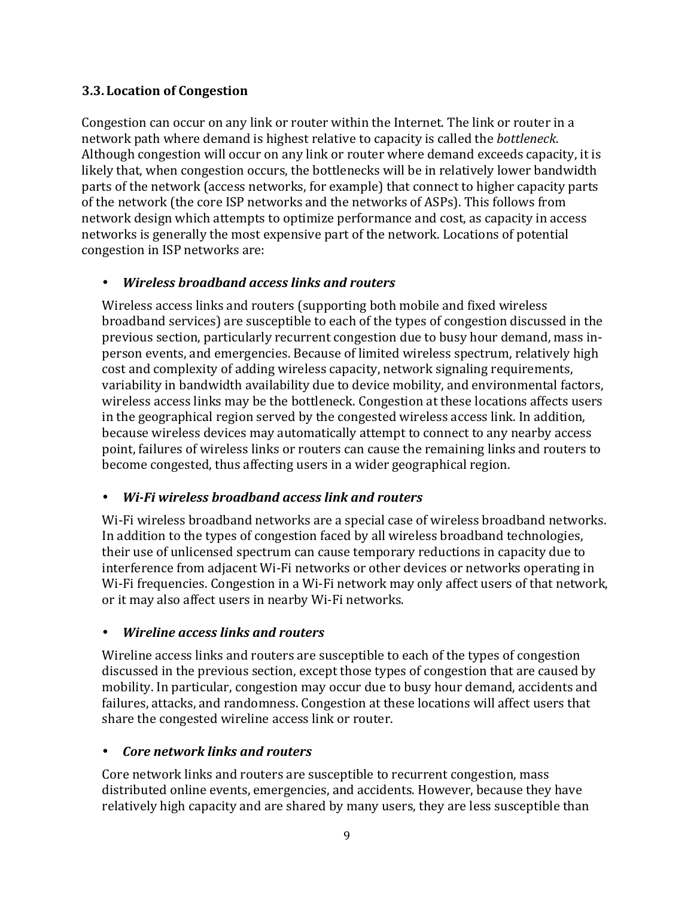### 3.3. Location of Congestion

Congestion can occur on any link or router within the Internet. The link or router in a network path where demand is highest relative to capacity is called the *bottleneck*. Although congestion will occur on any link or router where demand exceeds capacity, it is likely that, when congestion occurs, the bottlenecks will be in relatively lower bandwidth parts of the network (access networks, for example) that connect to higher capacity parts of the network (the core ISP networks and the networks of ASPs). This follows from network design which attempts to optimize performance and cost, as capacity in access networks is generally the most expensive part of the network. Locations of potential congestion in ISP networks are:

- ***Wireless broadband access links and routers***

  Wireless access links and routers (supporting both mobile and fixed wireless broadband services) are susceptible to each of the types of congestion discussed in the previous section, particularly recurrent congestion due to busy hour demand, mass in-person events, and emergencies. Because of limited wireless spectrum, relatively high cost and complexity of adding wireless capacity, network signaling requirements, variability in bandwidth availability due to device mobility, and environmental factors, wireless access links may be the bottleneck. Congestion at these locations affects users in the geographical region served by the congested wireless access link. In addition, because wireless devices may automatically attempt to connect to any nearby access point, failures of wireless links or routers can cause the remaining links and routers to become congested, thus affecting users in a wider geographical region.

- ***Wi-Fi wireless broadband access link and routers***

  Wi-Fi wireless broadband networks are a special case of wireless broadband networks. In addition to the types of congestion faced by all wireless broadband technologies, their use of unlicensed spectrum can cause temporary reductions in capacity due to interference from adjacent Wi-Fi networks or other devices or networks operating in Wi-Fi frequencies. Congestion in a Wi-Fi network may only affect users of that network, or it may also affect users in nearby Wi-Fi networks.

- ***Wireline access links and routers***

  Wireline access links and routers are susceptible to each of the types of congestion discussed in the previous section, except those types of congestion that are caused by mobility. In particular, congestion may occur due to busy hour demand, accidents and failures, attacks, and randomness. Congestion at these locations will affect users that share the congested wireline access link or router.

- ***Core network links and routers***

  Core network links and routers are susceptible to recurrent congestion, mass distributed online events, emergencies, and accidents. However, because they have relatively high capacity and are shared by many users, they are less susceptible than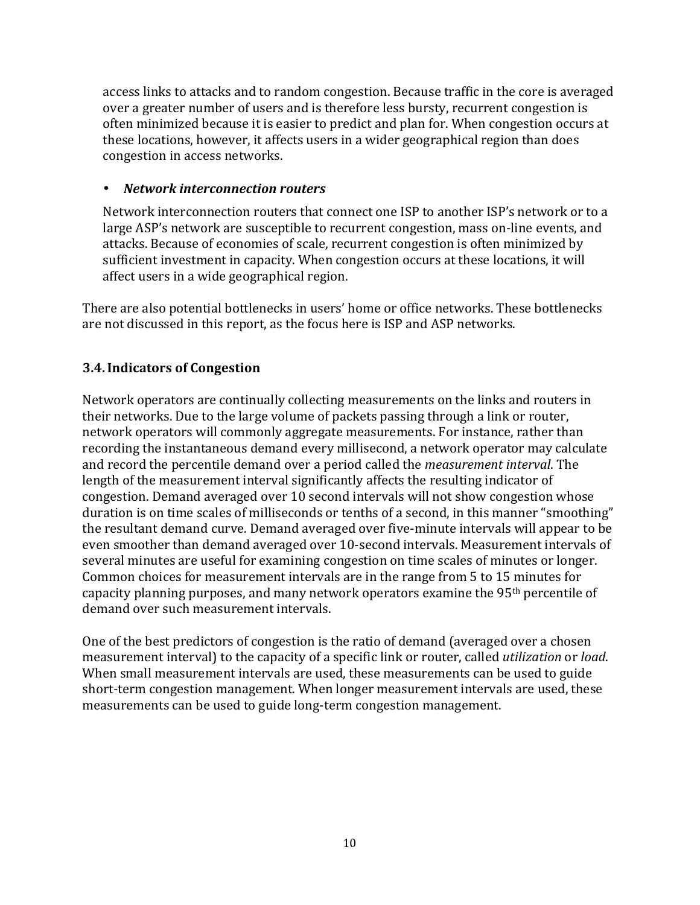access links to attacks and to random congestion. Because traffic in the core is averaged over a greater number of users and is therefore less bursty, recurrent congestion is often minimized because it is easier to predict and plan for. When congestion occurs at these locations, however, it affects users in a wider geographical region than does congestion in access networks.

- ***Network interconnection routers***

  Network interconnection routers that connect one ISP to another ISP's network or to a large ASP's network are susceptible to recurrent congestion, mass on-line events, and attacks. Because of economies of scale, recurrent congestion is often minimized by sufficient investment in capacity. When congestion occurs at these locations, it will affect users in a wide geographical region.

There are also potential bottlenecks in users' home or office networks. These bottlenecks are not discussed in this report, as the focus here is ISP and ASP networks.

### 3.4. Indicators of Congestion

Network operators are continually collecting measurements on the links and routers in their networks. Due to the large volume of packets passing through a link or router, network operators will commonly aggregate measurements. For instance, rather than recording the instantaneous demand every millisecond, a network operator may calculate and record the percentile demand over a period called the *measurement interval*. The length of the measurement interval significantly affects the resulting indicator of congestion. Demand averaged over 10 second intervals will not show congestion whose duration is on time scales of milliseconds or tenths of a second, in this manner "smoothing" the resultant demand curve. Demand averaged over five-minute intervals will appear to be even smoother than demand averaged over 10-second intervals. Measurement intervals of several minutes are useful for examining congestion on time scales of minutes or longer. Common choices for measurement intervals are in the range from 5 to 15 minutes for capacity planning purposes, and many network operators examine the 95th percentile of demand over such measurement intervals.

One of the best predictors of congestion is the ratio of demand (averaged over a chosen measurement interval) to the capacity of a specific link or router, called *utilization* or *load*. When small measurement intervals are used, these measurements can be used to guide short-term congestion management. When longer measurement intervals are used, these measurements can be used to guide long-term congestion management.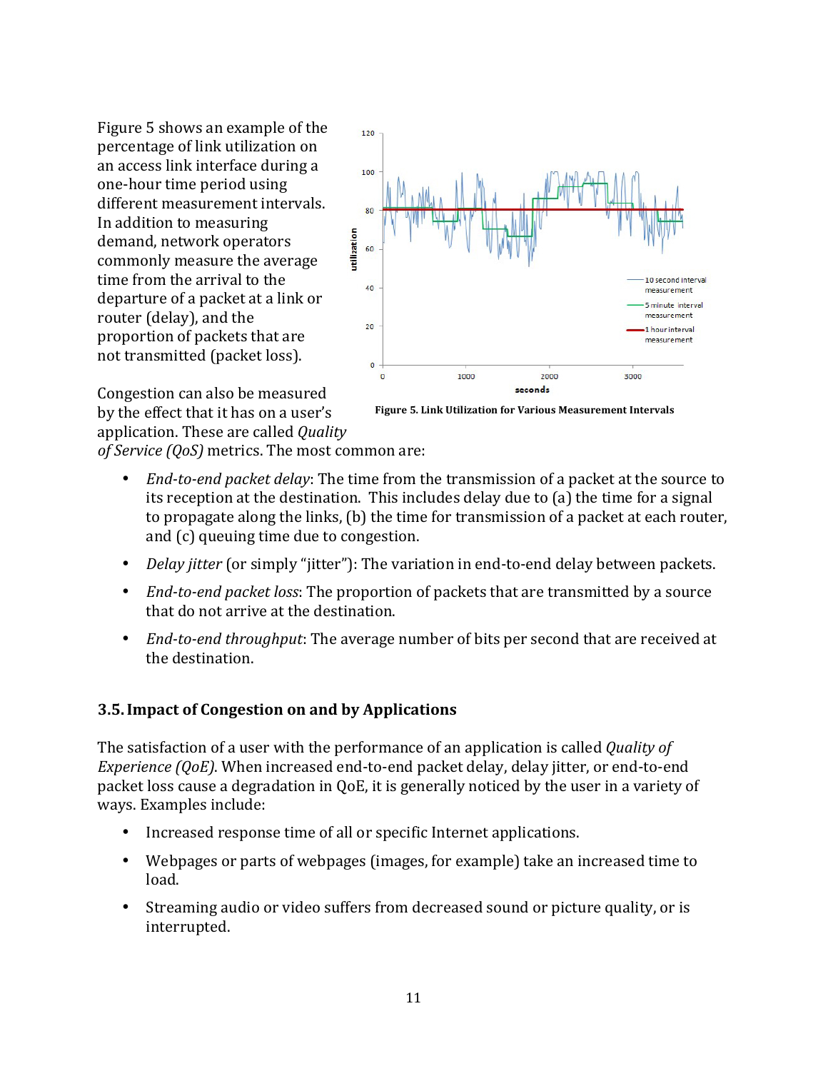Figure 5 shows an example of the percentage of link utilization on an access link interface during a one-hour time period using different measurement intervals. In addition to measuring demand, network operators commonly measure the average time from the arrival to the departure of a packet at a link or router (delay), and the proportion of packets that are not transmitted (packet loss).

**Figure 5. Link Utilization for Various Measurement Intervals**

Congestion can also be measured by the effect that it has on a user's application. These are called *Quality of Service (QoS)* metrics. The most common are:

- *End-to-end packet delay*: The time from the transmission of a packet at the source to its reception at the destination. This includes delay due to (a) the time for a signal to propagate along the links, (b) the time for transmission of a packet at each router, and (c) queuing time due to congestion.
- *Delay jitter* (or simply "jitter"): The variation in end-to-end delay between packets.
- *End-to-end packet loss*: The proportion of packets that are transmitted by a source that do not arrive at the destination.
- *End-to-end throughput*: The average number of bits per second that are received at the destination.

### 3.5. Impact of Congestion on and by Applications

The satisfaction of a user with the performance of an application is called *Quality of Experience (QoE)*. When increased end-to-end packet delay, delay jitter, or end-to-end packet loss cause a degradation in QoE, it is generally noticed by the user in a variety of ways. Examples include:

- Increased response time of all or specific Internet applications.
- Webpages or parts of webpages (images, for example) take an increased time to load.
- Streaming audio or video suffers from decreased sound or picture quality, or is interrupted.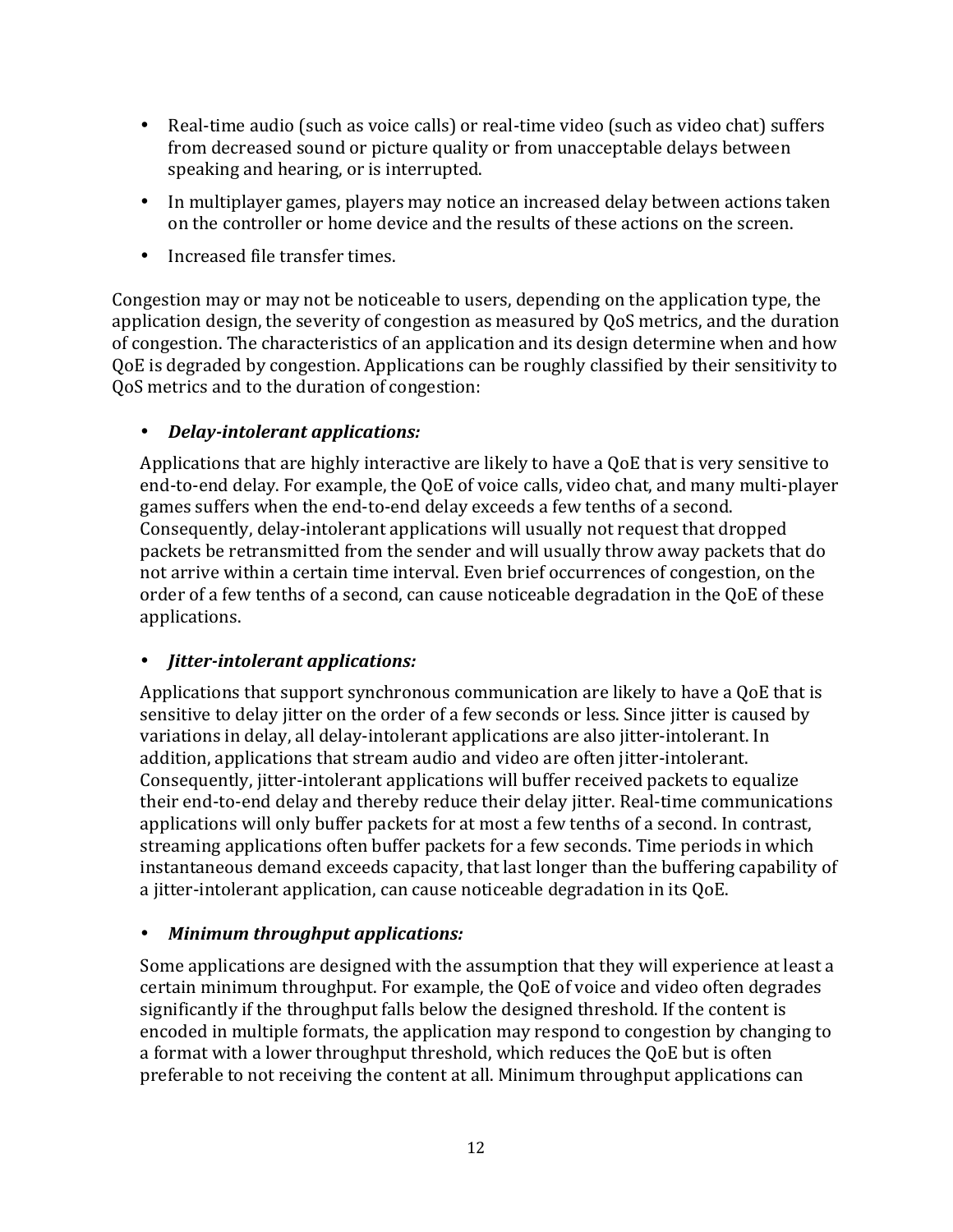- Real-time audio (such as voice calls) or real-time video (such as video chat) suffers from decreased sound or picture quality or from unacceptable delays between speaking and hearing, or is interrupted.
- In multiplayer games, players may notice an increased delay between actions taken on the controller or home device and the results of these actions on the screen.
- Increased file transfer times.

Congestion may or may not be noticeable to users, depending on the application type, the application design, the severity of congestion as measured by QoS metrics, and the duration of congestion. The characteristics of an application and its design determine when and how QoE is degraded by congestion. Applications can be roughly classified by their sensitivity to QoS metrics and to the duration of congestion:

- ***Delay-intolerant applications:***

  Applications that are highly interactive are likely to have a QoE that is very sensitive to end-to-end delay. For example, the QoE of voice calls, video chat, and many multi-player games suffers when the end-to-end delay exceeds a few tenths of a second. Consequently, delay-intolerant applications will usually not request that dropped packets be retransmitted from the sender and will usually throw away packets that do not arrive within a certain time interval. Even brief occurrences of congestion, on the order of a few tenths of a second, can cause noticeable degradation in the QoE of these applications.

- ***Jitter-intolerant applications:***

  Applications that support synchronous communication are likely to have a QoE that is sensitive to delay jitter on the order of a few seconds or less. Since jitter is caused by variations in delay, all delay-intolerant applications are also jitter-intolerant. In addition, applications that stream audio and video are often jitter-intolerant. Consequently, jitter-intolerant applications will buffer received packets to equalize their end-to-end delay and thereby reduce their delay jitter. Real-time communications applications will only buffer packets for at most a few tenths of a second. In contrast, streaming applications often buffer packets for a few seconds. Time periods in which instantaneous demand exceeds capacity, that last longer than the buffering capability of a jitter-intolerant application, can cause noticeable degradation in its QoE.

- ***Minimum throughput applications:***

  Some applications are designed with the assumption that they will experience at least a certain minimum throughput. For example, the QoE of voice and video often degrades significantly if the throughput falls below the designed threshold. If the content is encoded in multiple formats, the application may respond to congestion by changing to a format with a lower throughput threshold, which reduces the QoE but is often preferable to not receiving the content at all. Minimum throughput applications can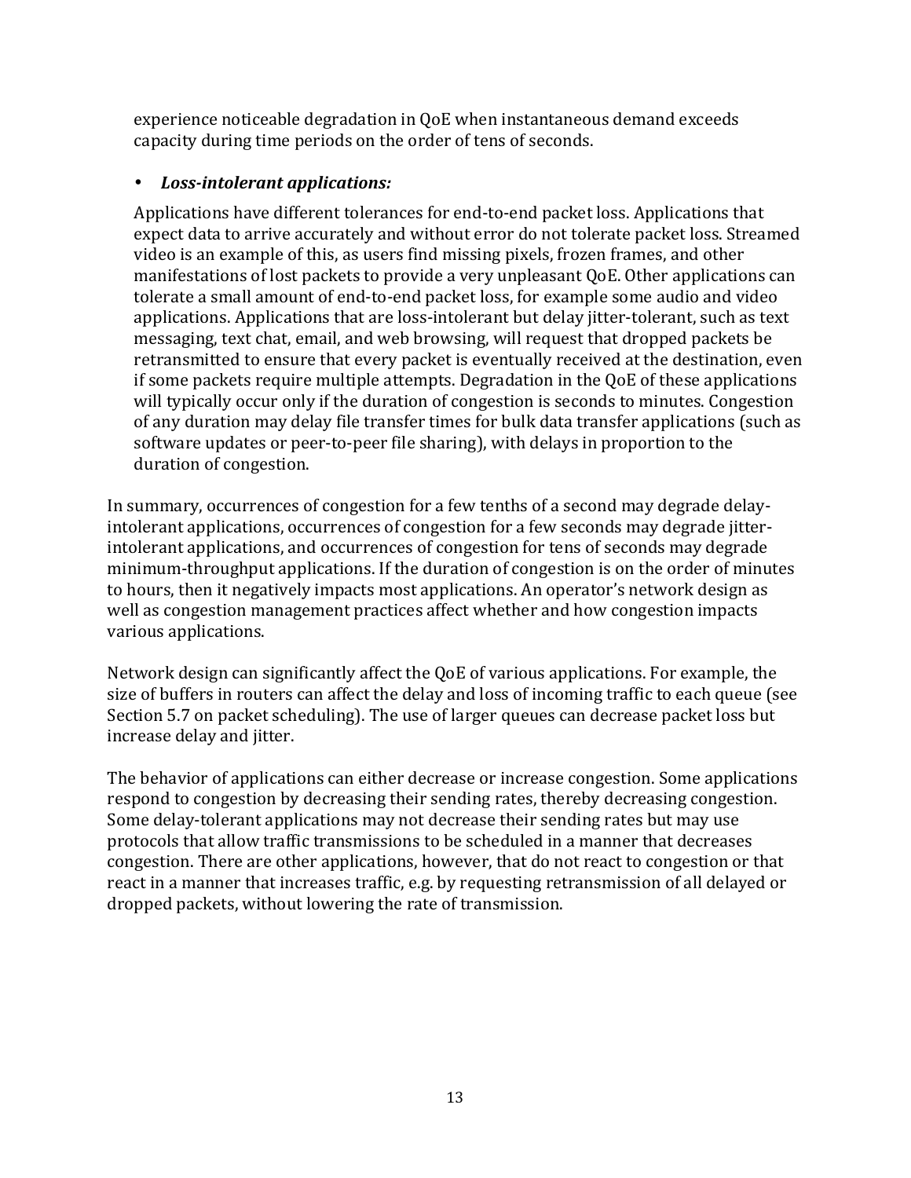experience noticeable degradation in QoE when instantaneous demand exceeds capacity during time periods on the order of tens of seconds.

- ***Loss-intolerant applications:***

  Applications have different tolerances for end-to-end packet loss. Applications that expect data to arrive accurately and without error do not tolerate packet loss. Streamed video is an example of this, as users find missing pixels, frozen frames, and other manifestations of lost packets to provide a very unpleasant QoE. Other applications can tolerate a small amount of end-to-end packet loss, for example some audio and video applications. Applications that are loss-intolerant but delay jitter-tolerant, such as text messaging, text chat, email, and web browsing, will request that dropped packets be retransmitted to ensure that every packet is eventually received at the destination, even if some packets require multiple attempts. Degradation in the QoE of these applications will typically occur only if the duration of congestion is seconds to minutes. Congestion of any duration may delay file transfer times for bulk data transfer applications (such as software updates or peer-to-peer file sharing), with delays in proportion to the duration of congestion.

In summary, occurrences of congestion for a few tenths of a second may degrade delay-intolerant applications, occurrences of congestion for a few seconds may degrade jitter-intolerant applications, and occurrences of congestion for tens of seconds may degrade minimum-throughput applications. If the duration of congestion is on the order of minutes to hours, then it negatively impacts most applications. An operator's network design as well as congestion management practices affect whether and how congestion impacts various applications.

Network design can significantly affect the QoE of various applications. For example, the size of buffers in routers can affect the delay and loss of incoming traffic to each queue (see Section 5.7 on packet scheduling). The use of larger queues can decrease packet loss but increase delay and jitter.

The behavior of applications can either decrease or increase congestion. Some applications respond to congestion by decreasing their sending rates, thereby decreasing congestion. Some delay-tolerant applications may not decrease their sending rates but may use protocols that allow traffic transmissions to be scheduled in a manner that decreases congestion. There are other applications, however, that do not react to congestion or that react in a manner that increases traffic, e.g. by requesting retransmission of all delayed or dropped packets, without lowering the rate of transmission.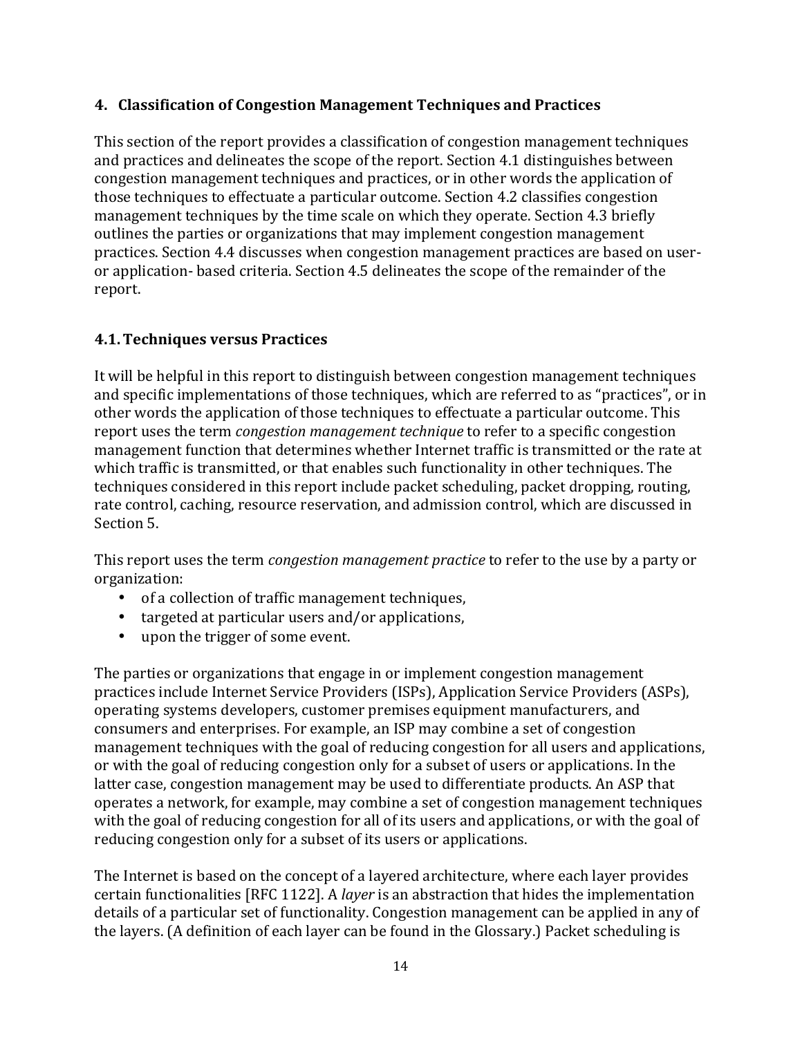## 4. Classification of Congestion Management Techniques and Practices

This section of the report provides a classification of congestion management techniques and practices and delineates the scope of the report. Section 4.1 distinguishes between congestion management techniques and practices, or in other words the application of those techniques to effectuate a particular outcome. Section 4.2 classifies congestion management techniques by the time scale on which they operate. Section 4.3 briefly outlines the parties or organizations that may implement congestion management practices. Section 4.4 discusses when congestion management practices are based on user- or application- based criteria. Section 4.5 delineates the scope of the remainder of the report.

### 4.1. Techniques versus Practices

It will be helpful in this report to distinguish between congestion management techniques and specific implementations of those techniques, which are referred to as "practices", or in other words the application of those techniques to effectuate a particular outcome. This report uses the term *congestion management technique* to refer to a specific congestion management function that determines whether Internet traffic is transmitted or the rate at which traffic is transmitted, or that enables such functionality in other techniques. The techniques considered in this report include packet scheduling, packet dropping, routing, rate control, caching, resource reservation, and admission control, which are discussed in Section 5.

This report uses the term *congestion management practice* to refer to the use by a party or organization:

- of a collection of traffic management techniques,
- targeted at particular users and/or applications,
- upon the trigger of some event.

The parties or organizations that engage in or implement congestion management practices include Internet Service Providers (ISPs), Application Service Providers (ASPs), operating systems developers, customer premises equipment manufacturers, and consumers and enterprises. For example, an ISP may combine a set of congestion management techniques with the goal of reducing congestion for all users and applications, or with the goal of reducing congestion only for a subset of users or applications. In the latter case, congestion management may be used to differentiate products. An ASP that operates a network, for example, may combine a set of congestion management techniques with the goal of reducing congestion for all of its users and applications, or with the goal of reducing congestion only for a subset of its users or applications.

The Internet is based on the concept of a layered architecture, where each layer provides certain functionalities [RFC 1122]. A *layer* is an abstraction that hides the implementation details of a particular set of functionality. Congestion management can be applied in any of the layers. (A definition of each layer can be found in the Glossary.) Packet scheduling is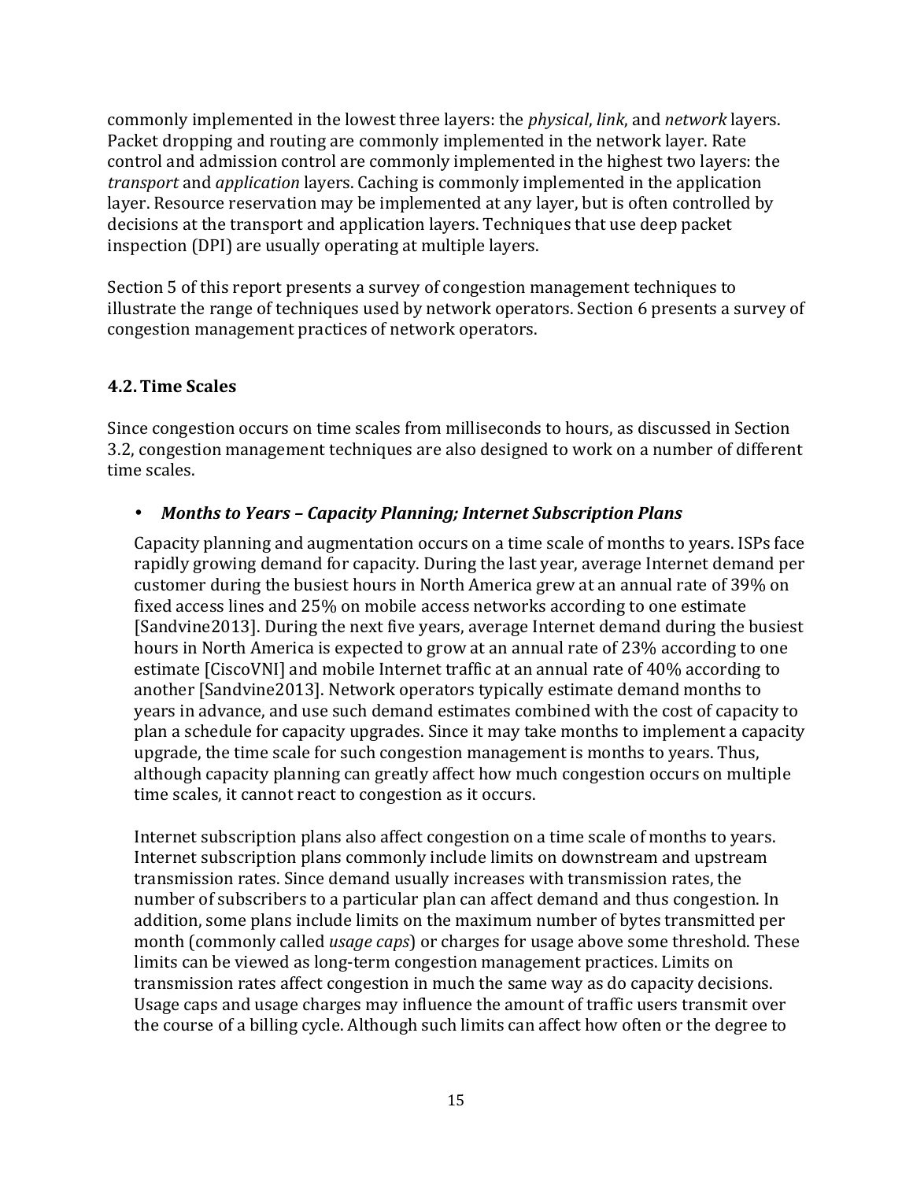commonly implemented in the lowest three layers: the *physical*, *link*, and *network* layers. Packet dropping and routing are commonly implemented in the network layer. Rate control and admission control are commonly implemented in the highest two layers: the *transport* and *application* layers. Caching is commonly implemented in the application layer. Resource reservation may be implemented at any layer, but is often controlled by decisions at the transport and application layers. Techniques that use deep packet inspection (DPI) are usually operating at multiple layers.

Section 5 of this report presents a survey of congestion management techniques to illustrate the range of techniques used by network operators. Section 6 presents a survey of congestion management practices of network operators.

### 4.2. Time Scales

Since congestion occurs on time scales from milliseconds to hours, as discussed in Section 3.2, congestion management techniques are also designed to work on a number of different time scales.

- ***Months to Years – Capacity Planning; Internet Subscription Plans***

  Capacity planning and augmentation occurs on a time scale of months to years. ISPs face rapidly growing demand for capacity. During the last year, average Internet demand per customer during the busiest hours in North America grew at an annual rate of 39% on fixed access lines and 25% on mobile access networks according to one estimate [Sandvine2013]. During the next five years, average Internet demand during the busiest hours in North America is expected to grow at an annual rate of 23% according to one estimate [CiscoVNI] and mobile Internet traffic at an annual rate of 40% according to another [Sandvine2013]. Network operators typically estimate demand months to years in advance, and use such demand estimates combined with the cost of capacity to plan a schedule for capacity upgrades. Since it may take months to implement a capacity upgrade, the time scale for such congestion management is months to years. Thus, although capacity planning can greatly affect how much congestion occurs on multiple time scales, it cannot react to congestion as it occurs.

  Internet subscription plans also affect congestion on a time scale of months to years. Internet subscription plans commonly include limits on downstream and upstream transmission rates. Since demand usually increases with transmission rates, the number of subscribers to a particular plan can affect demand and thus congestion. In addition, some plans include limits on the maximum number of bytes transmitted per month (commonly called *usage caps*) or charges for usage above some threshold. These limits can be viewed as long-term congestion management practices. Limits on transmission rates affect congestion in much the same way as do capacity decisions. Usage caps and usage charges may influence the amount of traffic users transmit over the course of a billing cycle. Although such limits can affect how often or the degree to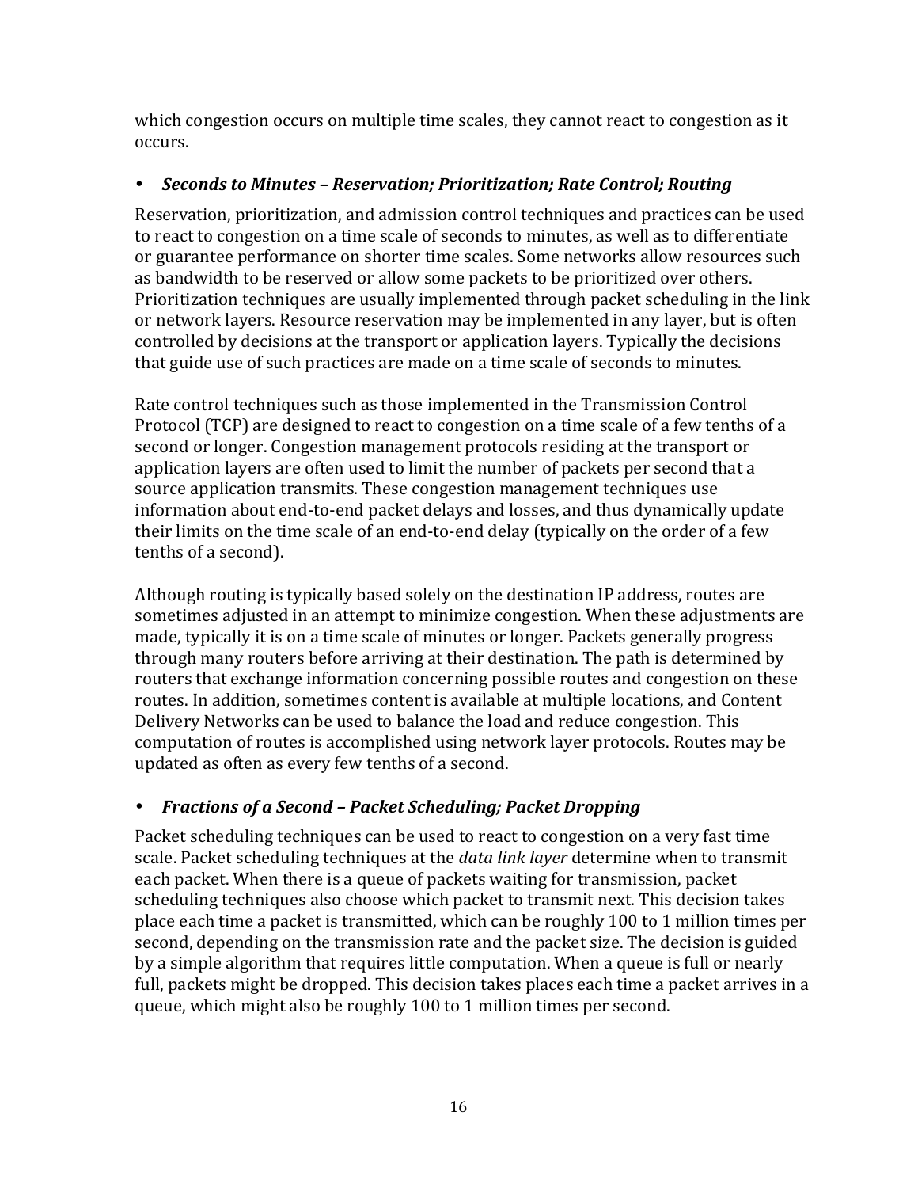which congestion occurs on multiple time scales, they cannot react to congestion as it occurs.

- ***Seconds to Minutes – Reservation; Prioritization; Rate Control; Routing***

Reservation, prioritization, and admission control techniques and practices can be used to react to congestion on a time scale of seconds to minutes, as well as to differentiate or guarantee performance on shorter time scales. Some networks allow resources such as bandwidth to be reserved or allow some packets to be prioritized over others. Prioritization techniques are usually implemented through packet scheduling in the link or network layers. Resource reservation may be implemented in any layer, but is often controlled by decisions at the transport or application layers. Typically the decisions that guide use of such practices are made on a time scale of seconds to minutes.

Rate control techniques such as those implemented in the Transmission Control Protocol (TCP) are designed to react to congestion on a time scale of a few tenths of a second or longer. Congestion management protocols residing at the transport or application layers are often used to limit the number of packets per second that a source application transmits. These congestion management techniques use information about end-to-end packet delays and losses, and thus dynamically update their limits on the time scale of an end-to-end delay (typically on the order of a few tenths of a second).

Although routing is typically based solely on the destination IP address, routes are sometimes adjusted in an attempt to minimize congestion. When these adjustments are made, typically it is on a time scale of minutes or longer. Packets generally progress through many routers before arriving at their destination. The path is determined by routers that exchange information concerning possible routes and congestion on these routes. In addition, sometimes content is available at multiple locations, and Content Delivery Networks can be used to balance the load and reduce congestion. This computation of routes is accomplished using network layer protocols. Routes may be updated as often as every few tenths of a second.

- ***Fractions of a Second – Packet Scheduling; Packet Dropping***

Packet scheduling techniques can be used to react to congestion on a very fast time scale. Packet scheduling techniques at the *data link layer* determine when to transmit each packet. When there is a queue of packets waiting for transmission, packet scheduling techniques also choose which packet to transmit next. This decision takes place each time a packet is transmitted, which can be roughly 100 to 1 million times per second, depending on the transmission rate and the packet size. The decision is guided by a simple algorithm that requires little computation. When a queue is full or nearly full, packets might be dropped. This decision takes places each time a packet arrives in a queue, which might also be roughly 100 to 1 million times per second.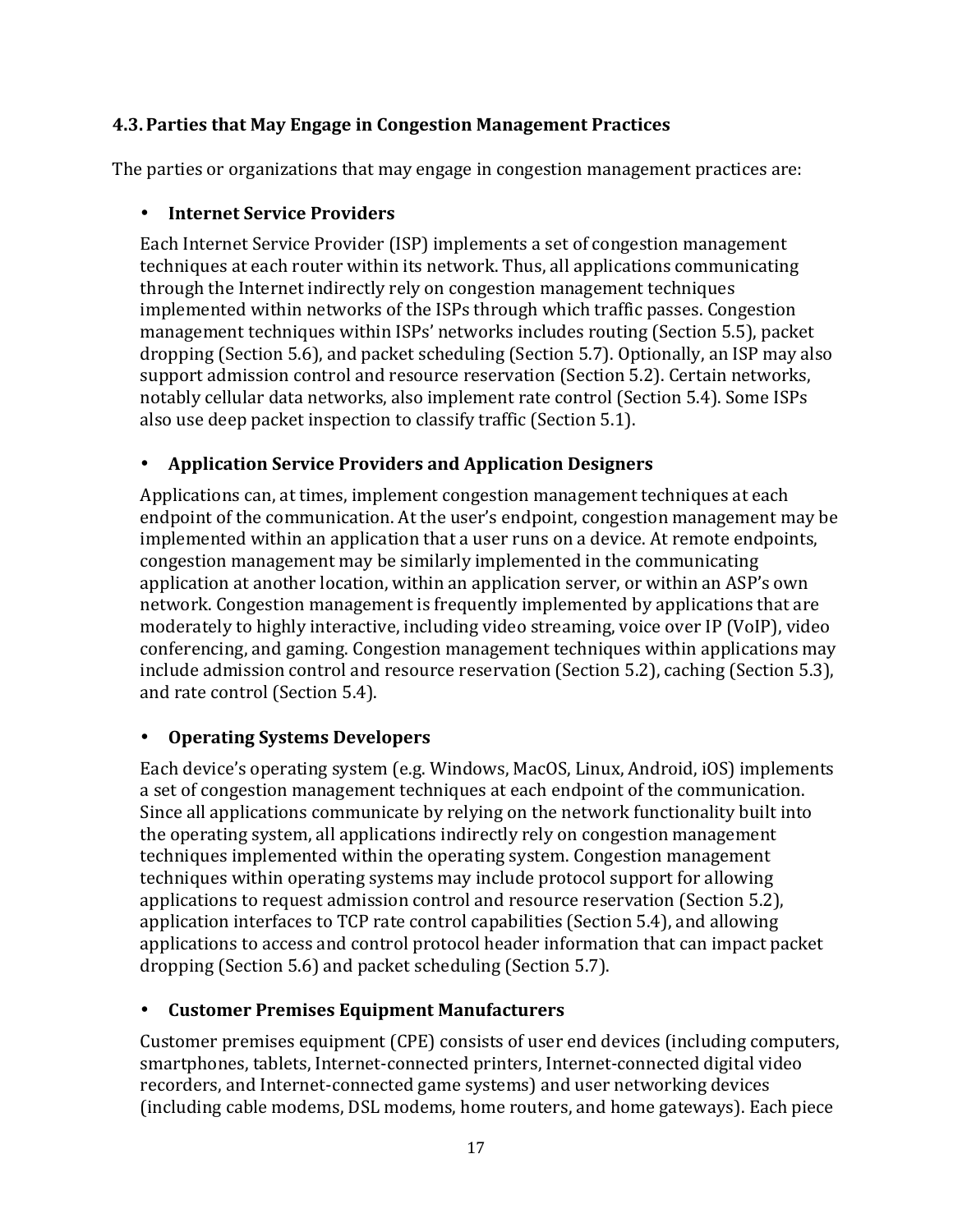### 4.3. Parties that May Engage in Congestion Management Practices

The parties or organizations that may engage in congestion management practices are:

- **Internet Service Providers**

  Each Internet Service Provider (ISP) implements a set of congestion management techniques at each router within its network. Thus, all applications communicating through the Internet indirectly rely on congestion management techniques implemented within networks of the ISPs through which traffic passes. Congestion management techniques within ISPs' networks includes routing (Section 5.5), packet dropping (Section 5.6), and packet scheduling (Section 5.7). Optionally, an ISP may also support admission control and resource reservation (Section 5.2). Certain networks, notably cellular data networks, also implement rate control (Section 5.4). Some ISPs also use deep packet inspection to classify traffic (Section 5.1).

- **Application Service Providers and Application Designers**

  Applications can, at times, implement congestion management techniques at each endpoint of the communication. At the user's endpoint, congestion management may be implemented within an application that a user runs on a device. At remote endpoints, congestion management may be similarly implemented in the communicating application at another location, within an application server, or within an ASP's own network. Congestion management is frequently implemented by applications that are moderately to highly interactive, including video streaming, voice over IP (VoIP), video conferencing, and gaming. Congestion management techniques within applications may include admission control and resource reservation (Section 5.2), caching (Section 5.3), and rate control (Section 5.4).

- **Operating Systems Developers**

  Each device's operating system (e.g. Windows, MacOS, Linux, Android, iOS) implements a set of congestion management techniques at each endpoint of the communication. Since all applications communicate by relying on the network functionality built into the operating system, all applications indirectly rely on congestion management techniques implemented within the operating system. Congestion management techniques within operating systems may include protocol support for allowing applications to request admission control and resource reservation (Section 5.2), application interfaces to TCP rate control capabilities (Section 5.4), and allowing applications to access and control protocol header information that can impact packet dropping (Section 5.6) and packet scheduling (Section 5.7).

- **Customer Premises Equipment Manufacturers**

  Customer premises equipment (CPE) consists of user end devices (including computers, smartphones, tablets, Internet-connected printers, Internet-connected digital video recorders, and Internet-connected game systems) and user networking devices (including cable modems, DSL modems, home routers, and home gateways). Each piece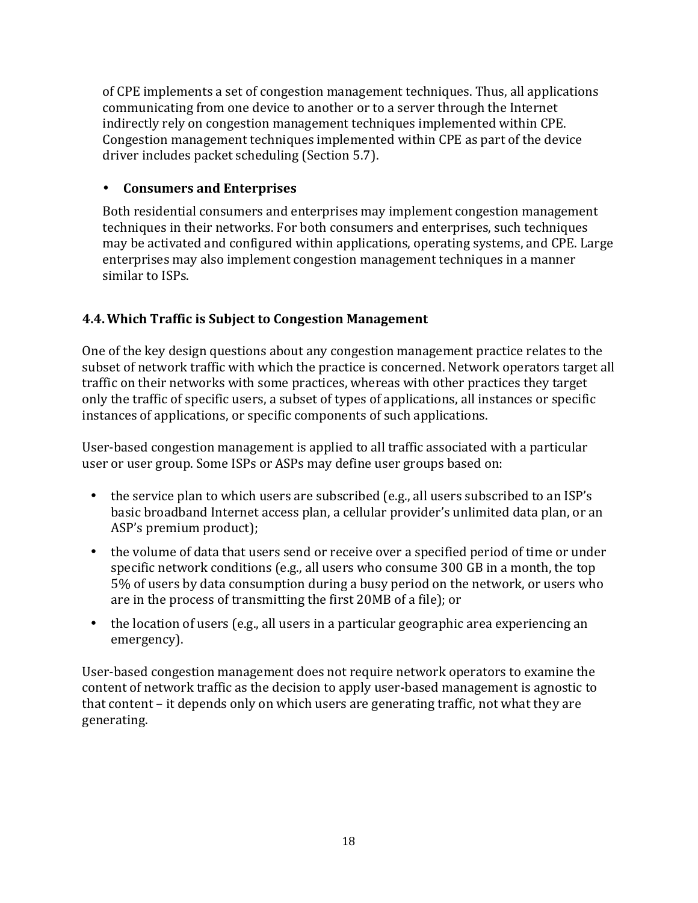of CPE implements a set of congestion management techniques. Thus, all applications communicating from one device to another or to a server through the Internet indirectly rely on congestion management techniques implemented within CPE. Congestion management techniques implemented within CPE as part of the device driver includes packet scheduling (Section 5.7).

- **Consumers and Enterprises**

  Both residential consumers and enterprises may implement congestion management techniques in their networks. For both consumers and enterprises, such techniques may be activated and configured within applications, operating systems, and CPE. Large enterprises may also implement congestion management techniques in a manner similar to ISPs.

### 4.4. Which Traffic is Subject to Congestion Management

One of the key design questions about any congestion management practice relates to the subset of network traffic with which the practice is concerned. Network operators target all traffic on their networks with some practices, whereas with other practices they target only the traffic of specific users, a subset of types of applications, all instances or specific instances of applications, or specific components of such applications.

User-based congestion management is applied to all traffic associated with a particular user or user group. Some ISPs or ASPs may define user groups based on:

- the service plan to which users are subscribed (e.g., all users subscribed to an ISP's basic broadband Internet access plan, a cellular provider's unlimited data plan, or an ASP's premium product);
- the volume of data that users send or receive over a specified period of time or under specific network conditions (e.g., all users who consume 300 GB in a month, the top 5% of users by data consumption during a busy period on the network, or users who are in the process of transmitting the first 20MB of a file); or
- the location of users (e.g., all users in a particular geographic area experiencing an emergency).

User-based congestion management does not require network operators to examine the content of network traffic as the decision to apply user-based management is agnostic to that content – it depends only on which users are generating traffic, not what they are generating.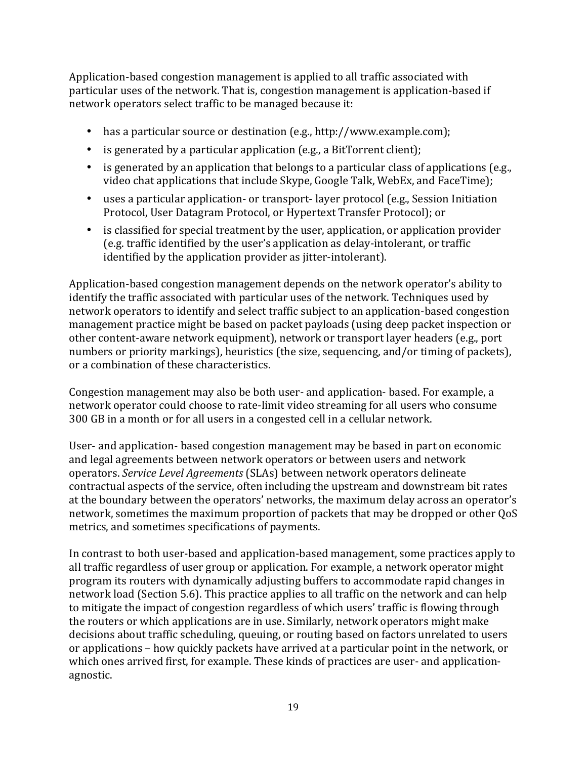Application-based congestion management is applied to all traffic associated with particular uses of the network. That is, congestion management is application-based if network operators select traffic to be managed because it:

- has a particular source or destination (e.g., http://www.example.com);
- is generated by a particular application (e.g., a BitTorrent client);
- is generated by an application that belongs to a particular class of applications (e.g., video chat applications that include Skype, Google Talk, WebEx, and FaceTime);
- uses a particular application- or transport- layer protocol (e.g., Session Initiation Protocol, User Datagram Protocol, or Hypertext Transfer Protocol); or
- is classified for special treatment by the user, application, or application provider (e.g. traffic identified by the user's application as delay-intolerant, or traffic identified by the application provider as jitter-intolerant).

Application-based congestion management depends on the network operator's ability to identify the traffic associated with particular uses of the network. Techniques used by network operators to identify and select traffic subject to an application-based congestion management practice might be based on packet payloads (using deep packet inspection or other content-aware network equipment), network or transport layer headers (e.g., port numbers or priority markings), heuristics (the size, sequencing, and/or timing of packets), or a combination of these characteristics.

Congestion management may also be both user- and application- based. For example, a network operator could choose to rate-limit video streaming for all users who consume 300 GB in a month or for all users in a congested cell in a cellular network.

User- and application- based congestion management may be based in part on economic and legal agreements between network operators or between users and network operators. *Service Level Agreements* (SLAs) between network operators delineate contractual aspects of the service, often including the upstream and downstream bit rates at the boundary between the operators' networks, the maximum delay across an operator's network, sometimes the maximum proportion of packets that may be dropped or other QoS metrics, and sometimes specifications of payments.

In contrast to both user-based and application-based management, some practices apply to all traffic regardless of user group or application. For example, a network operator might program its routers with dynamically adjusting buffers to accommodate rapid changes in network load (Section 5.6). This practice applies to all traffic on the network and can help to mitigate the impact of congestion regardless of which users' traffic is flowing through the routers or which applications are in use. Similarly, network operators might make decisions about traffic scheduling, queuing, or routing based on factors unrelated to users or applications – how quickly packets have arrived at a particular point in the network, or which ones arrived first, for example. These kinds of practices are user- and application-agnostic.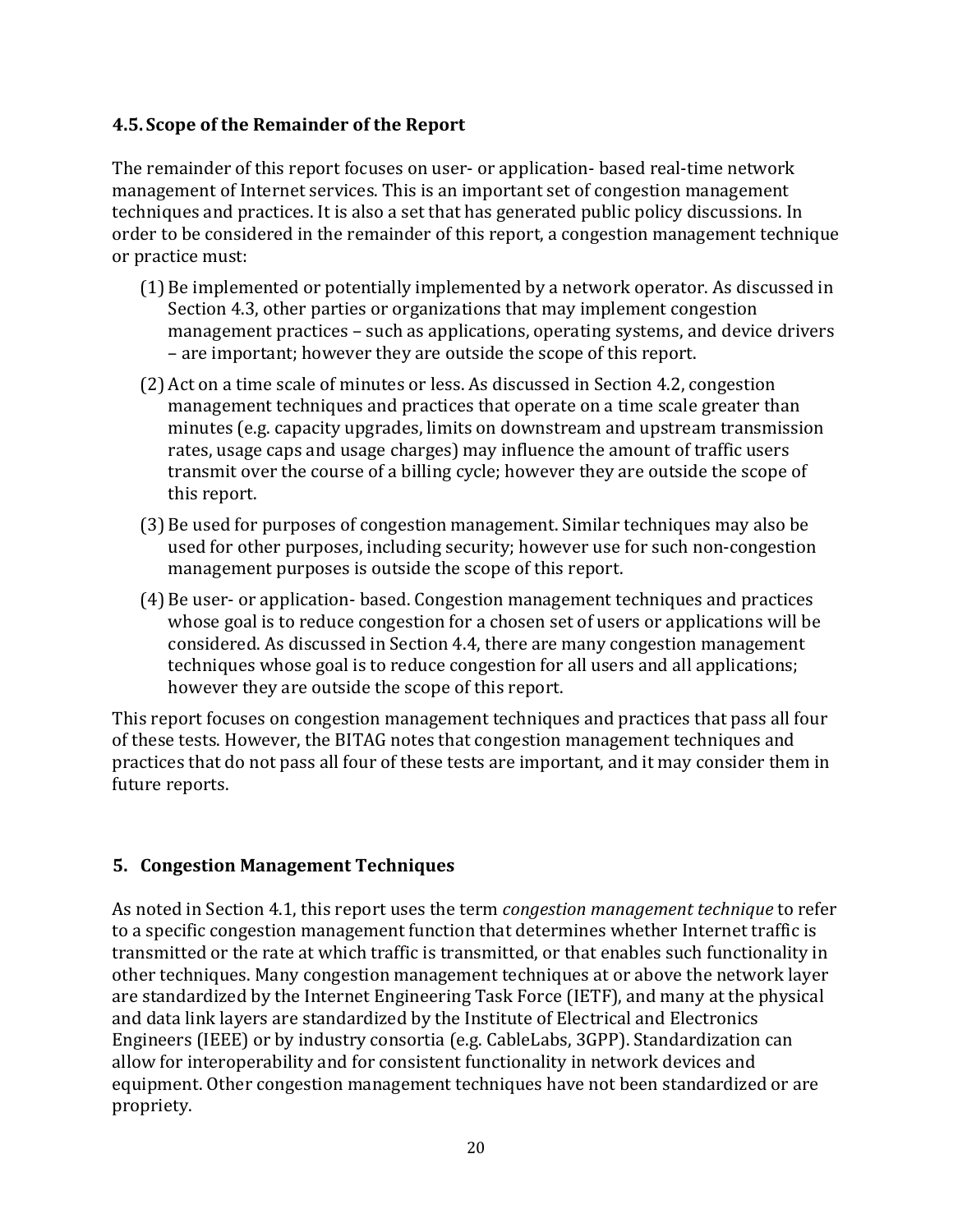### 4.5. Scope of the Remainder of the Report

The remainder of this report focuses on user- or application- based real-time network management of Internet services. This is an important set of congestion management techniques and practices. It is also a set that has generated public policy discussions. In order to be considered in the remainder of this report, a congestion management technique or practice must:

(1) Be implemented or potentially implemented by a network operator. As discussed in Section 4.3, other parties or organizations that may implement congestion management practices – such as applications, operating systems, and device drivers – are important; however they are outside the scope of this report.

(2) Act on a time scale of minutes or less. As discussed in Section 4.2, congestion management techniques and practices that operate on a time scale greater than minutes (e.g. capacity upgrades, limits on downstream and upstream transmission rates, usage caps and usage charges) may influence the amount of traffic users transmit over the course of a billing cycle; however they are outside the scope of this report.

(3) Be used for purposes of congestion management. Similar techniques may also be used for other purposes, including security; however use for such non-congestion management purposes is outside the scope of this report.

(4) Be user- or application- based. Congestion management techniques and practices whose goal is to reduce congestion for a chosen set of users or applications will be considered. As discussed in Section 4.4, there are many congestion management techniques whose goal is to reduce congestion for all users and all applications; however they are outside the scope of this report.

This report focuses on congestion management techniques and practices that pass all four of these tests. However, the BITAG notes that congestion management techniques and practices that do not pass all four of these tests are important, and it may consider them in future reports.

## 5. Congestion Management Techniques

As noted in Section 4.1, this report uses the term *congestion management technique* to refer to a specific congestion management function that determines whether Internet traffic is transmitted or the rate at which traffic is transmitted, or that enables such functionality in other techniques. Many congestion management techniques at or above the network layer are standardized by the Internet Engineering Task Force (IETF), and many at the physical and data link layers are standardized by the Institute of Electrical and Electronics Engineers (IEEE) or by industry consortia (e.g. CableLabs, 3GPP). Standardization can allow for interoperability and for consistent functionality in network devices and equipment. Other congestion management techniques have not been standardized or are propriety.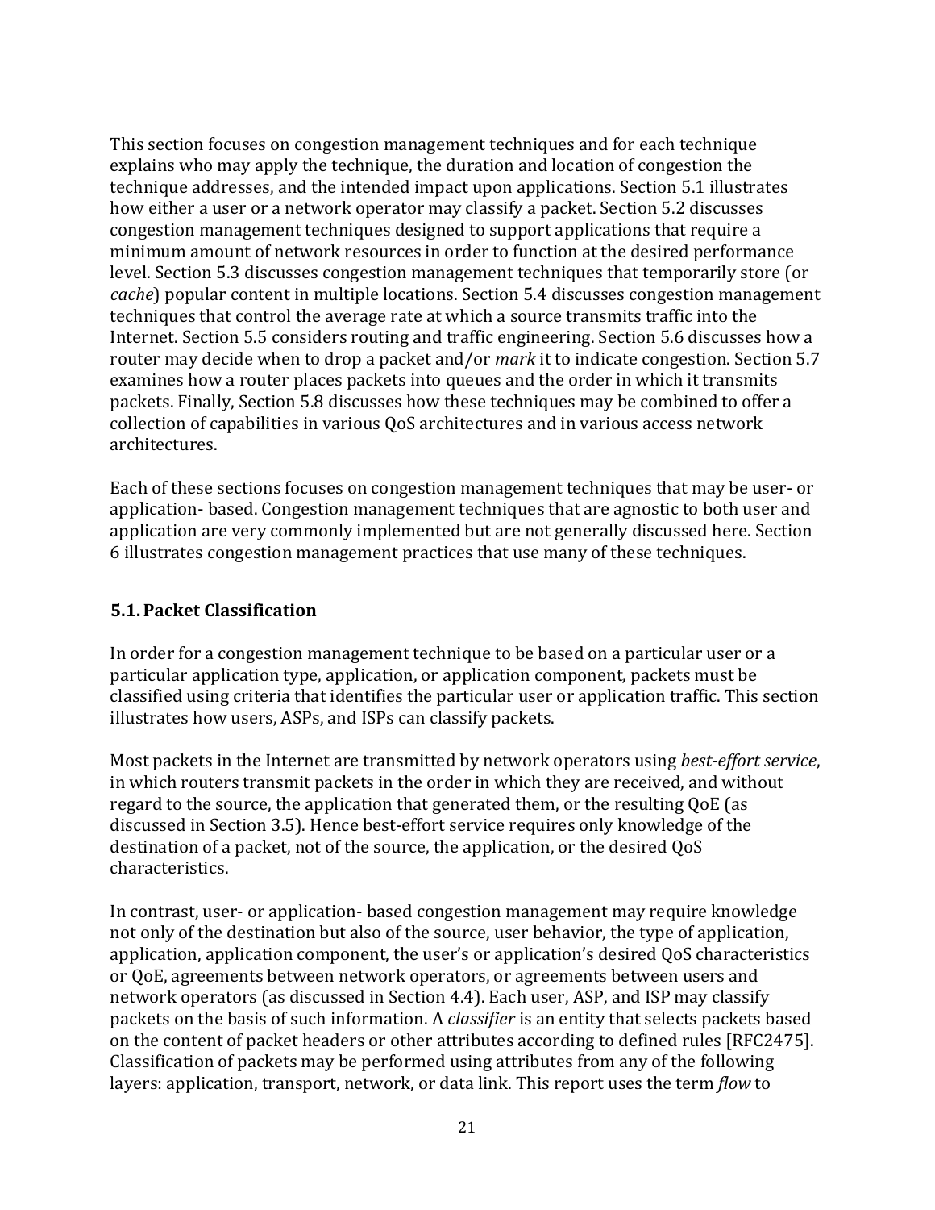This section focuses on congestion management techniques and for each technique explains who may apply the technique, the duration and location of congestion the technique addresses, and the intended impact upon applications. Section 5.1 illustrates how either a user or a network operator may classify a packet. Section 5.2 discusses congestion management techniques designed to support applications that require a minimum amount of network resources in order to function at the desired performance level. Section 5.3 discusses congestion management techniques that temporarily store (or *cache*) popular content in multiple locations. Section 5.4 discusses congestion management techniques that control the average rate at which a source transmits traffic into the Internet. Section 5.5 considers routing and traffic engineering. Section 5.6 discusses how a router may decide when to drop a packet and/or *mark* it to indicate congestion. Section 5.7 examines how a router places packets into queues and the order in which it transmits packets. Finally, Section 5.8 discusses how these techniques may be combined to offer a collection of capabilities in various QoS architectures and in various access network architectures.

Each of these sections focuses on congestion management techniques that may be user- or application- based. Congestion management techniques that are agnostic to both user and application are very commonly implemented but are not generally discussed here. Section 6 illustrates congestion management practices that use many of these techniques.

## 5.1. Packet Classification

In order for a congestion management technique to be based on a particular user or a particular application type, application, or application component, packets must be classified using criteria that identifies the particular user or application traffic. This section illustrates how users, ASPs, and ISPs can classify packets.

Most packets in the Internet are transmitted by network operators using *best-effort service*, in which routers transmit packets in the order in which they are received, and without regard to the source, the application that generated them, or the resulting QoE (as discussed in Section 3.5). Hence best-effort service requires only knowledge of the destination of a packet, not of the source, the application, or the desired QoS characteristics.

In contrast, user- or application- based congestion management may require knowledge not only of the destination but also of the source, user behavior, the type of application, application, application component, the user's or application's desired QoS characteristics or QoE, agreements between network operators, or agreements between users and network operators (as discussed in Section 4.4). Each user, ASP, and ISP may classify packets on the basis of such information. A *classifier* is an entity that selects packets based on the content of packet headers or other attributes according to defined rules [RFC2475]. Classification of packets may be performed using attributes from any of the following layers: application, transport, network, or data link. This report uses the term *flow* to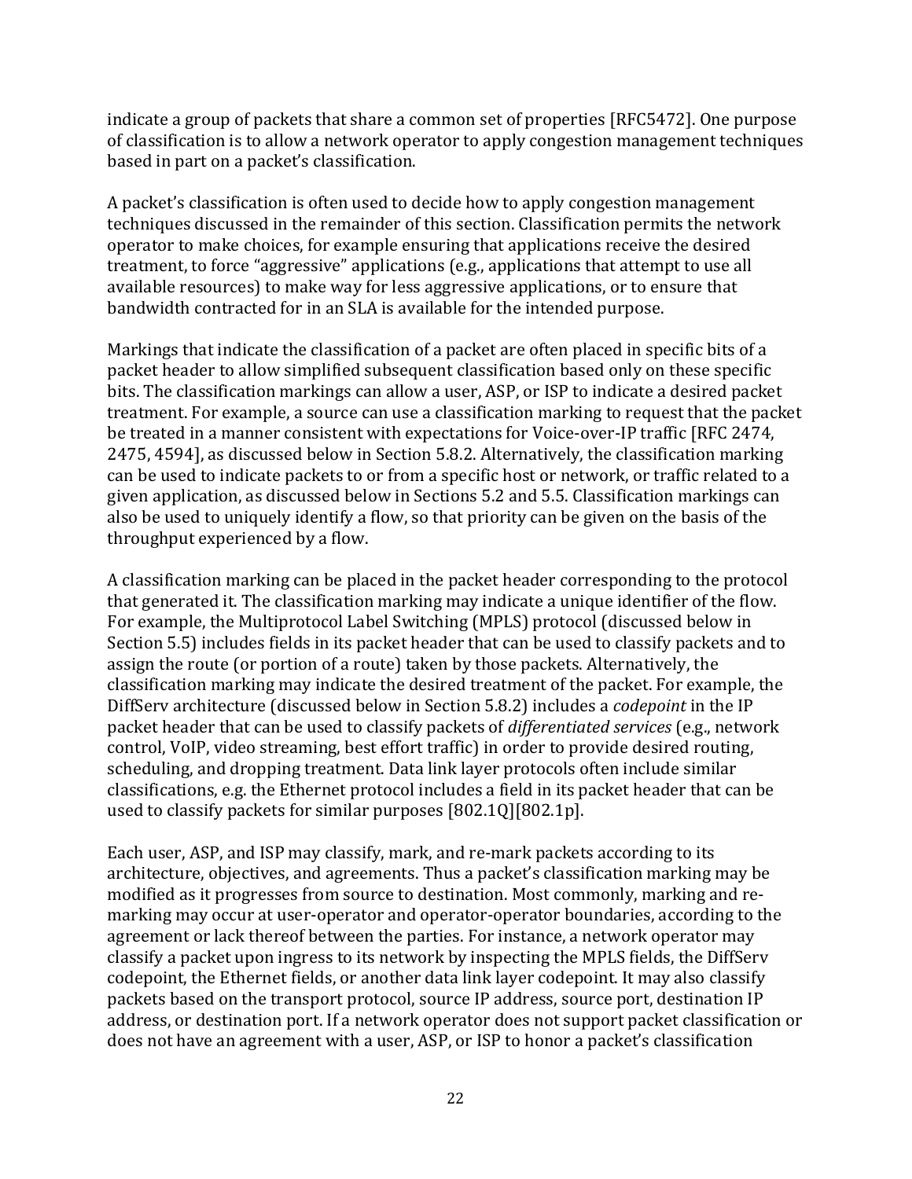indicate a group of packets that share a common set of properties [RFC5472]. One purpose of classification is to allow a network operator to apply congestion management techniques based in part on a packet's classification.

A packet's classification is often used to decide how to apply congestion management techniques discussed in the remainder of this section. Classification permits the network operator to make choices, for example ensuring that applications receive the desired treatment, to force "aggressive" applications (e.g., applications that attempt to use all available resources) to make way for less aggressive applications, or to ensure that bandwidth contracted for in an SLA is available for the intended purpose.

Markings that indicate the classification of a packet are often placed in specific bits of a packet header to allow simplified subsequent classification based only on these specific bits. The classification markings can allow a user, ASP, or ISP to indicate a desired packet treatment. For example, a source can use a classification marking to request that the packet be treated in a manner consistent with expectations for Voice-over-IP traffic [RFC 2474, 2475, 4594], as discussed below in Section 5.8.2. Alternatively, the classification marking can be used to indicate packets to or from a specific host or network, or traffic related to a given application, as discussed below in Sections 5.2 and 5.5. Classification markings can also be used to uniquely identify a flow, so that priority can be given on the basis of the throughput experienced by a flow.

A classification marking can be placed in the packet header corresponding to the protocol that generated it. The classification marking may indicate a unique identifier of the flow. For example, the Multiprotocol Label Switching (MPLS) protocol (discussed below in Section 5.5) includes fields in its packet header that can be used to classify packets and to assign the route (or portion of a route) taken by those packets. Alternatively, the classification marking may indicate the desired treatment of the packet. For example, the DiffServ architecture (discussed below in Section 5.8.2) includes a *codepoint* in the IP packet header that can be used to classify packets of *differentiated services* (e.g., network control, VoIP, video streaming, best effort traffic) in order to provide desired routing, scheduling, and dropping treatment. Data link layer protocols often include similar classifications, e.g. the Ethernet protocol includes a field in its packet header that can be used to classify packets for similar purposes [802.1Q][802.1p].

Each user, ASP, and ISP may classify, mark, and re-mark packets according to its architecture, objectives, and agreements. Thus a packet's classification marking may be modified as it progresses from source to destination. Most commonly, marking and re-marking may occur at user-operator and operator-operator boundaries, according to the agreement or lack thereof between the parties. For instance, a network operator may classify a packet upon ingress to its network by inspecting the MPLS fields, the DiffServ codepoint, the Ethernet fields, or another data link layer codepoint. It may also classify packets based on the transport protocol, source IP address, source port, destination IP address, or destination port. If a network operator does not support packet classification or does not have an agreement with a user, ASP, or ISP to honor a packet's classification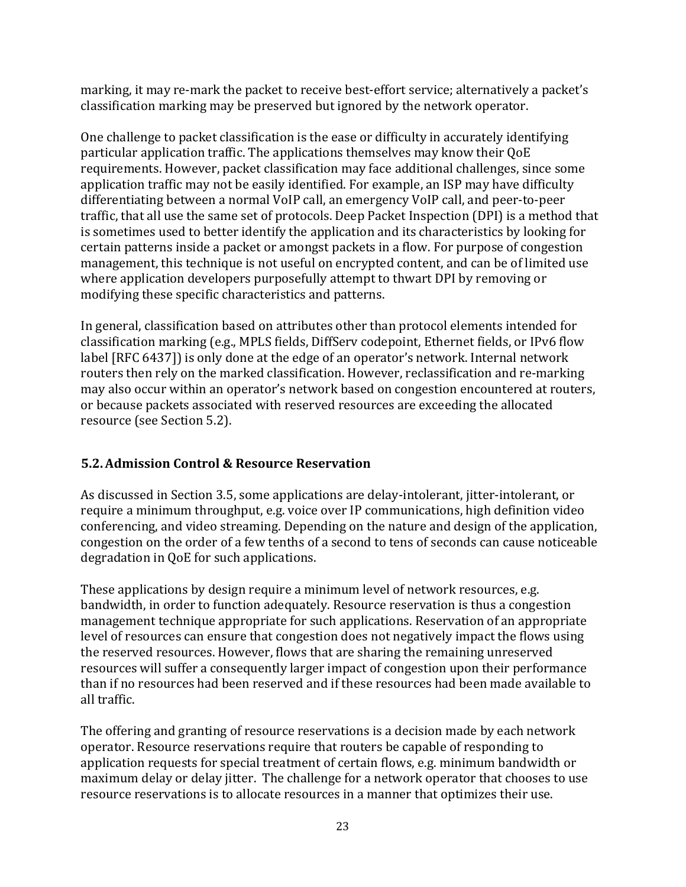marking, it may re-mark the packet to receive best-effort service; alternatively a packet's classification marking may be preserved but ignored by the network operator.

One challenge to packet classification is the ease or difficulty in accurately identifying particular application traffic. The applications themselves may know their QoE requirements. However, packet classification may face additional challenges, since some application traffic may not be easily identified. For example, an ISP may have difficulty differentiating between a normal VoIP call, an emergency VoIP call, and peer-to-peer traffic, that all use the same set of protocols. Deep Packet Inspection (DPI) is a method that is sometimes used to better identify the application and its characteristics by looking for certain patterns inside a packet or amongst packets in a flow. For purpose of congestion management, this technique is not useful on encrypted content, and can be of limited use where application developers purposefully attempt to thwart DPI by removing or modifying these specific characteristics and patterns.

In general, classification based on attributes other than protocol elements intended for classification marking (e.g., MPLS fields, DiffServ codepoint, Ethernet fields, or IPv6 flow label [RFC 6437]) is only done at the edge of an operator's network. Internal network routers then rely on the marked classification. However, reclassification and re-marking may also occur within an operator's network based on congestion encountered at routers, or because packets associated with reserved resources are exceeding the allocated resource (see Section 5.2).

### 5.2. Admission Control & Resource Reservation

As discussed in Section 3.5, some applications are delay-intolerant, jitter-intolerant, or require a minimum throughput, e.g. voice over IP communications, high definition video conferencing, and video streaming. Depending on the nature and design of the application, congestion on the order of a few tenths of a second to tens of seconds can cause noticeable degradation in QoE for such applications.

These applications by design require a minimum level of network resources, e.g. bandwidth, in order to function adequately. Resource reservation is thus a congestion management technique appropriate for such applications. Reservation of an appropriate level of resources can ensure that congestion does not negatively impact the flows using the reserved resources. However, flows that are sharing the remaining unreserved resources will suffer a consequently larger impact of congestion upon their performance than if no resources had been reserved and if these resources had been made available to all traffic.

The offering and granting of resource reservations is a decision made by each network operator. Resource reservations require that routers be capable of responding to application requests for special treatment of certain flows, e.g. minimum bandwidth or maximum delay or delay jitter. The challenge for a network operator that chooses to use resource reservations is to allocate resources in a manner that optimizes their use.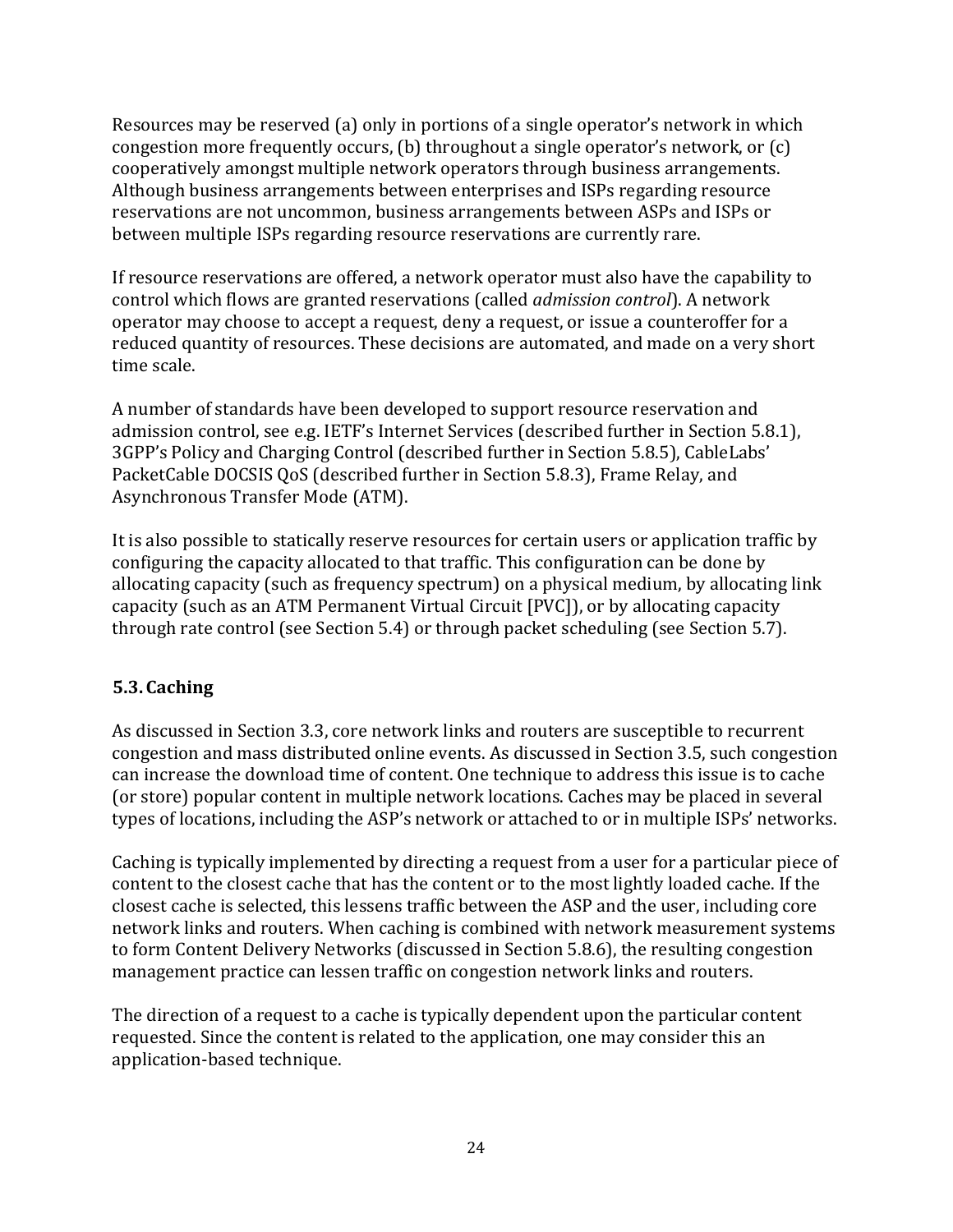Resources may be reserved (a) only in portions of a single operator's network in which congestion more frequently occurs, (b) throughout a single operator's network, or (c) cooperatively amongst multiple network operators through business arrangements. Although business arrangements between enterprises and ISPs regarding resource reservations are not uncommon, business arrangements between ASPs and ISPs or between multiple ISPs regarding resource reservations are currently rare.

If resource reservations are offered, a network operator must also have the capability to control which flows are granted reservations (called *admission control*). A network operator may choose to accept a request, deny a request, or issue a counteroffer for a reduced quantity of resources. These decisions are automated, and made on a very short time scale.

A number of standards have been developed to support resource reservation and admission control, see e.g. IETF's Internet Services (described further in Section 5.8.1), 3GPP's Policy and Charging Control (described further in Section 5.8.5), CableLabs' PacketCable DOCSIS QoS (described further in Section 5.8.3), Frame Relay, and Asynchronous Transfer Mode (ATM).

It is also possible to statically reserve resources for certain users or application traffic by configuring the capacity allocated to that traffic. This configuration can be done by allocating capacity (such as frequency spectrum) on a physical medium, by allocating link capacity (such as an ATM Permanent Virtual Circuit [PVC]), or by allocating capacity through rate control (see Section 5.4) or through packet scheduling (see Section 5.7).

### 5.3. Caching

As discussed in Section 3.3, core network links and routers are susceptible to recurrent congestion and mass distributed online events. As discussed in Section 3.5, such congestion can increase the download time of content. One technique to address this issue is to cache (or store) popular content in multiple network locations. Caches may be placed in several types of locations, including the ASP's network or attached to or in multiple ISPs' networks.

Caching is typically implemented by directing a request from a user for a particular piece of content to the closest cache that has the content or to the most lightly loaded cache. If the closest cache is selected, this lessens traffic between the ASP and the user, including core network links and routers. When caching is combined with network measurement systems to form Content Delivery Networks (discussed in Section 5.8.6), the resulting congestion management practice can lessen traffic on congestion network links and routers.

The direction of a request to a cache is typically dependent upon the particular content requested. Since the content is related to the application, one may consider this an application-based technique.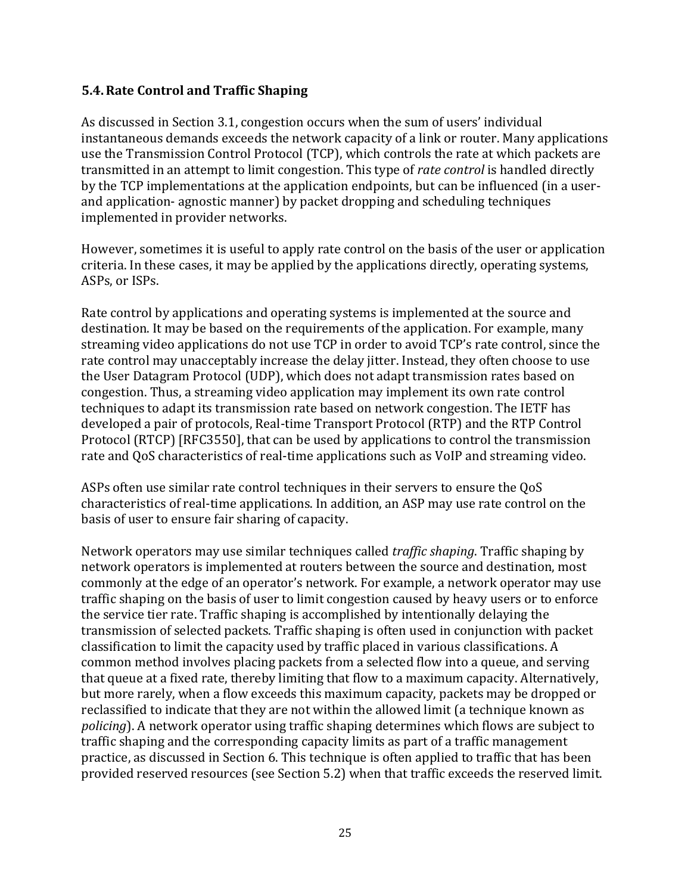### 5.4. Rate Control and Traffic Shaping

As discussed in Section 3.1, congestion occurs when the sum of users' individual instantaneous demands exceeds the network capacity of a link or router. Many applications use the Transmission Control Protocol (TCP), which controls the rate at which packets are transmitted in an attempt to limit congestion. This type of *rate control* is handled directly by the TCP implementations at the application endpoints, but can be influenced (in a user- and application- agnostic manner) by packet dropping and scheduling techniques implemented in provider networks.

However, sometimes it is useful to apply rate control on the basis of the user or application criteria. In these cases, it may be applied by the applications directly, operating systems, ASPs, or ISPs.

Rate control by applications and operating systems is implemented at the source and destination. It may be based on the requirements of the application. For example, many streaming video applications do not use TCP in order to avoid TCP's rate control, since the rate control may unacceptably increase the delay jitter. Instead, they often choose to use the User Datagram Protocol (UDP), which does not adapt transmission rates based on congestion. Thus, a streaming video application may implement its own rate control techniques to adapt its transmission rate based on network congestion. The IETF has developed a pair of protocols, Real-time Transport Protocol (RTP) and the RTP Control Protocol (RTCP) [RFC3550], that can be used by applications to control the transmission rate and QoS characteristics of real-time applications such as VoIP and streaming video.

ASPs often use similar rate control techniques in their servers to ensure the QoS characteristics of real-time applications. In addition, an ASP may use rate control on the basis of user to ensure fair sharing of capacity.

Network operators may use similar techniques called *traffic shaping*. Traffic shaping by network operators is implemented at routers between the source and destination, most commonly at the edge of an operator's network. For example, a network operator may use traffic shaping on the basis of user to limit congestion caused by heavy users or to enforce the service tier rate. Traffic shaping is accomplished by intentionally delaying the transmission of selected packets. Traffic shaping is often used in conjunction with packet classification to limit the capacity used by traffic placed in various classifications. A common method involves placing packets from a selected flow into a queue, and serving that queue at a fixed rate, thereby limiting that flow to a maximum capacity. Alternatively, but more rarely, when a flow exceeds this maximum capacity, packets may be dropped or reclassified to indicate that they are not within the allowed limit (a technique known as *policing*). A network operator using traffic shaping determines which flows are subject to traffic shaping and the corresponding capacity limits as part of a traffic management practice, as discussed in Section 6. This technique is often applied to traffic that has been provided reserved resources (see Section 5.2) when that traffic exceeds the reserved limit.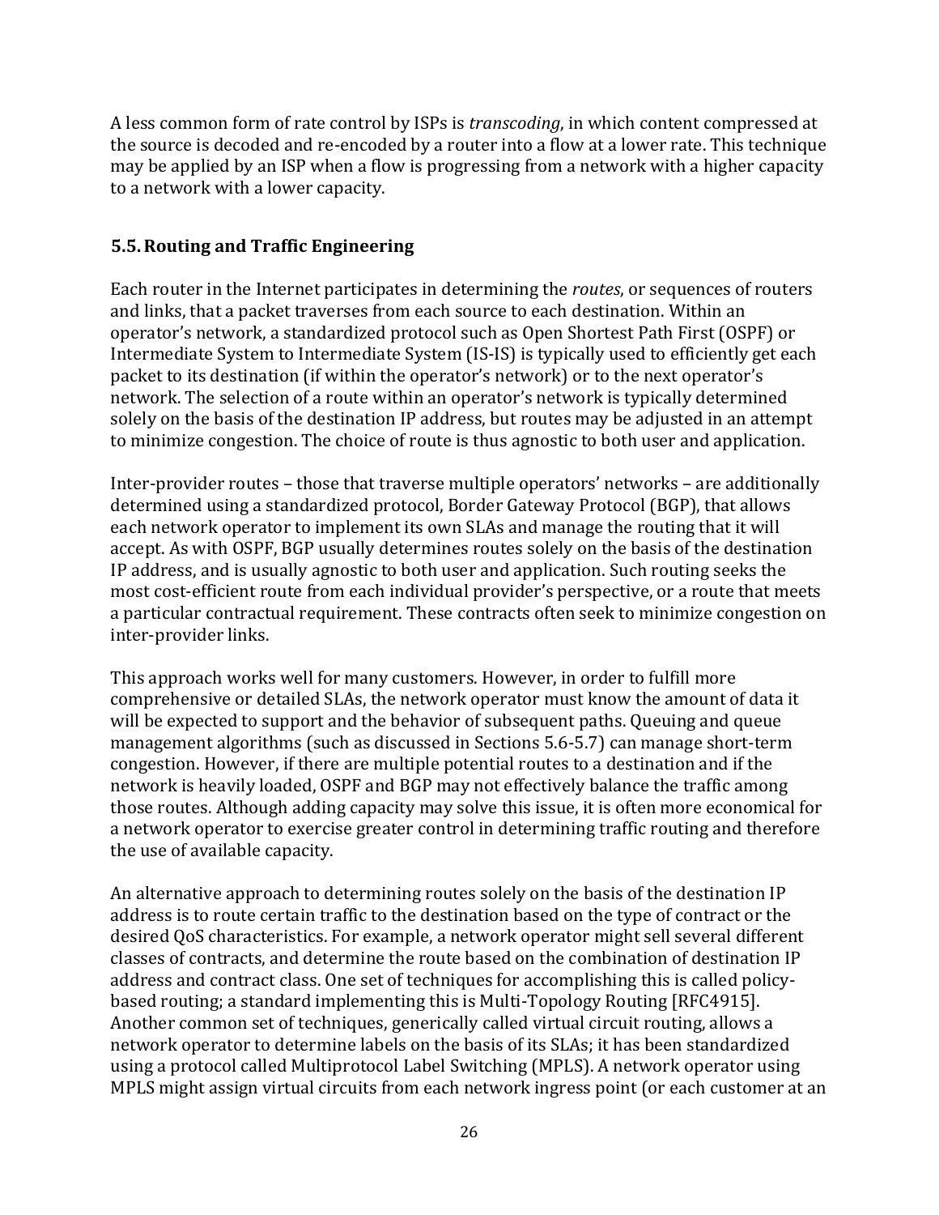A less common form of rate control by ISPs is *transcoding*, in which content compressed at the source is decoded and re-encoded by a router into a flow at a lower rate. This technique may be applied by an ISP when a flow is progressing from a network with a higher capacity to a network with a lower capacity.

## 5.5. Routing and Traffic Engineering

Each router in the Internet participates in determining the *routes*, or sequences of routers and links, that a packet traverses from each source to each destination. Within an operator's network, a standardized protocol such as Open Shortest Path First (OSPF) or Intermediate System to Intermediate System (IS-IS) is typically used to efficiently get each packet to its destination (if within the operator's network) or to the next operator's network. The selection of a route within an operator's network is typically determined solely on the basis of the destination IP address, but routes may be adjusted in an attempt to minimize congestion. The choice of route is thus agnostic to both user and application.

Inter-provider routes – those that traverse multiple operators' networks – are additionally determined using a standardized protocol, Border Gateway Protocol (BGP), that allows each network operator to implement its own SLAs and manage the routing that it will accept. As with OSPF, BGP usually determines routes solely on the basis of the destination IP address, and is usually agnostic to both user and application. Such routing seeks the most cost-efficient route from each individual provider's perspective, or a route that meets a particular contractual requirement. These contracts often seek to minimize congestion on inter-provider links.

This approach works well for many customers. However, in order to fulfill more comprehensive or detailed SLAs, the network operator must know the amount of data it will be expected to support and the behavior of subsequent paths. Queuing and queue management algorithms (such as discussed in Sections 5.6-5.7) can manage short-term congestion. However, if there are multiple potential routes to a destination and if the network is heavily loaded, OSPF and BGP may not effectively balance the traffic among those routes. Although adding capacity may solve this issue, it is often more economical for a network operator to exercise greater control in determining traffic routing and therefore the use of available capacity.

An alternative approach to determining routes solely on the basis of the destination IP address is to route certain traffic to the destination based on the type of contract or the desired QoS characteristics. For example, a network operator might sell several different classes of contracts, and determine the route based on the combination of destination IP address and contract class. One set of techniques for accomplishing this is called policy-based routing; a standard implementing this is Multi-Topology Routing [RFC4915]. Another common set of techniques, generically called virtual circuit routing, allows a network operator to determine labels on the basis of its SLAs; it has been standardized using a protocol called Multiprotocol Label Switching (MPLS). A network operator using MPLS might assign virtual circuits from each network ingress point (or each customer at an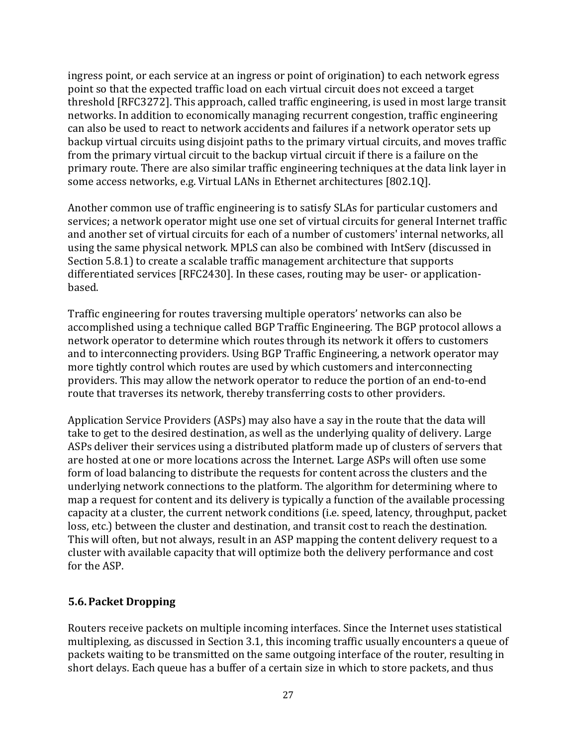ingress point, or each service at an ingress or point of origination) to each network egress point so that the expected traffic load on each virtual circuit does not exceed a target threshold [RFC3272]. This approach, called traffic engineering, is used in most large transit networks. In addition to economically managing recurrent congestion, traffic engineering can also be used to react to network accidents and failures if a network operator sets up backup virtual circuits using disjoint paths to the primary virtual circuits, and moves traffic from the primary virtual circuit to the backup virtual circuit if there is a failure on the primary route. There are also similar traffic engineering techniques at the data link layer in some access networks, e.g. Virtual LANs in Ethernet architectures [802.1Q].

Another common use of traffic engineering is to satisfy SLAs for particular customers and services; a network operator might use one set of virtual circuits for general Internet traffic and another set of virtual circuits for each of a number of customers' internal networks, all using the same physical network. MPLS can also be combined with IntServ (discussed in Section 5.8.1) to create a scalable traffic management architecture that supports differentiated services [RFC2430]. In these cases, routing may be user- or application-based.

Traffic engineering for routes traversing multiple operators' networks can also be accomplished using a technique called BGP Traffic Engineering. The BGP protocol allows a network operator to determine which routes through its network it offers to customers and to interconnecting providers. Using BGP Traffic Engineering, a network operator may more tightly control which routes are used by which customers and interconnecting providers. This may allow the network operator to reduce the portion of an end-to-end route that traverses its network, thereby transferring costs to other providers.

Application Service Providers (ASPs) may also have a say in the route that the data will take to get to the desired destination, as well as the underlying quality of delivery. Large ASPs deliver their services using a distributed platform made up of clusters of servers that are hosted at one or more locations across the Internet. Large ASPs will often use some form of load balancing to distribute the requests for content across the clusters and the underlying network connections to the platform. The algorithm for determining where to map a request for content and its delivery is typically a function of the available processing capacity at a cluster, the current network conditions (i.e. speed, latency, throughput, packet loss, etc.) between the cluster and destination, and transit cost to reach the destination. This will often, but not always, result in an ASP mapping the content delivery request to a cluster with available capacity that will optimize both the delivery performance and cost for the ASP.

### 5.6. Packet Dropping

Routers receive packets on multiple incoming interfaces. Since the Internet uses statistical multiplexing, as discussed in Section 3.1, this incoming traffic usually encounters a queue of packets waiting to be transmitted on the same outgoing interface of the router, resulting in short delays. Each queue has a buffer of a certain size in which to store packets, and thus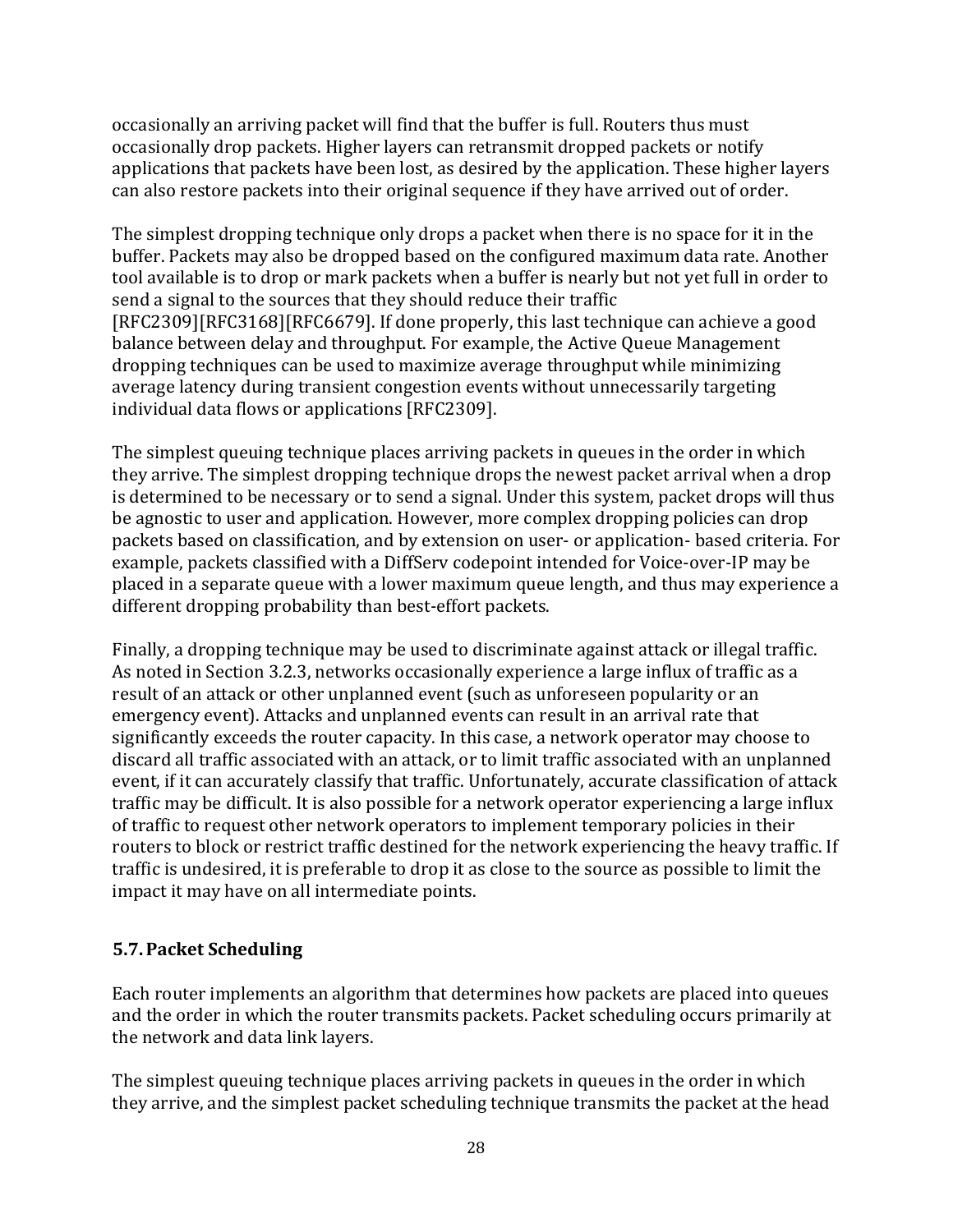occasionally an arriving packet will find that the buffer is full. Routers thus must occasionally drop packets. Higher layers can retransmit dropped packets or notify applications that packets have been lost, as desired by the application. These higher layers can also restore packets into their original sequence if they have arrived out of order.

The simplest dropping technique only drops a packet when there is no space for it in the buffer. Packets may also be dropped based on the configured maximum data rate. Another tool available is to drop or mark packets when a buffer is nearly but not yet full in order to send a signal to the sources that they should reduce their traffic [RFC2309][RFC3168][RFC6679]. If done properly, this last technique can achieve a good balance between delay and throughput. For example, the Active Queue Management dropping techniques can be used to maximize average throughput while minimizing average latency during transient congestion events without unnecessarily targeting individual data flows or applications [RFC2309].

The simplest queuing technique places arriving packets in queues in the order in which they arrive. The simplest dropping technique drops the newest packet arrival when a drop is determined to be necessary or to send a signal. Under this system, packet drops will thus be agnostic to user and application. However, more complex dropping policies can drop packets based on classification, and by extension on user- or application- based criteria. For example, packets classified with a DiffServ codepoint intended for Voice-over-IP may be placed in a separate queue with a lower maximum queue length, and thus may experience a different dropping probability than best-effort packets.

Finally, a dropping technique may be used to discriminate against attack or illegal traffic. As noted in Section 3.2.3, networks occasionally experience a large influx of traffic as a result of an attack or other unplanned event (such as unforeseen popularity or an emergency event). Attacks and unplanned events can result in an arrival rate that significantly exceeds the router capacity. In this case, a network operator may choose to discard all traffic associated with an attack, or to limit traffic associated with an unplanned event, if it can accurately classify that traffic. Unfortunately, accurate classification of attack traffic may be difficult. It is also possible for a network operator experiencing a large influx of traffic to request other network operators to implement temporary policies in their routers to block or restrict traffic destined for the network experiencing the heavy traffic. If traffic is undesired, it is preferable to drop it as close to the source as possible to limit the impact it may have on all intermediate points.

## 5.7. Packet Scheduling

Each router implements an algorithm that determines how packets are placed into queues and the order in which the router transmits packets. Packet scheduling occurs primarily at the network and data link layers.

The simplest queuing technique places arriving packets in queues in the order in which they arrive, and the simplest packet scheduling technique transmits the packet at the head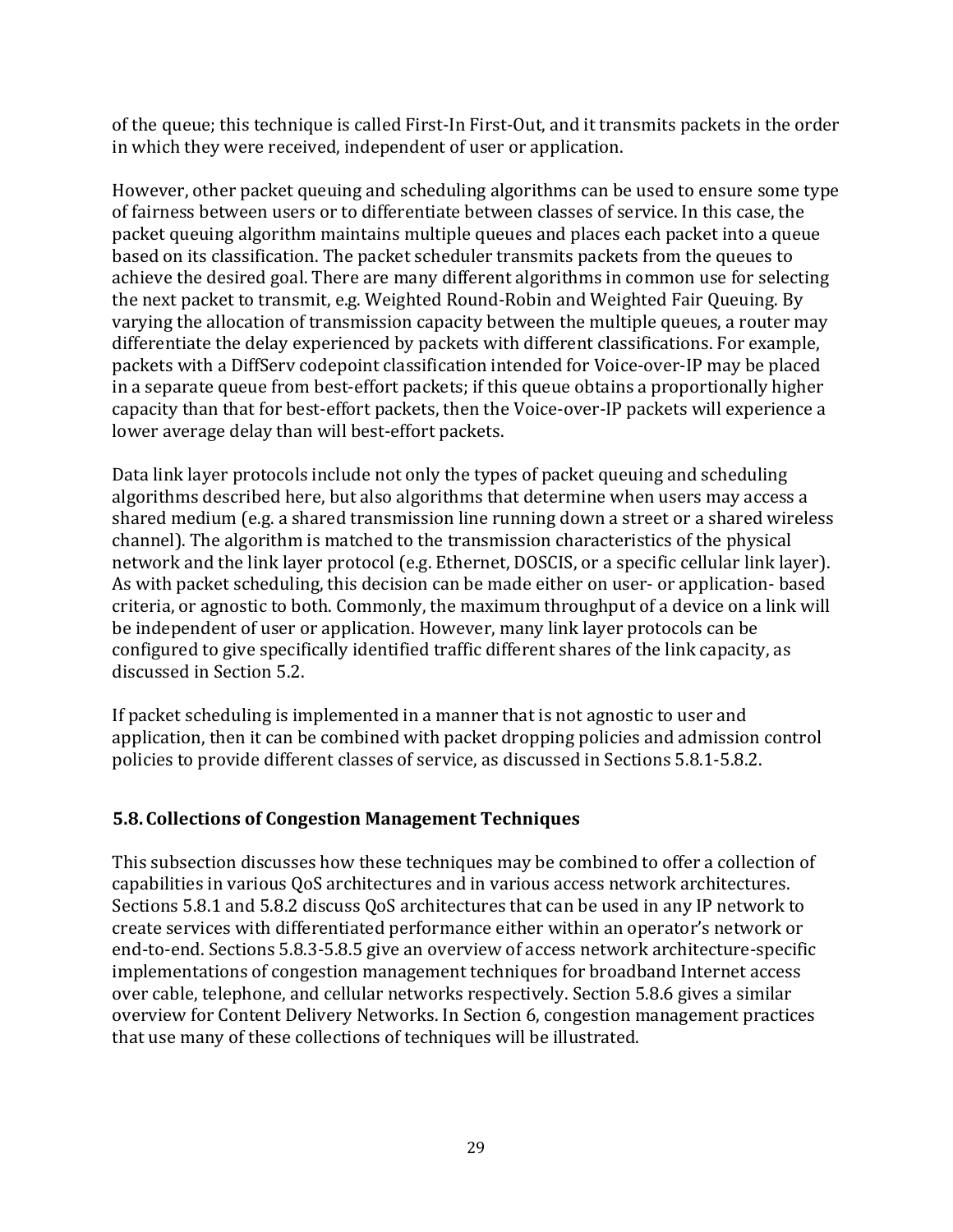of the queue; this technique is called First-In First-Out, and it transmits packets in the order in which they were received, independent of user or application.

However, other packet queuing and scheduling algorithms can be used to ensure some type of fairness between users or to differentiate between classes of service. In this case, the packet queuing algorithm maintains multiple queues and places each packet into a queue based on its classification. The packet scheduler transmits packets from the queues to achieve the desired goal. There are many different algorithms in common use for selecting the next packet to transmit, e.g. Weighted Round-Robin and Weighted Fair Queuing. By varying the allocation of transmission capacity between the multiple queues, a router may differentiate the delay experienced by packets with different classifications. For example, packets with a DiffServ codepoint classification intended for Voice-over-IP may be placed in a separate queue from best-effort packets; if this queue obtains a proportionally higher capacity than that for best-effort packets, then the Voice-over-IP packets will experience a lower average delay than will best-effort packets.

Data link layer protocols include not only the types of packet queuing and scheduling algorithms described here, but also algorithms that determine when users may access a shared medium (e.g. a shared transmission line running down a street or a shared wireless channel). The algorithm is matched to the transmission characteristics of the physical network and the link layer protocol (e.g. Ethernet, DOSCIS, or a specific cellular link layer). As with packet scheduling, this decision can be made either on user- or application- based criteria, or agnostic to both. Commonly, the maximum throughput of a device on a link will be independent of user or application. However, many link layer protocols can be configured to give specifically identified traffic different shares of the link capacity, as discussed in Section 5.2.

If packet scheduling is implemented in a manner that is not agnostic to user and application, then it can be combined with packet dropping policies and admission control policies to provide different classes of service, as discussed in Sections 5.8.1-5.8.2.

## 5.8. Collections of Congestion Management Techniques

This subsection discusses how these techniques may be combined to offer a collection of capabilities in various QoS architectures and in various access network architectures. Sections 5.8.1 and 5.8.2 discuss QoS architectures that can be used in any IP network to create services with differentiated performance either within an operator's network or end-to-end. Sections 5.8.3-5.8.5 give an overview of access network architecture-specific implementations of congestion management techniques for broadband Internet access over cable, telephone, and cellular networks respectively. Section 5.8.6 gives a similar overview for Content Delivery Networks. In Section 6, congestion management practices that use many of these collections of techniques will be illustrated.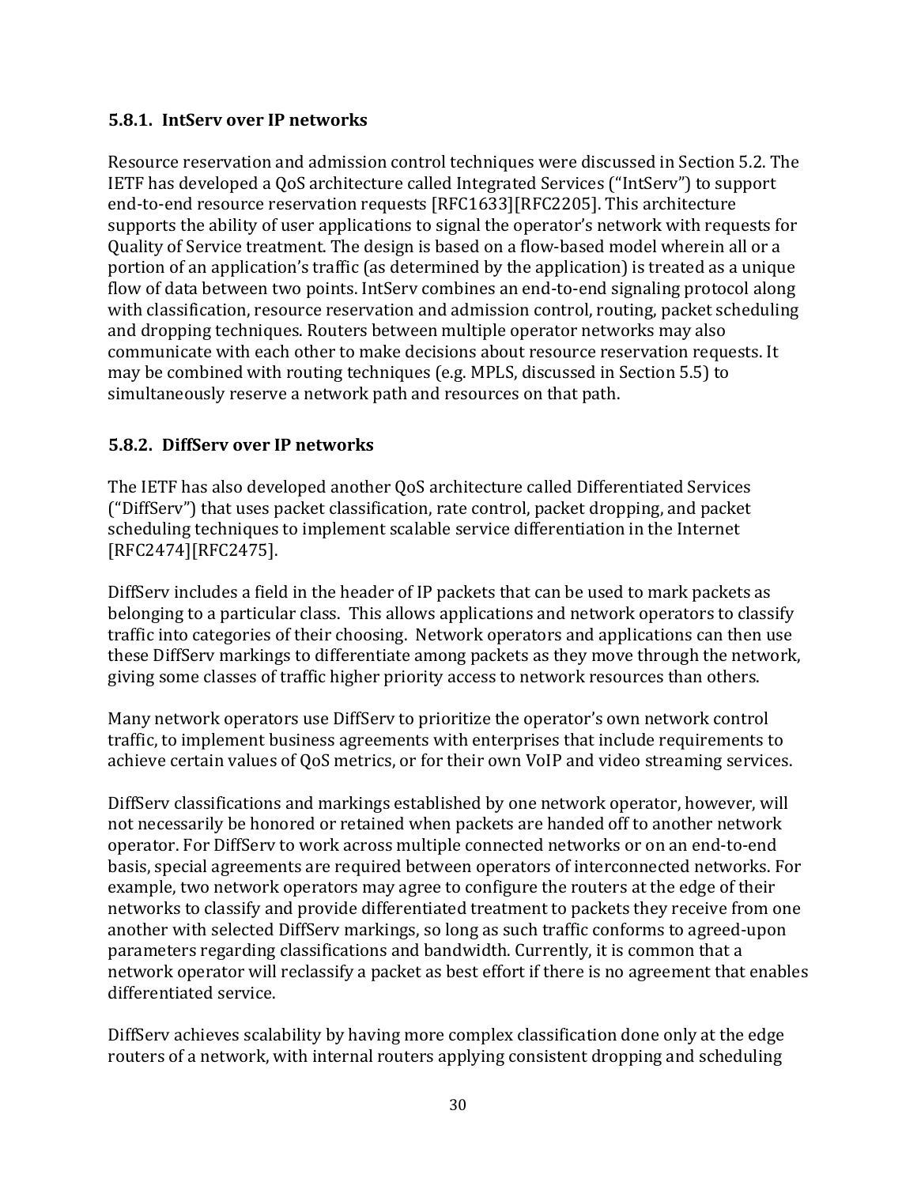### 5.8.1. IntServ over IP networks

Resource reservation and admission control techniques were discussed in Section 5.2. The IETF has developed a QoS architecture called Integrated Services ("IntServ") to support end-to-end resource reservation requests [RFC1633][RFC2205]. This architecture supports the ability of user applications to signal the operator's network with requests for Quality of Service treatment. The design is based on a flow-based model wherein all or a portion of an application's traffic (as determined by the application) is treated as a unique flow of data between two points. IntServ combines an end-to-end signaling protocol along with classification, resource reservation and admission control, routing, packet scheduling and dropping techniques. Routers between multiple operator networks may also communicate with each other to make decisions about resource reservation requests. It may be combined with routing techniques (e.g. MPLS, discussed in Section 5.5) to simultaneously reserve a network path and resources on that path.

### 5.8.2. DiffServ over IP networks

The IETF has also developed another QoS architecture called Differentiated Services ("DiffServ") that uses packet classification, rate control, packet dropping, and packet scheduling techniques to implement scalable service differentiation in the Internet [RFC2474][RFC2475].

DiffServ includes a field in the header of IP packets that can be used to mark packets as belonging to a particular class. This allows applications and network operators to classify traffic into categories of their choosing. Network operators and applications can then use these DiffServ markings to differentiate among packets as they move through the network, giving some classes of traffic higher priority access to network resources than others.

Many network operators use DiffServ to prioritize the operator's own network control traffic, to implement business agreements with enterprises that include requirements to achieve certain values of QoS metrics, or for their own VoIP and video streaming services.

DiffServ classifications and markings established by one network operator, however, will not necessarily be honored or retained when packets are handed off to another network operator. For DiffServ to work across multiple connected networks or on an end-to-end basis, special agreements are required between operators of interconnected networks. For example, two network operators may agree to configure the routers at the edge of their networks to classify and provide differentiated treatment to packets they receive from one another with selected DiffServ markings, so long as such traffic conforms to agreed-upon parameters regarding classifications and bandwidth. Currently, it is common that a network operator will reclassify a packet as best effort if there is no agreement that enables differentiated service.

DiffServ achieves scalability by having more complex classification done only at the edge routers of a network, with internal routers applying consistent dropping and scheduling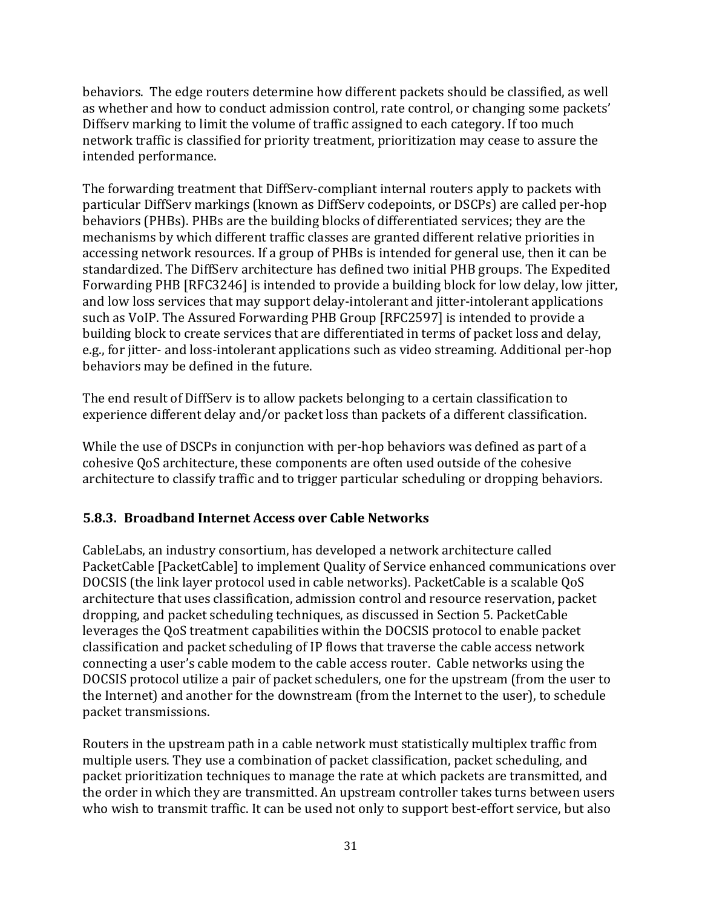behaviors. The edge routers determine how different packets should be classified, as well as whether and how to conduct admission control, rate control, or changing some packets' Diffserv marking to limit the volume of traffic assigned to each category. If too much network traffic is classified for priority treatment, prioritization may cease to assure the intended performance.

The forwarding treatment that DiffServ-compliant internal routers apply to packets with particular DiffServ markings (known as DiffServ codepoints, or DSCPs) are called per-hop behaviors (PHBs). PHBs are the building blocks of differentiated services; they are the mechanisms by which different traffic classes are granted different relative priorities in accessing network resources. If a group of PHBs is intended for general use, then it can be standardized. The DiffServ architecture has defined two initial PHB groups. The Expedited Forwarding PHB [RFC3246] is intended to provide a building block for low delay, low jitter, and low loss services that may support delay-intolerant and jitter-intolerant applications such as VoIP. The Assured Forwarding PHB Group [RFC2597] is intended to provide a building block to create services that are differentiated in terms of packet loss and delay, e.g., for jitter- and loss-intolerant applications such as video streaming. Additional per-hop behaviors may be defined in the future.

The end result of DiffServ is to allow packets belonging to a certain classification to experience different delay and/or packet loss than packets of a different classification.

While the use of DSCPs in conjunction with per-hop behaviors was defined as part of a cohesive QoS architecture, these components are often used outside of the cohesive architecture to classify traffic and to trigger particular scheduling or dropping behaviors.

### 5.8.3. Broadband Internet Access over Cable Networks

CableLabs, an industry consortium, has developed a network architecture called PacketCable [PacketCable] to implement Quality of Service enhanced communications over DOCSIS (the link layer protocol used in cable networks). PacketCable is a scalable QoS architecture that uses classification, admission control and resource reservation, packet dropping, and packet scheduling techniques, as discussed in Section 5. PacketCable leverages the QoS treatment capabilities within the DOCSIS protocol to enable packet classification and packet scheduling of IP flows that traverse the cable access network connecting a user's cable modem to the cable access router. Cable networks using the DOCSIS protocol utilize a pair of packet schedulers, one for the upstream (from the user to the Internet) and another for the downstream (from the Internet to the user), to schedule packet transmissions.

Routers in the upstream path in a cable network must statistically multiplex traffic from multiple users. They use a combination of packet classification, packet scheduling, and packet prioritization techniques to manage the rate at which packets are transmitted, and the order in which they are transmitted. An upstream controller takes turns between users who wish to transmit traffic. It can be used not only to support best-effort service, but also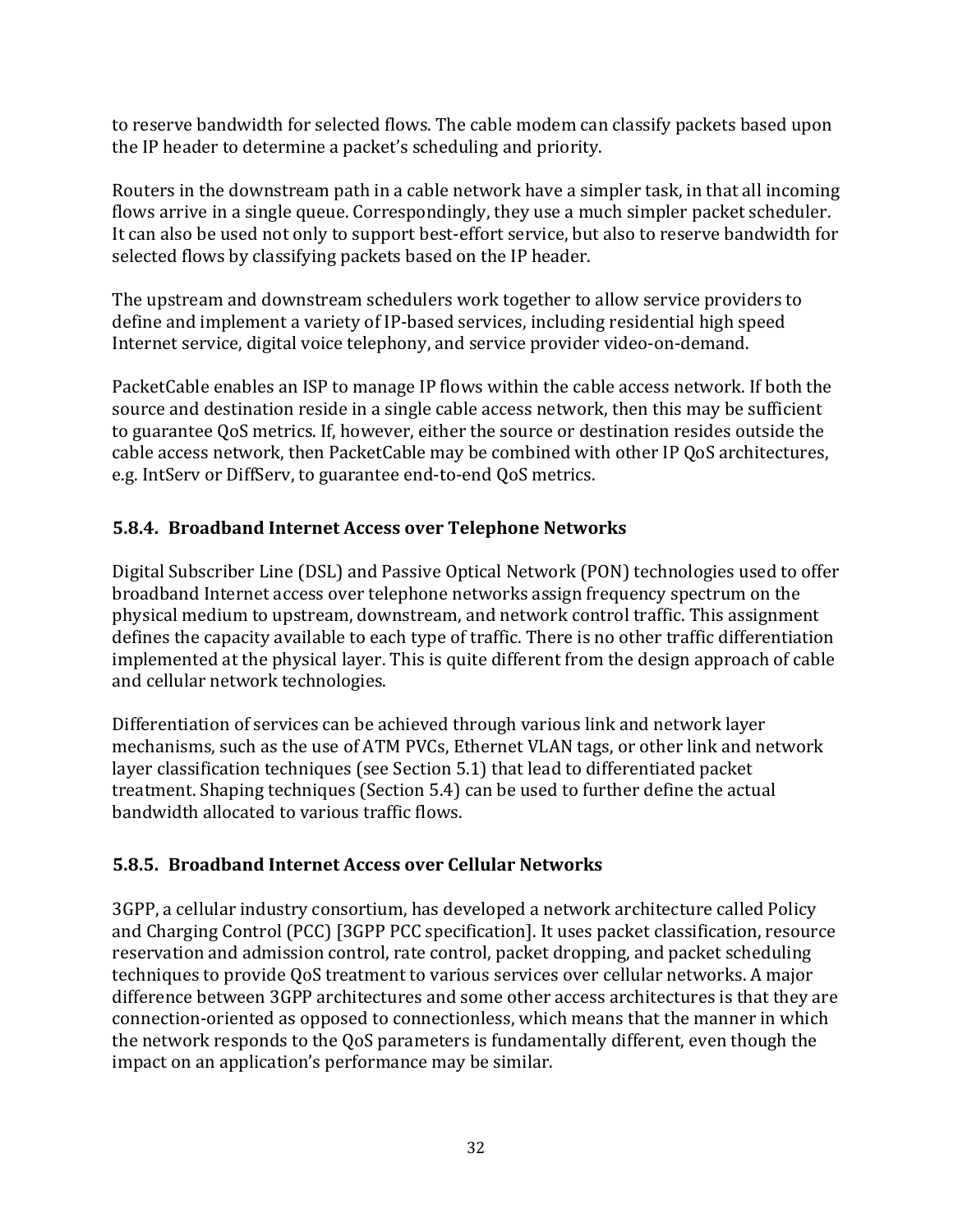to reserve bandwidth for selected flows. The cable modem can classify packets based upon the IP header to determine a packet's scheduling and priority.

Routers in the downstream path in a cable network have a simpler task, in that all incoming flows arrive in a single queue. Correspondingly, they use a much simpler packet scheduler. It can also be used not only to support best-effort service, but also to reserve bandwidth for selected flows by classifying packets based on the IP header.

The upstream and downstream schedulers work together to allow service providers to define and implement a variety of IP-based services, including residential high speed Internet service, digital voice telephony, and service provider video-on-demand.

PacketCable enables an ISP to manage IP flows within the cable access network. If both the source and destination reside in a single cable access network, then this may be sufficient to guarantee QoS metrics. If, however, either the source or destination resides outside the cable access network, then PacketCable may be combined with other IP QoS architectures, e.g. IntServ or DiffServ, to guarantee end-to-end QoS metrics.

### 5.8.4. Broadband Internet Access over Telephone Networks

Digital Subscriber Line (DSL) and Passive Optical Network (PON) technologies used to offer broadband Internet access over telephone networks assign frequency spectrum on the physical medium to upstream, downstream, and network control traffic. This assignment defines the capacity available to each type of traffic. There is no other traffic differentiation implemented at the physical layer. This is quite different from the design approach of cable and cellular network technologies.

Differentiation of services can be achieved through various link and network layer mechanisms, such as the use of ATM PVCs, Ethernet VLAN tags, or other link and network layer classification techniques (see Section 5.1) that lead to differentiated packet treatment. Shaping techniques (Section 5.4) can be used to further define the actual bandwidth allocated to various traffic flows.

### 5.8.5. Broadband Internet Access over Cellular Networks

3GPP, a cellular industry consortium, has developed a network architecture called Policy and Charging Control (PCC) [3GPP PCC specification]. It uses packet classification, resource reservation and admission control, rate control, packet dropping, and packet scheduling techniques to provide QoS treatment to various services over cellular networks. A major difference between 3GPP architectures and some other access architectures is that they are connection-oriented as opposed to connectionless, which means that the manner in which the network responds to the QoS parameters is fundamentally different, even though the impact on an application's performance may be similar.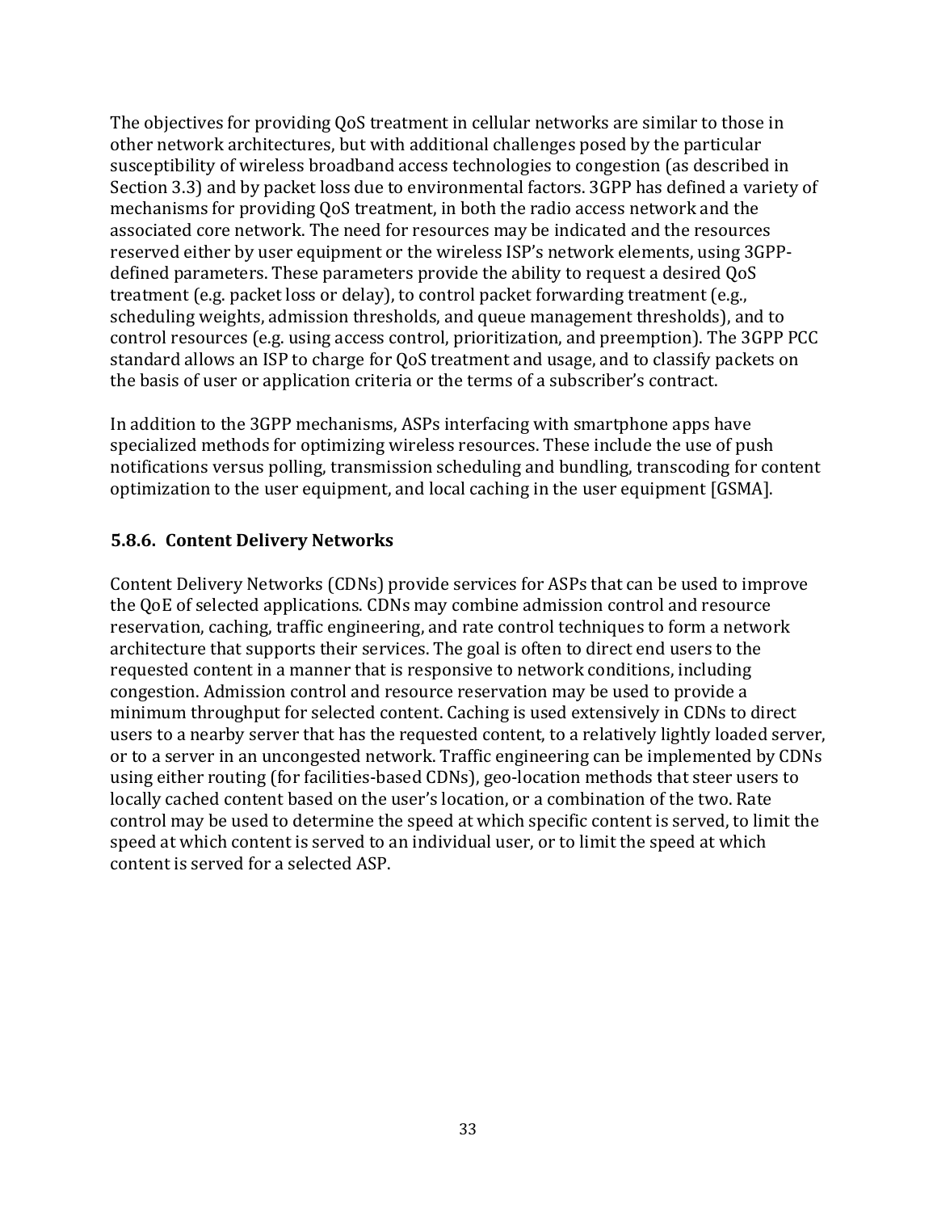The objectives for providing QoS treatment in cellular networks are similar to those in other network architectures, but with additional challenges posed by the particular susceptibility of wireless broadband access technologies to congestion (as described in Section 3.3) and by packet loss due to environmental factors. 3GPP has defined a variety of mechanisms for providing QoS treatment, in both the radio access network and the associated core network. The need for resources may be indicated and the resources reserved either by user equipment or the wireless ISP's network elements, using 3GPP-defined parameters. These parameters provide the ability to request a desired QoS treatment (e.g. packet loss or delay), to control packet forwarding treatment (e.g., scheduling weights, admission thresholds, and queue management thresholds), and to control resources (e.g. using access control, prioritization, and preemption). The 3GPP PCC standard allows an ISP to charge for QoS treatment and usage, and to classify packets on the basis of user or application criteria or the terms of a subscriber's contract.

In addition to the 3GPP mechanisms, ASPs interfacing with smartphone apps have specialized methods for optimizing wireless resources. These include the use of push notifications versus polling, transmission scheduling and bundling, transcoding for content optimization to the user equipment, and local caching in the user equipment [GSMA].

### 5.8.6. Content Delivery Networks

Content Delivery Networks (CDNs) provide services for ASPs that can be used to improve the QoE of selected applications. CDNs may combine admission control and resource reservation, caching, traffic engineering, and rate control techniques to form a network architecture that supports their services. The goal is often to direct end users to the requested content in a manner that is responsive to network conditions, including congestion. Admission control and resource reservation may be used to provide a minimum throughput for selected content. Caching is used extensively in CDNs to direct users to a nearby server that has the requested content, to a relatively lightly loaded server, or to a server in an uncongested network. Traffic engineering can be implemented by CDNs using either routing (for facilities-based CDNs), geo-location methods that steer users to locally cached content based on the user's location, or a combination of the two. Rate control may be used to determine the speed at which specific content is served, to limit the speed at which content is served to an individual user, or to limit the speed at which content is served for a selected ASP.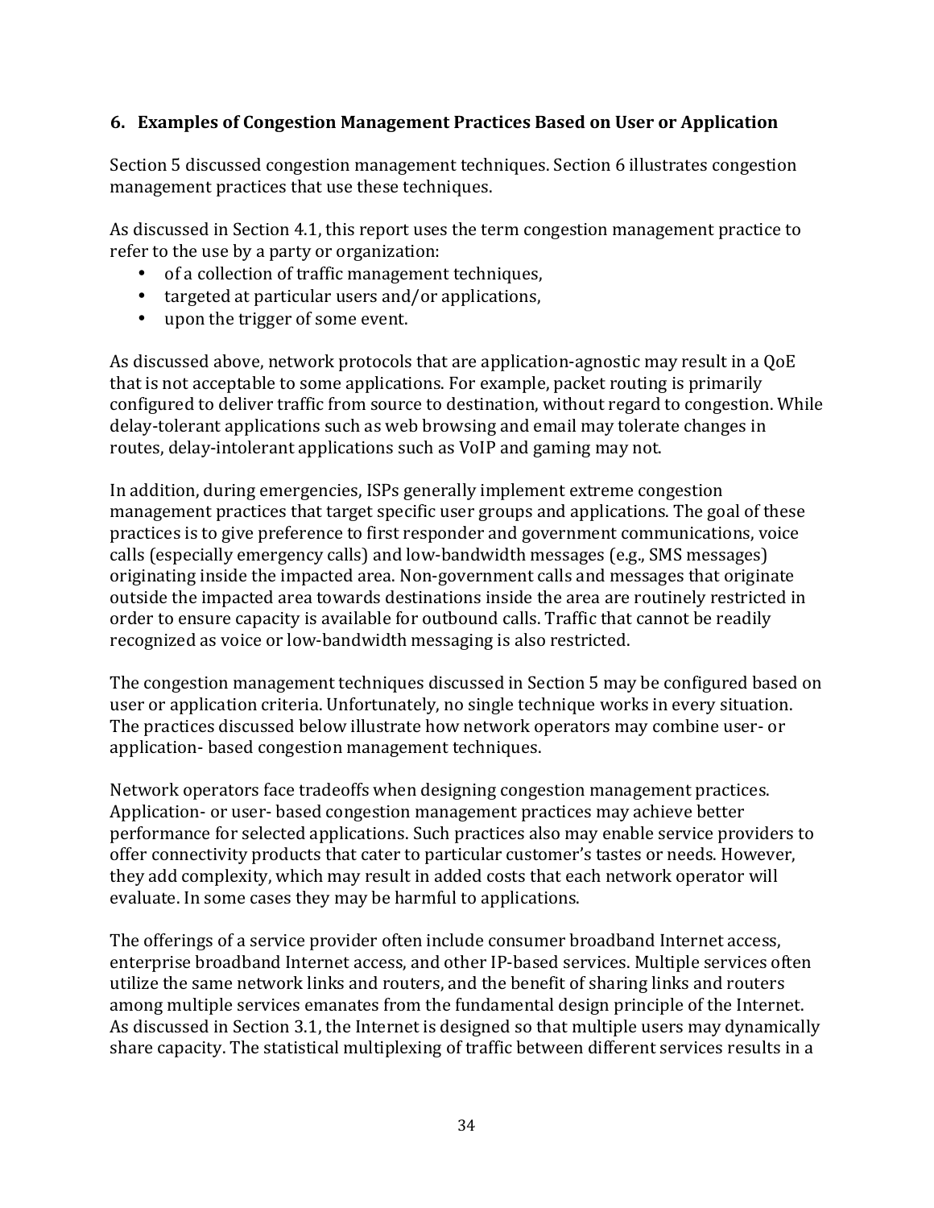## 6. Examples of Congestion Management Practices Based on User or Application

Section 5 discussed congestion management techniques. Section 6 illustrates congestion management practices that use these techniques.

As discussed in Section 4.1, this report uses the term congestion management practice to refer to the use by a party or organization:

- of a collection of traffic management techniques,
- targeted at particular users and/or applications,
- upon the trigger of some event.

As discussed above, network protocols that are application-agnostic may result in a QoE that is not acceptable to some applications. For example, packet routing is primarily configured to deliver traffic from source to destination, without regard to congestion. While delay-tolerant applications such as web browsing and email may tolerate changes in routes, delay-intolerant applications such as VoIP and gaming may not.

In addition, during emergencies, ISPs generally implement extreme congestion management practices that target specific user groups and applications. The goal of these practices is to give preference to first responder and government communications, voice calls (especially emergency calls) and low-bandwidth messages (e.g., SMS messages) originating inside the impacted area. Non-government calls and messages that originate outside the impacted area towards destinations inside the area are routinely restricted in order to ensure capacity is available for outbound calls. Traffic that cannot be readily recognized as voice or low-bandwidth messaging is also restricted.

The congestion management techniques discussed in Section 5 may be configured based on user or application criteria. Unfortunately, no single technique works in every situation. The practices discussed below illustrate how network operators may combine user- or application- based congestion management techniques.

Network operators face tradeoffs when designing congestion management practices. Application- or user- based congestion management practices may achieve better performance for selected applications. Such practices also may enable service providers to offer connectivity products that cater to particular customer's tastes or needs. However, they add complexity, which may result in added costs that each network operator will evaluate. In some cases they may be harmful to applications.

The offerings of a service provider often include consumer broadband Internet access, enterprise broadband Internet access, and other IP-based services. Multiple services often utilize the same network links and routers, and the benefit of sharing links and routers among multiple services emanates from the fundamental design principle of the Internet. As discussed in Section 3.1, the Internet is designed so that multiple users may dynamically share capacity. The statistical multiplexing of traffic between different services results in a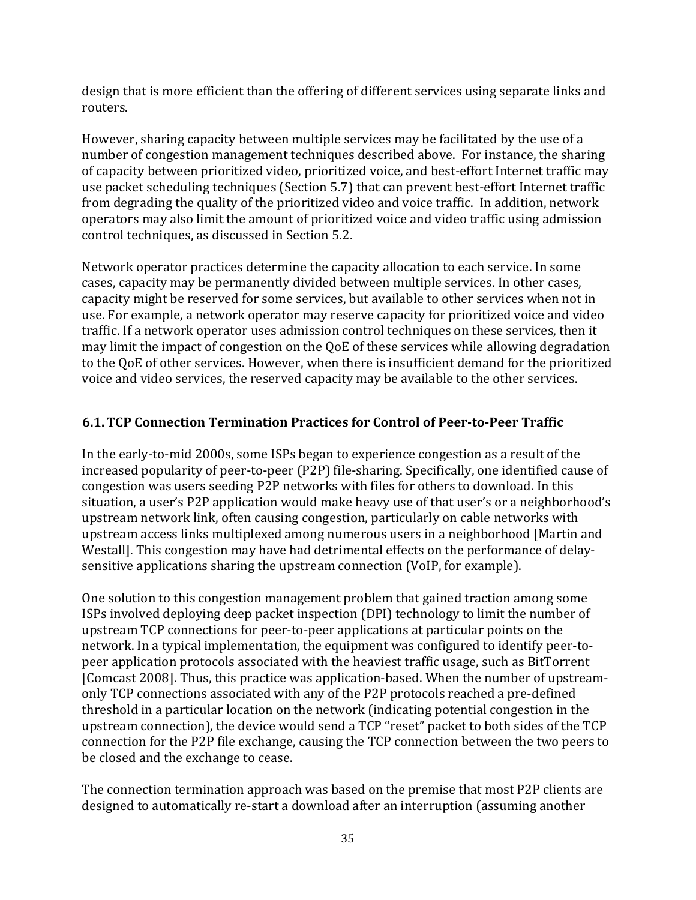design that is more efficient than the offering of different services using separate links and routers.

However, sharing capacity between multiple services may be facilitated by the use of a number of congestion management techniques described above. For instance, the sharing of capacity between prioritized video, prioritized voice, and best-effort Internet traffic may use packet scheduling techniques (Section 5.7) that can prevent best-effort Internet traffic from degrading the quality of the prioritized video and voice traffic. In addition, network operators may also limit the amount of prioritized voice and video traffic using admission control techniques, as discussed in Section 5.2.

Network operator practices determine the capacity allocation to each service. In some cases, capacity may be permanently divided between multiple services. In other cases, capacity might be reserved for some services, but available to other services when not in use. For example, a network operator may reserve capacity for prioritized voice and video traffic. If a network operator uses admission control techniques on these services, then it may limit the impact of congestion on the QoE of these services while allowing degradation to the QoE of other services. However, when there is insufficient demand for the prioritized voice and video services, the reserved capacity may be available to the other services.

### 6.1. TCP Connection Termination Practices for Control of Peer-to-Peer Traffic

In the early-to-mid 2000s, some ISPs began to experience congestion as a result of the increased popularity of peer-to-peer (P2P) file-sharing. Specifically, one identified cause of congestion was users seeding P2P networks with files for others to download. In this situation, a user's P2P application would make heavy use of that user's or a neighborhood's upstream network link, often causing congestion, particularly on cable networks with upstream access links multiplexed among numerous users in a neighborhood [Martin and Westall]. This congestion may have had detrimental effects on the performance of delay-sensitive applications sharing the upstream connection (VoIP, for example).

One solution to this congestion management problem that gained traction among some ISPs involved deploying deep packet inspection (DPI) technology to limit the number of upstream TCP connections for peer-to-peer applications at particular points on the network. In a typical implementation, the equipment was configured to identify peer-to-peer application protocols associated with the heaviest traffic usage, such as BitTorrent [Comcast 2008]. Thus, this practice was application-based. When the number of upstream-only TCP connections associated with any of the P2P protocols reached a pre-defined threshold in a particular location on the network (indicating potential congestion in the upstream connection), the device would send a TCP "reset" packet to both sides of the TCP connection for the P2P file exchange, causing the TCP connection between the two peers to be closed and the exchange to cease.

The connection termination approach was based on the premise that most P2P clients are designed to automatically re-start a download after an interruption (assuming another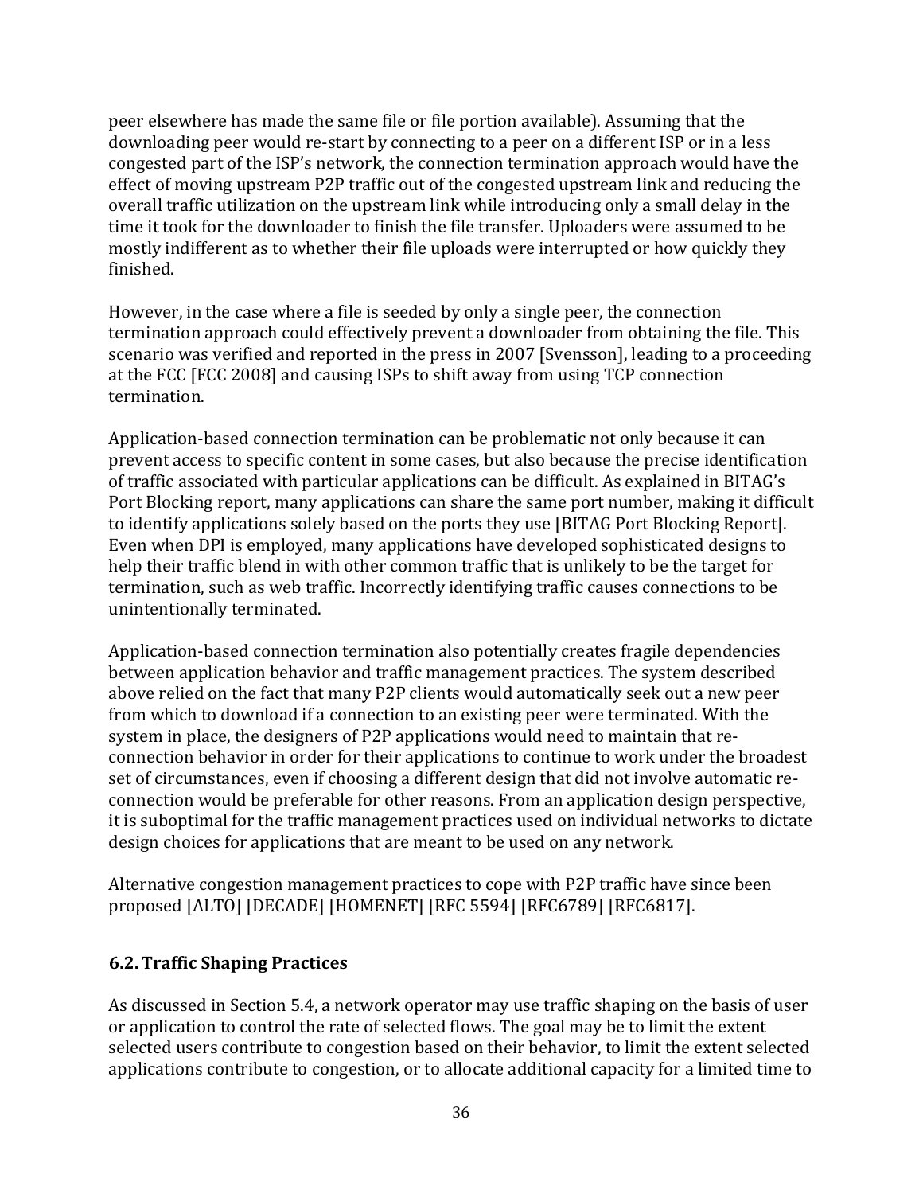peer elsewhere has made the same file or file portion available). Assuming that the downloading peer would re-start by connecting to a peer on a different ISP or in a less congested part of the ISP's network, the connection termination approach would have the effect of moving upstream P2P traffic out of the congested upstream link and reducing the overall traffic utilization on the upstream link while introducing only a small delay in the time it took for the downloader to finish the file transfer. Uploaders were assumed to be mostly indifferent as to whether their file uploads were interrupted or how quickly they finished.

However, in the case where a file is seeded by only a single peer, the connection termination approach could effectively prevent a downloader from obtaining the file. This scenario was verified and reported in the press in 2007 [Svensson], leading to a proceeding at the FCC [FCC 2008] and causing ISPs to shift away from using TCP connection termination.

Application-based connection termination can be problematic not only because it can prevent access to specific content in some cases, but also because the precise identification of traffic associated with particular applications can be difficult. As explained in BITAG's Port Blocking report, many applications can share the same port number, making it difficult to identify applications solely based on the ports they use [BITAG Port Blocking Report]. Even when DPI is employed, many applications have developed sophisticated designs to help their traffic blend in with other common traffic that is unlikely to be the target for termination, such as web traffic. Incorrectly identifying traffic causes connections to be unintentionally terminated.

Application-based connection termination also potentially creates fragile dependencies between application behavior and traffic management practices. The system described above relied on the fact that many P2P clients would automatically seek out a new peer from which to download if a connection to an existing peer were terminated. With the system in place, the designers of P2P applications would need to maintain that re-connection behavior in order for their applications to continue to work under the broadest set of circumstances, even if choosing a different design that did not involve automatic re-connection would be preferable for other reasons. From an application design perspective, it is suboptimal for the traffic management practices used on individual networks to dictate design choices for applications that are meant to be used on any network.

Alternative congestion management practices to cope with P2P traffic have since been proposed [ALTO] [DECADE] [HOMENET] [RFC 5594] [RFC6789] [RFC6817].

### 6.2. Traffic Shaping Practices

As discussed in Section 5.4, a network operator may use traffic shaping on the basis of user or application to control the rate of selected flows. The goal may be to limit the extent selected users contribute to congestion based on their behavior, to limit the extent selected applications contribute to congestion, or to allocate additional capacity for a limited time to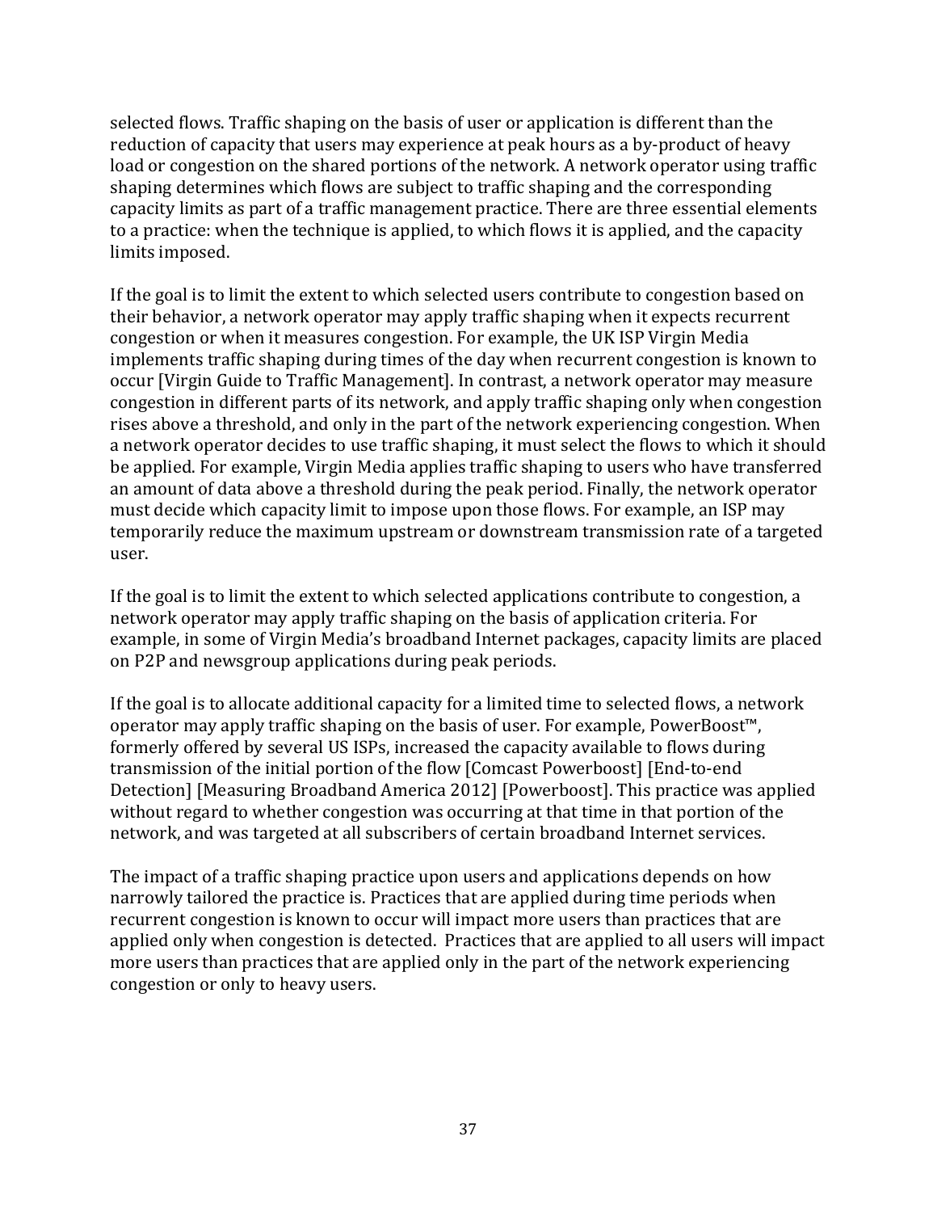selected flows. Traffic shaping on the basis of user or application is different than the reduction of capacity that users may experience at peak hours as a by-product of heavy load or congestion on the shared portions of the network. A network operator using traffic shaping determines which flows are subject to traffic shaping and the corresponding capacity limits as part of a traffic management practice. There are three essential elements to a practice: when the technique is applied, to which flows it is applied, and the capacity limits imposed.

If the goal is to limit the extent to which selected users contribute to congestion based on their behavior, a network operator may apply traffic shaping when it expects recurrent congestion or when it measures congestion. For example, the UK ISP Virgin Media implements traffic shaping during times of the day when recurrent congestion is known to occur [Virgin Guide to Traffic Management]. In contrast, a network operator may measure congestion in different parts of its network, and apply traffic shaping only when congestion rises above a threshold, and only in the part of the network experiencing congestion. When a network operator decides to use traffic shaping, it must select the flows to which it should be applied. For example, Virgin Media applies traffic shaping to users who have transferred an amount of data above a threshold during the peak period. Finally, the network operator must decide which capacity limit to impose upon those flows. For example, an ISP may temporarily reduce the maximum upstream or downstream transmission rate of a targeted user.

If the goal is to limit the extent to which selected applications contribute to congestion, a network operator may apply traffic shaping on the basis of application criteria. For example, in some of Virgin Media's broadband Internet packages, capacity limits are placed on P2P and newsgroup applications during peak periods.

If the goal is to allocate additional capacity for a limited time to selected flows, a network operator may apply traffic shaping on the basis of user. For example, PowerBoost™, formerly offered by several US ISPs, increased the capacity available to flows during transmission of the initial portion of the flow [Comcast Powerboost] [End-to-end Detection] [Measuring Broadband America 2012] [Powerboost]. This practice was applied without regard to whether congestion was occurring at that time in that portion of the network, and was targeted at all subscribers of certain broadband Internet services.

The impact of a traffic shaping practice upon users and applications depends on how narrowly tailored the practice is. Practices that are applied during time periods when recurrent congestion is known to occur will impact more users than practices that are applied only when congestion is detected. Practices that are applied to all users will impact more users than practices that are applied only in the part of the network experiencing congestion or only to heavy users.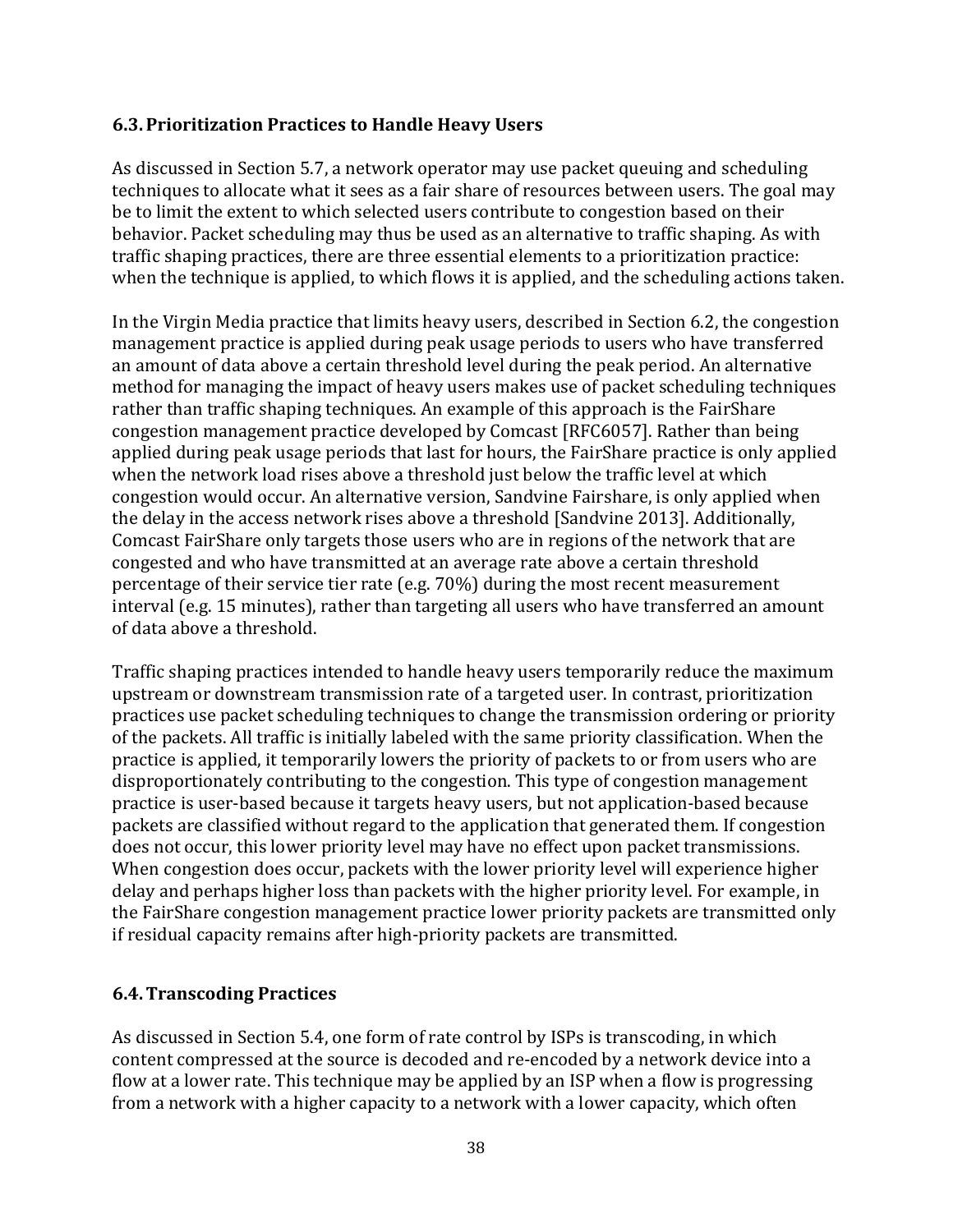### 6.3. Prioritization Practices to Handle Heavy Users

As discussed in Section 5.7, a network operator may use packet queuing and scheduling techniques to allocate what it sees as a fair share of resources between users. The goal may be to limit the extent to which selected users contribute to congestion based on their behavior. Packet scheduling may thus be used as an alternative to traffic shaping. As with traffic shaping practices, there are three essential elements to a prioritization practice: when the technique is applied, to which flows it is applied, and the scheduling actions taken.

In the Virgin Media practice that limits heavy users, described in Section 6.2, the congestion management practice is applied during peak usage periods to users who have transferred an amount of data above a certain threshold level during the peak period. An alternative method for managing the impact of heavy users makes use of packet scheduling techniques rather than traffic shaping techniques. An example of this approach is the FairShare congestion management practice developed by Comcast [RFC6057]. Rather than being applied during peak usage periods that last for hours, the FairShare practice is only applied when the network load rises above a threshold just below the traffic level at which congestion would occur. An alternative version, Sandvine Fairshare, is only applied when the delay in the access network rises above a threshold [Sandvine 2013]. Additionally, Comcast FairShare only targets those users who are in regions of the network that are congested and who have transmitted at an average rate above a certain threshold percentage of their service tier rate (e.g. 70%) during the most recent measurement interval (e.g. 15 minutes), rather than targeting all users who have transferred an amount of data above a threshold.

Traffic shaping practices intended to handle heavy users temporarily reduce the maximum upstream or downstream transmission rate of a targeted user. In contrast, prioritization practices use packet scheduling techniques to change the transmission ordering or priority of the packets. All traffic is initially labeled with the same priority classification. When the practice is applied, it temporarily lowers the priority of packets to or from users who are disproportionately contributing to the congestion. This type of congestion management practice is user-based because it targets heavy users, but not application-based because packets are classified without regard to the application that generated them. If congestion does not occur, this lower priority level may have no effect upon packet transmissions. When congestion does occur, packets with the lower priority level will experience higher delay and perhaps higher loss than packets with the higher priority level. For example, in the FairShare congestion management practice lower priority packets are transmitted only if residual capacity remains after high-priority packets are transmitted.

### 6.4. Transcoding Practices

As discussed in Section 5.4, one form of rate control by ISPs is transcoding, in which content compressed at the source is decoded and re-encoded by a network device into a flow at a lower rate. This technique may be applied by an ISP when a flow is progressing from a network with a higher capacity to a network with a lower capacity, which often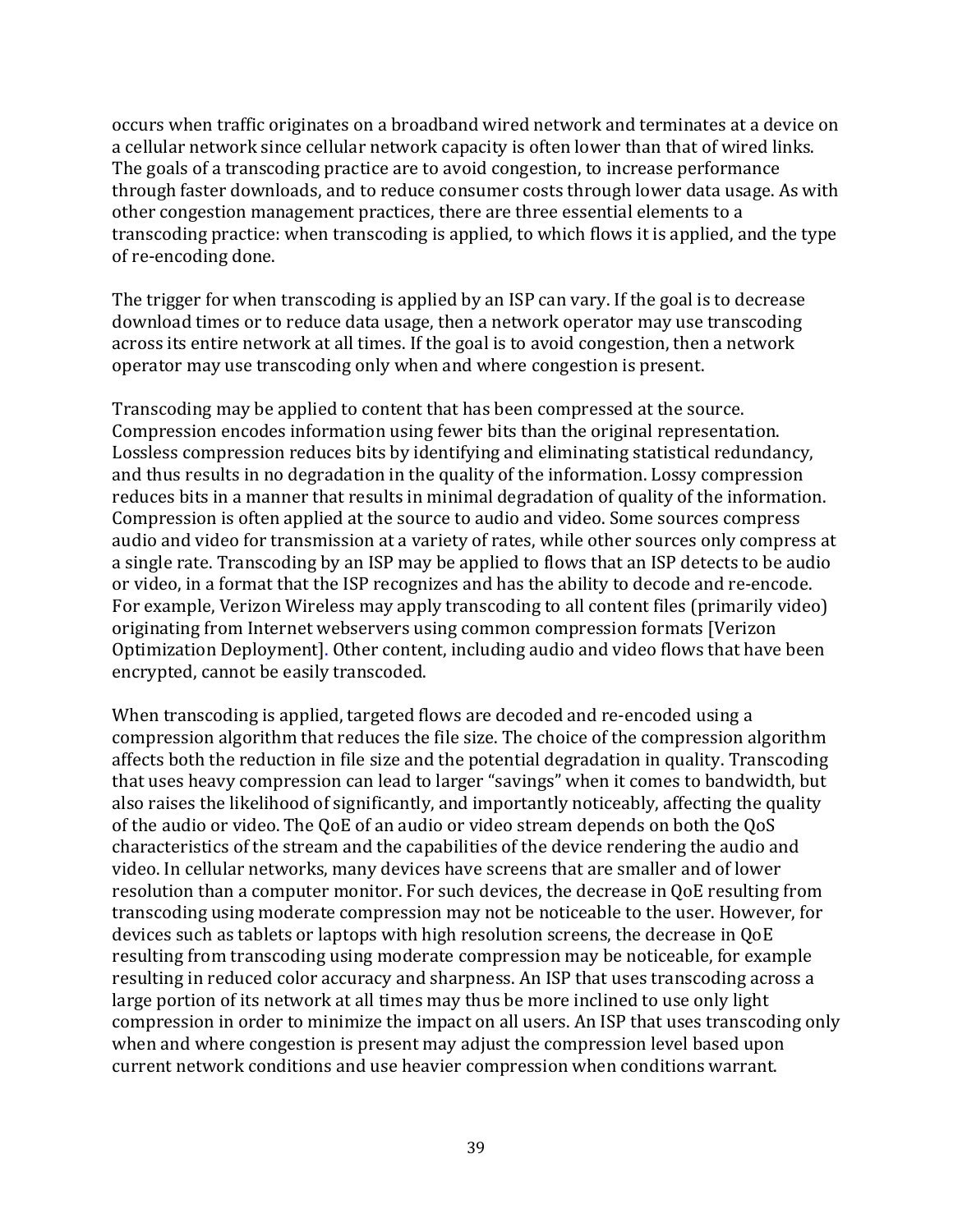occurs when traffic originates on a broadband wired network and terminates at a device on a cellular network since cellular network capacity is often lower than that of wired links. The goals of a transcoding practice are to avoid congestion, to increase performance through faster downloads, and to reduce consumer costs through lower data usage. As with other congestion management practices, there are three essential elements to a transcoding practice: when transcoding is applied, to which flows it is applied, and the type of re-encoding done.

The trigger for when transcoding is applied by an ISP can vary. If the goal is to decrease download times or to reduce data usage, then a network operator may use transcoding across its entire network at all times. If the goal is to avoid congestion, then a network operator may use transcoding only when and where congestion is present.

Transcoding may be applied to content that has been compressed at the source. Compression encodes information using fewer bits than the original representation. Lossless compression reduces bits by identifying and eliminating statistical redundancy, and thus results in no degradation in the quality of the information. Lossy compression reduces bits in a manner that results in minimal degradation of quality of the information. Compression is often applied at the source to audio and video. Some sources compress audio and video for transmission at a variety of rates, while other sources only compress at a single rate. Transcoding by an ISP may be applied to flows that an ISP detects to be audio or video, in a format that the ISP recognizes and has the ability to decode and re-encode. For example, Verizon Wireless may apply transcoding to all content files (primarily video) originating from Internet webservers using common compression formats [Verizon Optimization Deployment]. Other content, including audio and video flows that have been encrypted, cannot be easily transcoded.

When transcoding is applied, targeted flows are decoded and re-encoded using a compression algorithm that reduces the file size. The choice of the compression algorithm affects both the reduction in file size and the potential degradation in quality. Transcoding that uses heavy compression can lead to larger "savings" when it comes to bandwidth, but also raises the likelihood of significantly, and importantly noticeably, affecting the quality of the audio or video. The QoE of an audio or video stream depends on both the QoS characteristics of the stream and the capabilities of the device rendering the audio and video. In cellular networks, many devices have screens that are smaller and of lower resolution than a computer monitor. For such devices, the decrease in QoE resulting from transcoding using moderate compression may not be noticeable to the user. However, for devices such as tablets or laptops with high resolution screens, the decrease in QoE resulting from transcoding using moderate compression may be noticeable, for example resulting in reduced color accuracy and sharpness. An ISP that uses transcoding across a large portion of its network at all times may thus be more inclined to use only light compression in order to minimize the impact on all users. An ISP that uses transcoding only when and where congestion is present may adjust the compression level based upon current network conditions and use heavier compression when conditions warrant.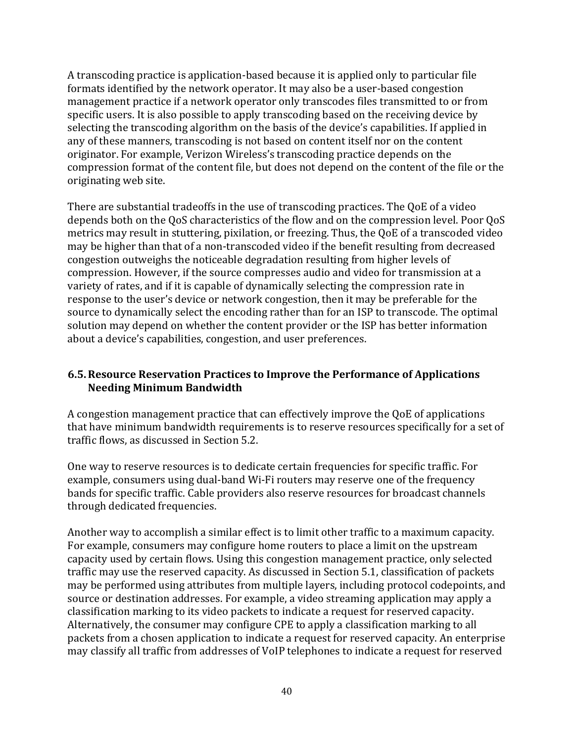A transcoding practice is application-based because it is applied only to particular file formats identified by the network operator. It may also be a user-based congestion management practice if a network operator only transcodes files transmitted to or from specific users. It is also possible to apply transcoding based on the receiving device by selecting the transcoding algorithm on the basis of the device's capabilities. If applied in any of these manners, transcoding is not based on content itself nor on the content originator. For example, Verizon Wireless's transcoding practice depends on the compression format of the content file, but does not depend on the content of the file or the originating web site.

There are substantial tradeoffs in the use of transcoding practices. The QoE of a video depends both on the QoS characteristics of the flow and on the compression level. Poor QoS metrics may result in stuttering, pixilation, or freezing. Thus, the QoE of a transcoded video may be higher than that of a non-transcoded video if the benefit resulting from decreased congestion outweighs the noticeable degradation resulting from higher levels of compression. However, if the source compresses audio and video for transmission at a variety of rates, and if it is capable of dynamically selecting the compression rate in response to the user's device or network congestion, then it may be preferable for the source to dynamically select the encoding rather than for an ISP to transcode. The optimal solution may depend on whether the content provider or the ISP has better information about a device's capabilities, congestion, and user preferences.

### 6.5. Resource Reservation Practices to Improve the Performance of Applications Needing Minimum Bandwidth

A congestion management practice that can effectively improve the QoE of applications that have minimum bandwidth requirements is to reserve resources specifically for a set of traffic flows, as discussed in Section 5.2.

One way to reserve resources is to dedicate certain frequencies for specific traffic. For example, consumers using dual-band Wi-Fi routers may reserve one of the frequency bands for specific traffic. Cable providers also reserve resources for broadcast channels through dedicated frequencies.

Another way to accomplish a similar effect is to limit other traffic to a maximum capacity. For example, consumers may configure home routers to place a limit on the upstream capacity used by certain flows. Using this congestion management practice, only selected traffic may use the reserved capacity. As discussed in Section 5.1, classification of packets may be performed using attributes from multiple layers, including protocol codepoints, and source or destination addresses. For example, a video streaming application may apply a classification marking to its video packets to indicate a request for reserved capacity. Alternatively, the consumer may configure CPE to apply a classification marking to all packets from a chosen application to indicate a request for reserved capacity. An enterprise may classify all traffic from addresses of VoIP telephones to indicate a request for reserved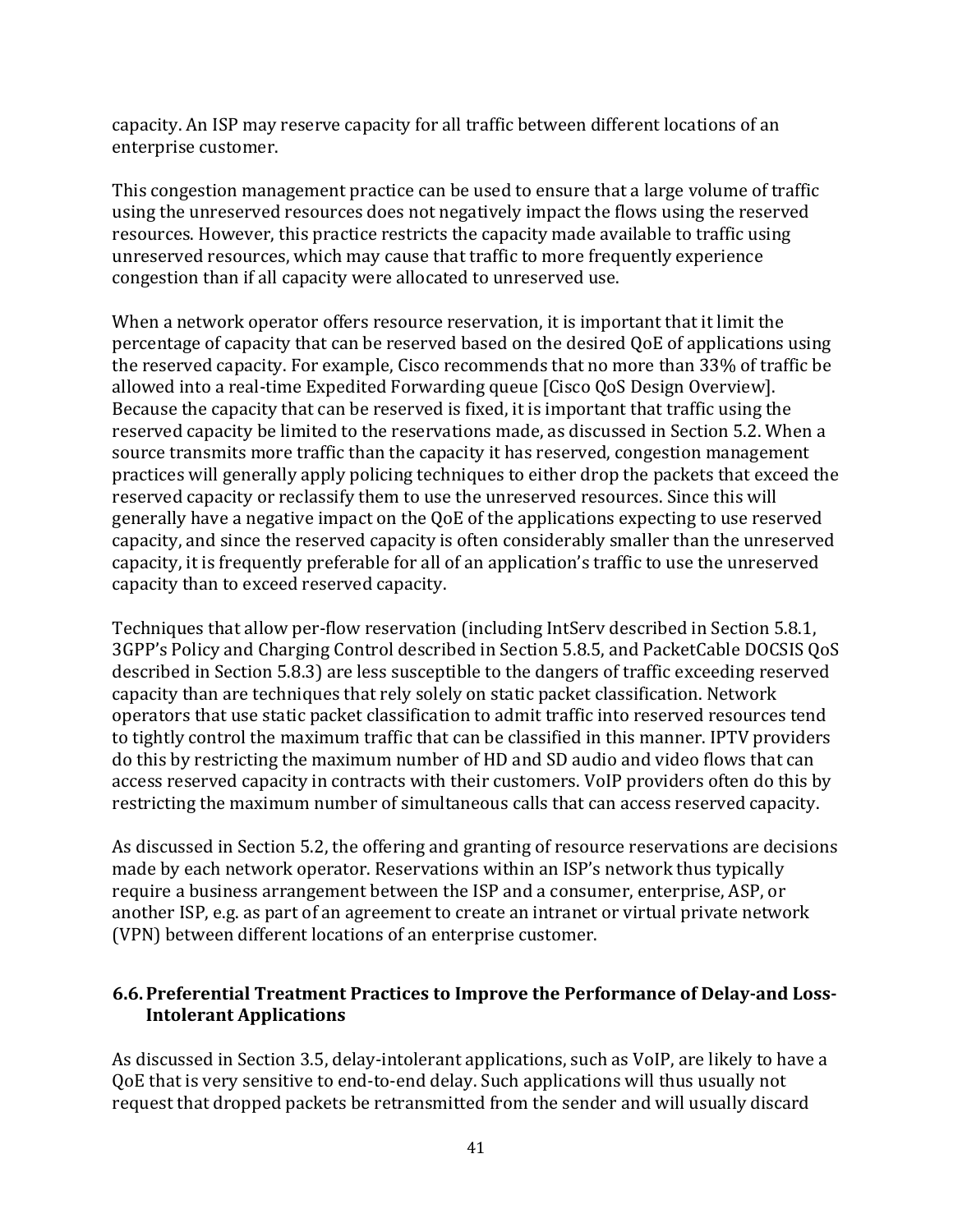capacity. An ISP may reserve capacity for all traffic between different locations of an enterprise customer.

This congestion management practice can be used to ensure that a large volume of traffic using the unreserved resources does not negatively impact the flows using the reserved resources. However, this practice restricts the capacity made available to traffic using unreserved resources, which may cause that traffic to more frequently experience congestion than if all capacity were allocated to unreserved use.

When a network operator offers resource reservation, it is important that it limit the percentage of capacity that can be reserved based on the desired QoE of applications using the reserved capacity. For example, Cisco recommends that no more than 33% of traffic be allowed into a real-time Expedited Forwarding queue [Cisco QoS Design Overview]. Because the capacity that can be reserved is fixed, it is important that traffic using the reserved capacity be limited to the reservations made, as discussed in Section 5.2. When a source transmits more traffic than the capacity it has reserved, congestion management practices will generally apply policing techniques to either drop the packets that exceed the reserved capacity or reclassify them to use the unreserved resources. Since this will generally have a negative impact on the QoE of the applications expecting to use reserved capacity, and since the reserved capacity is often considerably smaller than the unreserved capacity, it is frequently preferable for all of an application's traffic to use the unreserved capacity than to exceed reserved capacity.

Techniques that allow per-flow reservation (including IntServ described in Section 5.8.1, 3GPP's Policy and Charging Control described in Section 5.8.5, and PacketCable DOCSIS QoS described in Section 5.8.3) are less susceptible to the dangers of traffic exceeding reserved capacity than are techniques that rely solely on static packet classification. Network operators that use static packet classification to admit traffic into reserved resources tend to tightly control the maximum traffic that can be classified in this manner. IPTV providers do this by restricting the maximum number of HD and SD audio and video flows that can access reserved capacity in contracts with their customers. VoIP providers often do this by restricting the maximum number of simultaneous calls that can access reserved capacity.

As discussed in Section 5.2, the offering and granting of resource reservations are decisions made by each network operator. Reservations within an ISP's network thus typically require a business arrangement between the ISP and a consumer, enterprise, ASP, or another ISP, e.g. as part of an agreement to create an intranet or virtual private network (VPN) between different locations of an enterprise customer.

## 6.6. Preferential Treatment Practices to Improve the Performance of Delay-and Loss-Intolerant Applications

As discussed in Section 3.5, delay-intolerant applications, such as VoIP, are likely to have a QoE that is very sensitive to end-to-end delay. Such applications will thus usually not request that dropped packets be retransmitted from the sender and will usually discard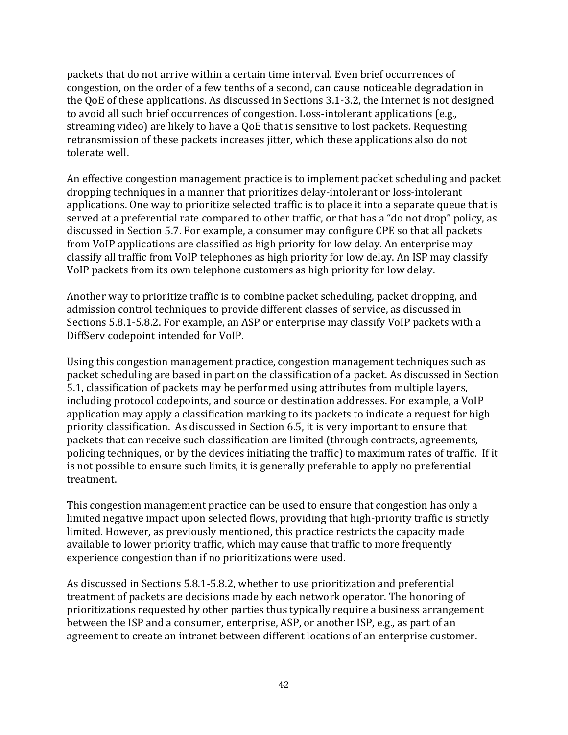packets that do not arrive within a certain time interval. Even brief occurrences of congestion, on the order of a few tenths of a second, can cause noticeable degradation in the QoE of these applications. As discussed in Sections 3.1-3.2, the Internet is not designed to avoid all such brief occurrences of congestion. Loss-intolerant applications (e.g., streaming video) are likely to have a QoE that is sensitive to lost packets. Requesting retransmission of these packets increases jitter, which these applications also do not tolerate well.

An effective congestion management practice is to implement packet scheduling and packet dropping techniques in a manner that prioritizes delay-intolerant or loss-intolerant applications. One way to prioritize selected traffic is to place it into a separate queue that is served at a preferential rate compared to other traffic, or that has a "do not drop" policy, as discussed in Section 5.7. For example, a consumer may configure CPE so that all packets from VoIP applications are classified as high priority for low delay. An enterprise may classify all traffic from VoIP telephones as high priority for low delay. An ISP may classify VoIP packets from its own telephone customers as high priority for low delay.

Another way to prioritize traffic is to combine packet scheduling, packet dropping, and admission control techniques to provide different classes of service, as discussed in Sections 5.8.1-5.8.2. For example, an ASP or enterprise may classify VoIP packets with a DiffServ codepoint intended for VoIP.

Using this congestion management practice, congestion management techniques such as packet scheduling are based in part on the classification of a packet. As discussed in Section 5.1, classification of packets may be performed using attributes from multiple layers, including protocol codepoints, and source or destination addresses. For example, a VoIP application may apply a classification marking to its packets to indicate a request for high priority classification. As discussed in Section 6.5, it is very important to ensure that packets that can receive such classification are limited (through contracts, agreements, policing techniques, or by the devices initiating the traffic) to maximum rates of traffic. If it is not possible to ensure such limits, it is generally preferable to apply no preferential treatment.

This congestion management practice can be used to ensure that congestion has only a limited negative impact upon selected flows, providing that high-priority traffic is strictly limited. However, as previously mentioned, this practice restricts the capacity made available to lower priority traffic, which may cause that traffic to more frequently experience congestion than if no prioritizations were used.

As discussed in Sections 5.8.1-5.8.2, whether to use prioritization and preferential treatment of packets are decisions made by each network operator. The honoring of prioritizations requested by other parties thus typically require a business arrangement between the ISP and a consumer, enterprise, ASP, or another ISP, e.g., as part of an agreement to create an intranet between different locations of an enterprise customer.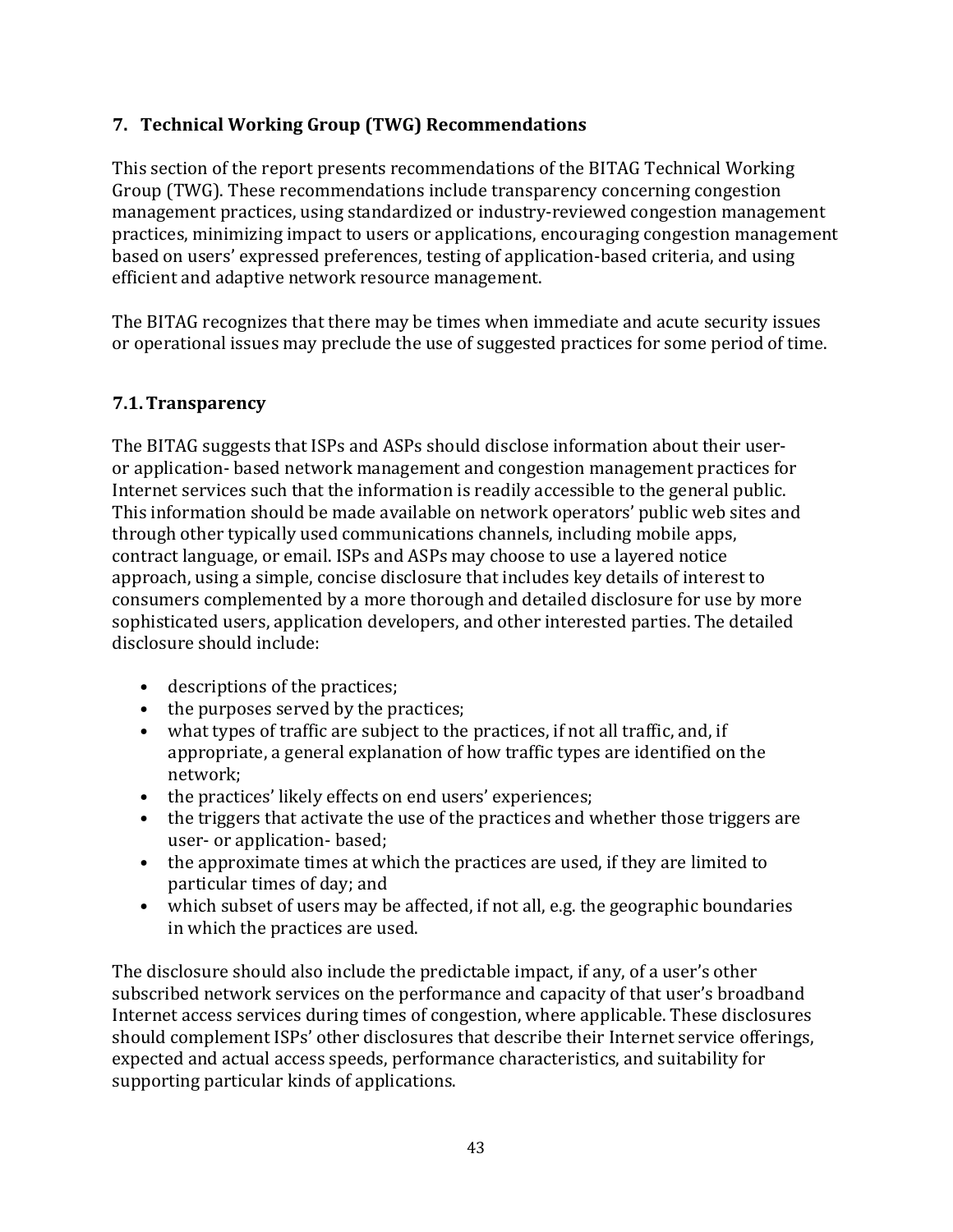## 7. Technical Working Group (TWG) Recommendations

This section of the report presents recommendations of the BITAG Technical Working Group (TWG). These recommendations include transparency concerning congestion management practices, using standardized or industry-reviewed congestion management practices, minimizing impact to users or applications, encouraging congestion management based on users' expressed preferences, testing of application-based criteria, and using efficient and adaptive network resource management.

The BITAG recognizes that there may be times when immediate and acute security issues or operational issues may preclude the use of suggested practices for some period of time.

### 7.1. Transparency

The BITAG suggests that ISPs and ASPs should disclose information about their user- or application- based network management and congestion management practices for Internet services such that the information is readily accessible to the general public. This information should be made available on network operators' public web sites and through other typically used communications channels, including mobile apps, contract language, or email. ISPs and ASPs may choose to use a layered notice approach, using a simple, concise disclosure that includes key details of interest to consumers complemented by a more thorough and detailed disclosure for use by more sophisticated users, application developers, and other interested parties. The detailed disclosure should include:

- descriptions of the practices;
- the purposes served by the practices;
- what types of traffic are subject to the practices, if not all traffic, and, if appropriate, a general explanation of how traffic types are identified on the network;
- the practices' likely effects on end users' experiences;
- the triggers that activate the use of the practices and whether those triggers are user- or application- based;
- the approximate times at which the practices are used, if they are limited to particular times of day; and
- which subset of users may be affected, if not all, e.g. the geographic boundaries in which the practices are used.

The disclosure should also include the predictable impact, if any, of a user's other subscribed network services on the performance and capacity of that user's broadband Internet access services during times of congestion, where applicable. These disclosures should complement ISPs' other disclosures that describe their Internet service offerings, expected and actual access speeds, performance characteristics, and suitability for supporting particular kinds of applications.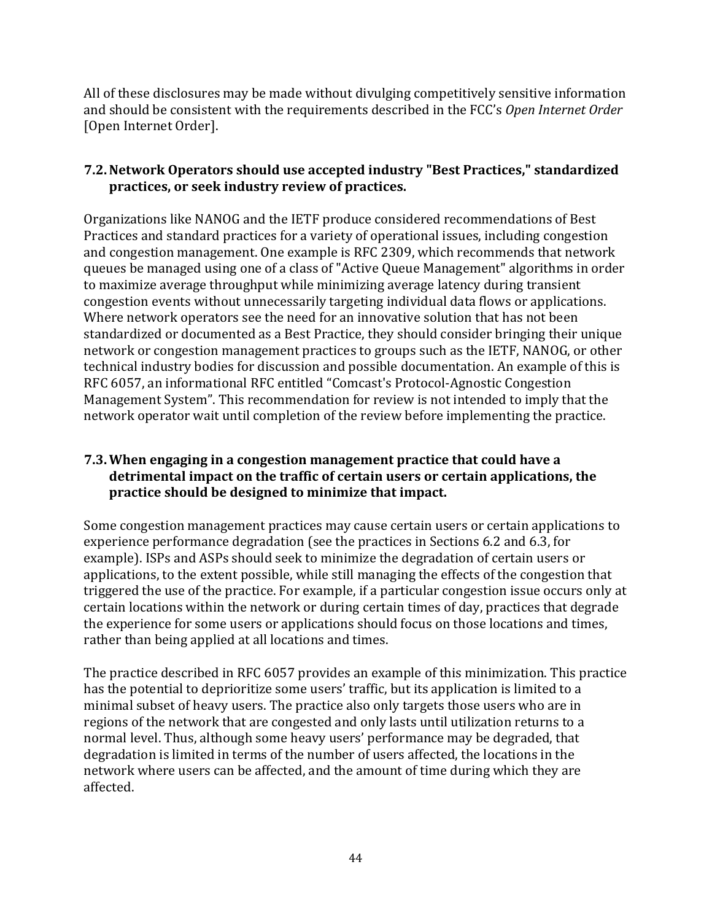All of these disclosures may be made without divulging competitively sensitive information and should be consistent with the requirements described in the FCC's *Open Internet Order* [Open Internet Order].

### 7.2. Network Operators should use accepted industry "Best Practices," standardized practices, or seek industry review of practices.

Organizations like NANOG and the IETF produce considered recommendations of Best Practices and standard practices for a variety of operational issues, including congestion and congestion management. One example is RFC 2309, which recommends that network queues be managed using one of a class of "Active Queue Management" algorithms in order to maximize average throughput while minimizing average latency during transient congestion events without unnecessarily targeting individual data flows or applications. Where network operators see the need for an innovative solution that has not been standardized or documented as a Best Practice, they should consider bringing their unique network or congestion management practices to groups such as the IETF, NANOG, or other technical industry bodies for discussion and possible documentation. An example of this is RFC 6057, an informational RFC entitled "Comcast's Protocol-Agnostic Congestion Management System". This recommendation for review is not intended to imply that the network operator wait until completion of the review before implementing the practice.

### 7.3. When engaging in a congestion management practice that could have a detrimental impact on the traffic of certain users or certain applications, the practice should be designed to minimize that impact.

Some congestion management practices may cause certain users or certain applications to experience performance degradation (see the practices in Sections 6.2 and 6.3, for example). ISPs and ASPs should seek to minimize the degradation of certain users or applications, to the extent possible, while still managing the effects of the congestion that triggered the use of the practice. For example, if a particular congestion issue occurs only at certain locations within the network or during certain times of day, practices that degrade the experience for some users or applications should focus on those locations and times, rather than being applied at all locations and times.

The practice described in RFC 6057 provides an example of this minimization. This practice has the potential to deprioritize some users' traffic, but its application is limited to a minimal subset of heavy users. The practice also only targets those users who are in regions of the network that are congested and only lasts until utilization returns to a normal level. Thus, although some heavy users' performance may be degraded, that degradation is limited in terms of the number of users affected, the locations in the network where users can be affected, and the amount of time during which they are affected.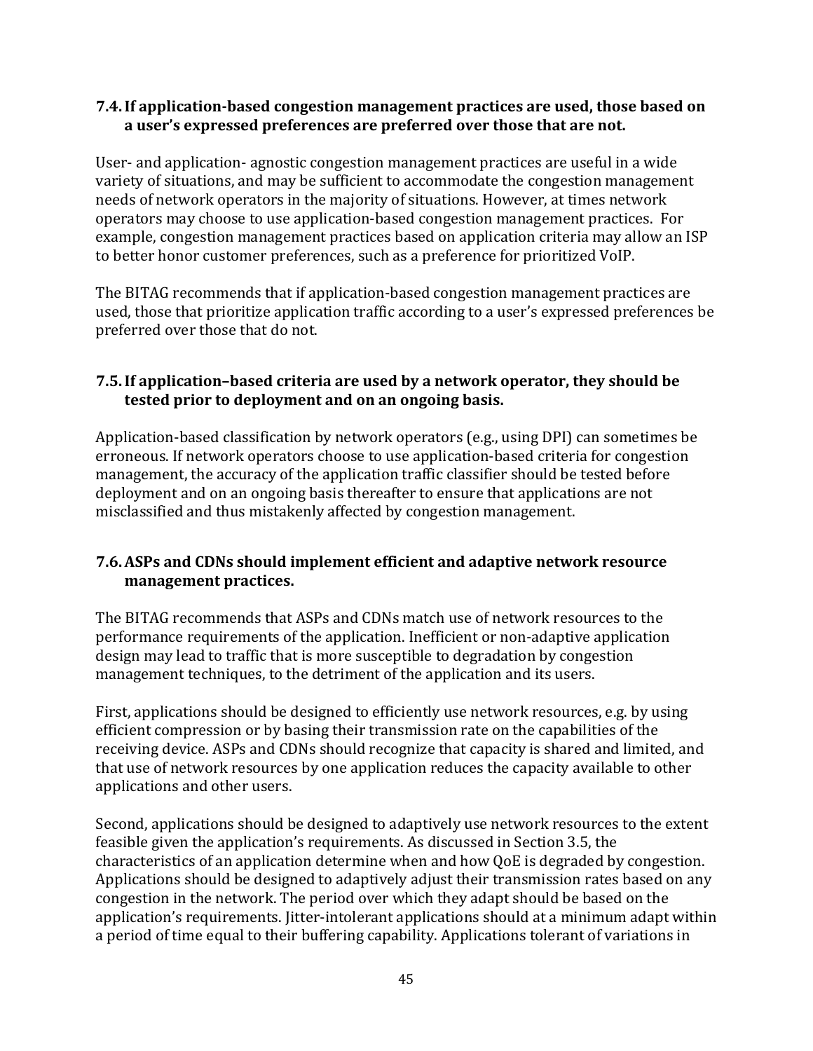### 7.4. If application-based congestion management practices are used, those based on a user's expressed preferences are preferred over those that are not.

User- and application- agnostic congestion management practices are useful in a wide variety of situations, and may be sufficient to accommodate the congestion management needs of network operators in the majority of situations. However, at times network operators may choose to use application-based congestion management practices. For example, congestion management practices based on application criteria may allow an ISP to better honor customer preferences, such as a preference for prioritized VoIP.

The BITAG recommends that if application-based congestion management practices are used, those that prioritize application traffic according to a user's expressed preferences be preferred over those that do not.

### 7.5. If application–based criteria are used by a network operator, they should be tested prior to deployment and on an ongoing basis.

Application-based classification by network operators (e.g., using DPI) can sometimes be erroneous. If network operators choose to use application-based criteria for congestion management, the accuracy of the application traffic classifier should be tested before deployment and on an ongoing basis thereafter to ensure that applications are not misclassified and thus mistakenly affected by congestion management.

### 7.6. ASPs and CDNs should implement efficient and adaptive network resource management practices.

The BITAG recommends that ASPs and CDNs match use of network resources to the performance requirements of the application. Inefficient or non-adaptive application design may lead to traffic that is more susceptible to degradation by congestion management techniques, to the detriment of the application and its users.

First, applications should be designed to efficiently use network resources, e.g. by using efficient compression or by basing their transmission rate on the capabilities of the receiving device. ASPs and CDNs should recognize that capacity is shared and limited, and that use of network resources by one application reduces the capacity available to other applications and other users.

Second, applications should be designed to adaptively use network resources to the extent feasible given the application's requirements. As discussed in Section 3.5, the characteristics of an application determine when and how QoE is degraded by congestion. Applications should be designed to adaptively adjust their transmission rates based on any congestion in the network. The period over which they adapt should be based on the application's requirements. Jitter-intolerant applications should at a minimum adapt within a period of time equal to their buffering capability. Applications tolerant of variations in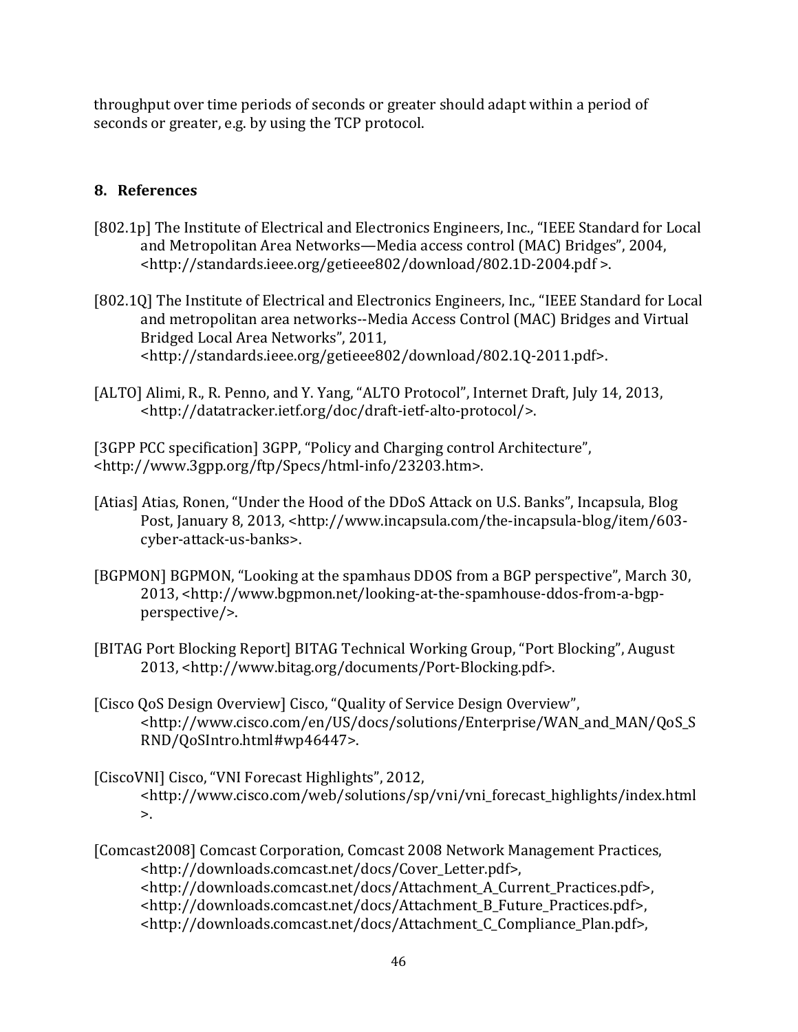throughput over time periods of seconds or greater should adapt within a period of seconds or greater, e.g. by using the TCP protocol.

## 8. References

[802.1p] The Institute of Electrical and Electronics Engineers, Inc., "IEEE Standard for Local and Metropolitan Area Networks—Media access control (MAC) Bridges", 2004, <http://standards.ieee.org/getieee802/download/802.1D-2004.pdf >.

[802.1Q] The Institute of Electrical and Electronics Engineers, Inc., "IEEE Standard for Local and metropolitan area networks--Media Access Control (MAC) Bridges and Virtual Bridged Local Area Networks", 2011, <http://standards.ieee.org/getieee802/download/802.1Q-2011.pdf>.

[ALTO] Alimi, R., R. Penno, and Y. Yang, "ALTO Protocol", Internet Draft, July 14, 2013, <http://datatracker.ietf.org/doc/draft-ietf-alto-protocol/>.

[3GPP PCC specification] 3GPP, "Policy and Charging control Architecture", <http://www.3gpp.org/ftp/Specs/html-info/23203.htm>.

[Atias] Atias, Ronen, "Under the Hood of the DDoS Attack on U.S. Banks", Incapsula, Blog Post, January 8, 2013, <http://www.incapsula.com/the-incapsula-blog/item/603-cyber-attack-us-banks>.

[BGPMON] BGPMON, "Looking at the spamhaus DDOS from a BGP perspective", March 30, 2013, <http://www.bgpmon.net/looking-at-the-spamhouse-ddos-from-a-bgp-perspective/>.

[BITAG Port Blocking Report] BITAG Technical Working Group, "Port Blocking", August 2013, <http://www.bitag.org/documents/Port-Blocking.pdf>.

[Cisco QoS Design Overview] Cisco, "Quality of Service Design Overview", <http://www.cisco.com/en/US/docs/solutions/Enterprise/WAN_and_MAN/QoS_SRND/QoSIntro.html#wp46447>.

[CiscoVNI] Cisco, "VNI Forecast Highlights", 2012, <http://www.cisco.com/web/solutions/sp/vni/vni_forecast_highlights/index.html>.

[Comcast2008] Comcast Corporation, Comcast 2008 Network Management Practices, <http://downloads.comcast.net/docs/Cover_Letter.pdf>, <http://downloads.comcast.net/docs/Attachment_A_Current_Practices.pdf>, <http://downloads.comcast.net/docs/Attachment_B_Future_Practices.pdf>, <http://downloads.comcast.net/docs/Attachment_C_Compliance_Plan.pdf>,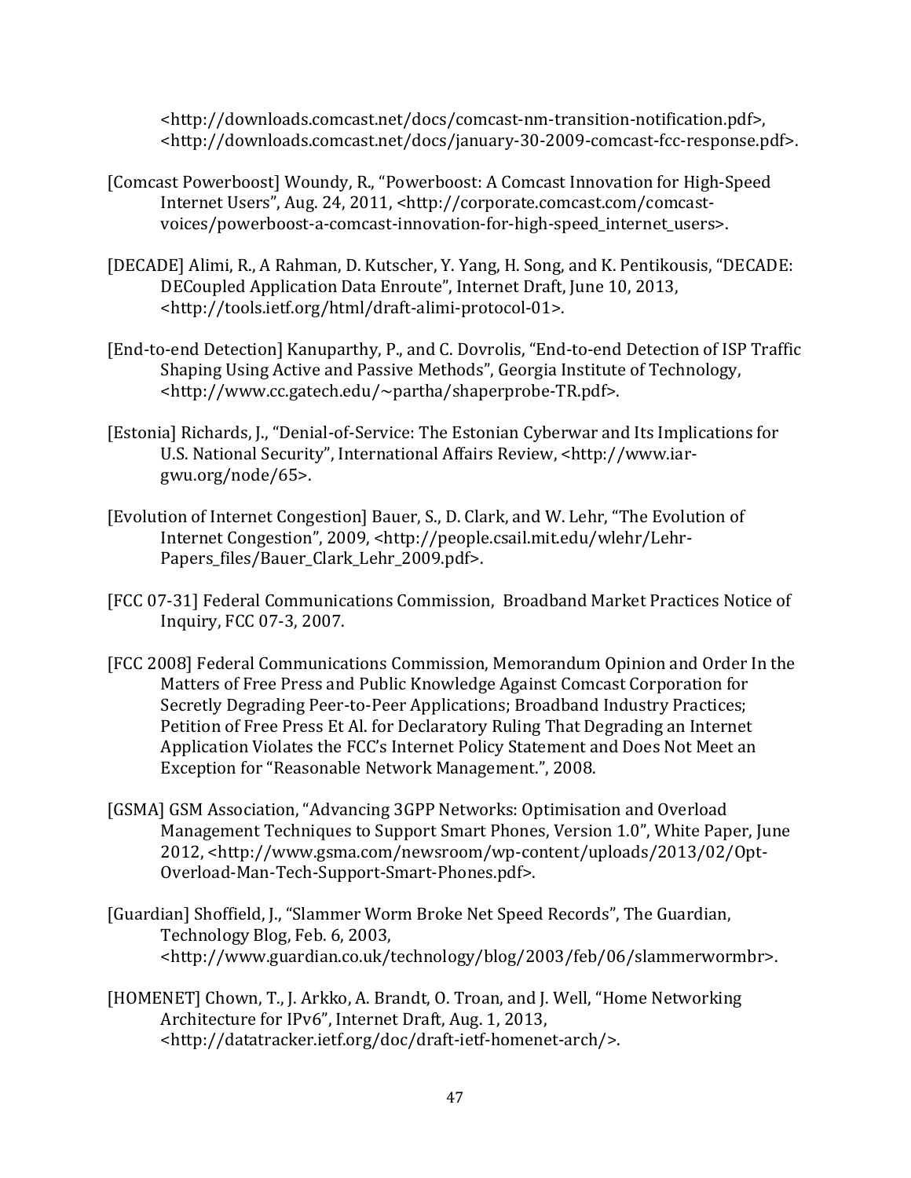<http://downloads.comcast.net/docs/comcast-nm-transition-notification.pdf>, <http://downloads.comcast.net/docs/january-30-2009-comcast-fcc-response.pdf>.

[Comcast Powerboost] Woundy, R., "Powerboost: A Comcast Innovation for High-Speed Internet Users", Aug. 24, 2011, <http://corporate.comcast.com/comcast-voices/powerboost-a-comcast-innovation-for-high-speed_internet_users>.

[DECADE] Alimi, R., A Rahman, D. Kutscher, Y. Yang, H. Song, and K. Pentikousis, "DECADE: DECoupled Application Data Enroute", Internet Draft, June 10, 2013, <http://tools.ietf.org/html/draft-alimi-protocol-01>.

[End-to-end Detection] Kanuparthy, P., and C. Dovrolis, "End-to-end Detection of ISP Traffic Shaping Using Active and Passive Methods", Georgia Institute of Technology, <http://www.cc.gatech.edu/~partha/shaperprobe-TR.pdf>.

[Estonia] Richards, J., "Denial-of-Service: The Estonian Cyberwar and Its Implications for U.S. National Security", International Affairs Review, <http://www.iar-gwu.org/node/65>.

[Evolution of Internet Congestion] Bauer, S., D. Clark, and W. Lehr, "The Evolution of Internet Congestion", 2009, <http://people.csail.mit.edu/wlehr/Lehr-Papers_files/Bauer_Clark_Lehr_2009.pdf>.

[FCC 07-31] Federal Communications Commission, Broadband Market Practices Notice of Inquiry, FCC 07-3, 2007.

[FCC 2008] Federal Communications Commission, Memorandum Opinion and Order In the Matters of Free Press and Public Knowledge Against Comcast Corporation for Secretly Degrading Peer-to-Peer Applications; Broadband Industry Practices; Petition of Free Press Et Al. for Declaratory Ruling That Degrading an Internet Application Violates the FCC's Internet Policy Statement and Does Not Meet an Exception for "Reasonable Network Management.", 2008.

[GSMA] GSM Association, "Advancing 3GPP Networks: Optimisation and Overload Management Techniques to Support Smart Phones, Version 1.0", White Paper, June 2012, <http://www.gsma.com/newsroom/wp-content/uploads/2013/02/Opt-Overload-Man-Tech-Support-Smart-Phones.pdf>.

[Guardian] Shoffield, J., "Slammer Worm Broke Net Speed Records", The Guardian, Technology Blog, Feb. 6, 2003, <http://www.guardian.co.uk/technology/blog/2003/feb/06/slammerwormbr>.

[HOMENET] Chown, T., J. Arkko, A. Brandt, O. Troan, and J. Well, "Home Networking Architecture for IPv6", Internet Draft, Aug. 1, 2013, <http://datatracker.ietf.org/doc/draft-ietf-homenet-arch/>.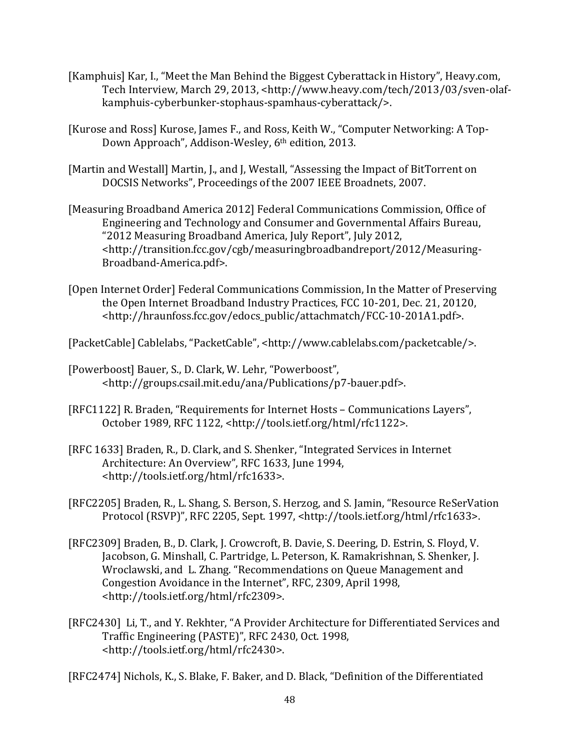[Kamphuis] Kar, I., "Meet the Man Behind the Biggest Cyberattack in History", Heavy.com, Tech Interview, March 29, 2013, <http://www.heavy.com/tech/2013/03/sven-olaf-kamphuis-cyberbunker-stophaus-spamhaus-cyberattack/>.

[Kurose and Ross] Kurose, James F., and Ross, Keith W., "Computer Networking: A Top-Down Approach", Addison-Wesley, 6th edition, 2013.

[Martin and Westall] Martin, J., and J, Westall, "Assessing the Impact of BitTorrent on DOCSIS Networks", Proceedings of the 2007 IEEE Broadnets, 2007.

[Measuring Broadband America 2012] Federal Communications Commission, Office of Engineering and Technology and Consumer and Governmental Affairs Bureau, "2012 Measuring Broadband America, July Report", July 2012, <http://transition.fcc.gov/cgb/measuringbroadbandreport/2012/Measuring-Broadband-America.pdf>.

[Open Internet Order] Federal Communications Commission, In the Matter of Preserving the Open Internet Broadband Industry Practices, FCC 10-201, Dec. 21, 20120, <http://hraunfoss.fcc.gov/edocs_public/attachmatch/FCC-10-201A1.pdf>.

[PacketCable] Cablelabs, "PacketCable", <http://www.cablelabs.com/packetcable/>.

[Powerboost] Bauer, S., D. Clark, W. Lehr, "Powerboost", <http://groups.csail.mit.edu/ana/Publications/p7-bauer.pdf>.

[RFC1122] R. Braden, "Requirements for Internet Hosts – Communications Layers", October 1989, RFC 1122, <http://tools.ietf.org/html/rfc1122>.

[RFC 1633] Braden, R., D. Clark, and S. Shenker, "Integrated Services in Internet Architecture: An Overview", RFC 1633, June 1994, <http://tools.ietf.org/html/rfc1633>.

[RFC2205] Braden, R., L. Shang, S. Berson, S. Herzog, and S. Jamin, "Resource ReSerVation Protocol (RSVP)", RFC 2205, Sept. 1997, <http://tools.ietf.org/html/rfc1633>.

[RFC2309] Braden, B., D. Clark, J. Crowcroft, B. Davie, S. Deering, D. Estrin, S. Floyd, V. Jacobson, G. Minshall, C. Partridge, L. Peterson, K. Ramakrishnan, S. Shenker, J. Wroclawski, and L. Zhang. "Recommendations on Queue Management and Congestion Avoidance in the Internet", RFC, 2309, April 1998, <http://tools.ietf.org/html/rfc2309>.

[RFC2430] Li, T., and Y. Rekhter, "A Provider Architecture for Differentiated Services and Traffic Engineering (PASTE)", RFC 2430, Oct. 1998, <http://tools.ietf.org/html/rfc2430>.

[RFC2474] Nichols, K., S. Blake, F. Baker, and D. Black, "Definition of the Differentiated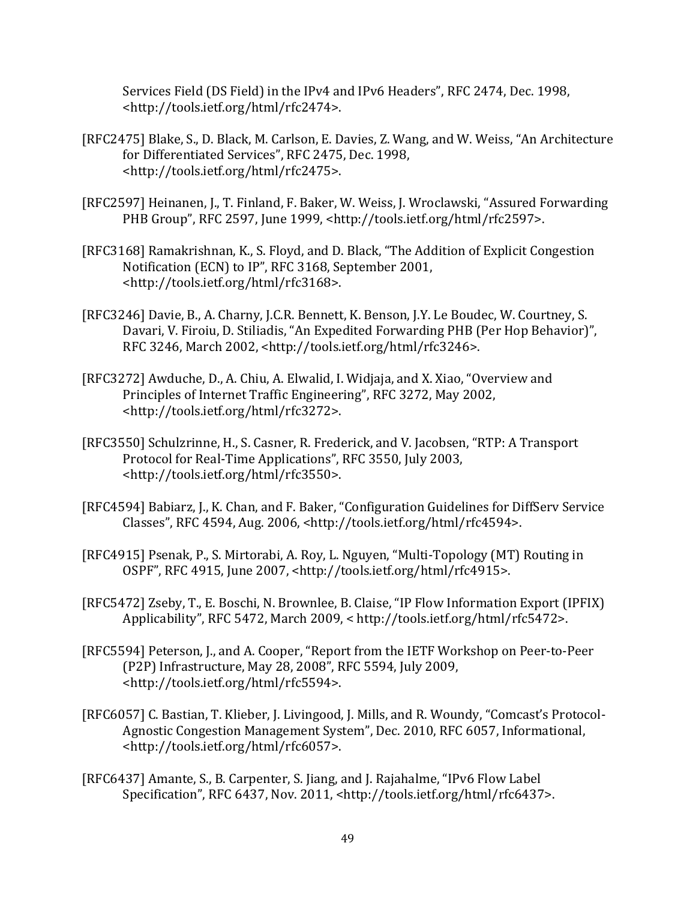Services Field (DS Field) in the IPv4 and IPv6 Headers", RFC 2474, Dec. 1998, <http://tools.ietf.org/html/rfc2474>.

[RFC2475] Blake, S., D. Black, M. Carlson, E. Davies, Z. Wang, and W. Weiss, "An Architecture for Differentiated Services", RFC 2475, Dec. 1998, <http://tools.ietf.org/html/rfc2475>.

[RFC2597] Heinanen, J., T. Finland, F. Baker, W. Weiss, J. Wroclawski, "Assured Forwarding PHB Group", RFC 2597, June 1999, <http://tools.ietf.org/html/rfc2597>.

[RFC3168] Ramakrishnan, K., S. Floyd, and D. Black, "The Addition of Explicit Congestion Notification (ECN) to IP", RFC 3168, September 2001, <http://tools.ietf.org/html/rfc3168>.

[RFC3246] Davie, B., A. Charny, J.C.R. Bennett, K. Benson, J.Y. Le Boudec, W. Courtney, S. Davari, V. Firoiu, D. Stiliadis, "An Expedited Forwarding PHB (Per Hop Behavior)", RFC 3246, March 2002, <http://tools.ietf.org/html/rfc3246>.

[RFC3272] Awduche, D., A. Chiu, A. Elwalid, I. Widjaja, and X. Xiao, "Overview and Principles of Internet Traffic Engineering", RFC 3272, May 2002, <http://tools.ietf.org/html/rfc3272>.

[RFC3550] Schulzrinne, H., S. Casner, R. Frederick, and V. Jacobsen, "RTP: A Transport Protocol for Real-Time Applications", RFC 3550, July 2003, <http://tools.ietf.org/html/rfc3550>.

[RFC4594] Babiarz, J., K. Chan, and F. Baker, "Configuration Guidelines for DiffServ Service Classes", RFC 4594, Aug. 2006, <http://tools.ietf.org/html/rfc4594>.

[RFC4915] Psenak, P., S. Mirtorabi, A. Roy, L. Nguyen, "Multi-Topology (MT) Routing in OSPF", RFC 4915, June 2007, <http://tools.ietf.org/html/rfc4915>.

[RFC5472] Zseby, T., E. Boschi, N. Brownlee, B. Claise, "IP Flow Information Export (IPFIX) Applicability", RFC 5472, March 2009, < http://tools.ietf.org/html/rfc5472>.

[RFC5594] Peterson, J., and A. Cooper, "Report from the IETF Workshop on Peer-to-Peer (P2P) Infrastructure, May 28, 2008", RFC 5594, July 2009, <http://tools.ietf.org/html/rfc5594>.

[RFC6057] C. Bastian, T. Klieber, J. Livingood, J. Mills, and R. Woundy, "Comcast's Protocol-Agnostic Congestion Management System", Dec. 2010, RFC 6057, Informational, <http://tools.ietf.org/html/rfc6057>.

[RFC6437] Amante, S., B. Carpenter, S. Jiang, and J. Rajahalme, "IPv6 Flow Label Specification", RFC 6437, Nov. 2011, <http://tools.ietf.org/html/rfc6437>.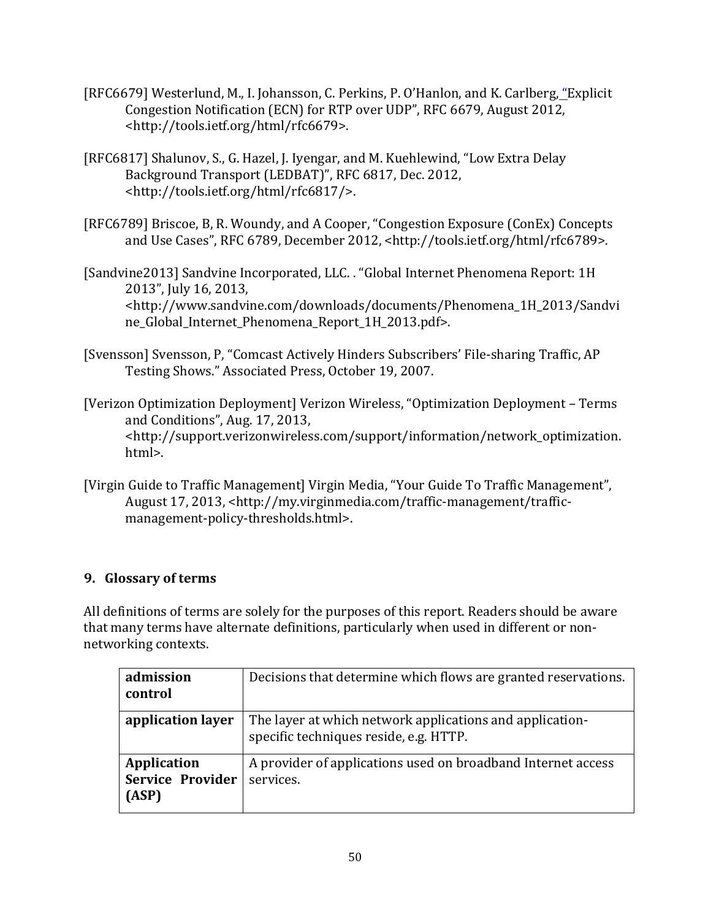[RFC6679] Westerlund, M., I. Johansson, C. Perkins, P. O'Hanlon, and K. Carlberg, "Explicit Congestion Notification (ECN) for RTP over UDP", RFC 6679, August 2012, <http://tools.ietf.org/html/rfc6679>.

[RFC6817] Shalunov, S., G. Hazel, J. Iyengar, and M. Kuehlewind, "Low Extra Delay Background Transport (LEDBAT)", RFC 6817, Dec. 2012, <http://tools.ietf.org/html/rfc6817/>.

[RFC6789] Briscoe, B, R. Woundy, and A Cooper, "Congestion Exposure (ConEx) Concepts and Use Cases", RFC 6789, December 2012, <http://tools.ietf.org/html/rfc6789>.

[Sandvine2013] Sandvine Incorporated, LLC. . "Global Internet Phenomena Report: 1H 2013", July 16, 2013, <http://www.sandvine.com/downloads/documents/Phenomena_1H_2013/Sandvine_Global_Internet_Phenomena_Report_1H_2013.pdf>.

[Svensson] Svensson, P, "Comcast Actively Hinders Subscribers' File-sharing Traffic, AP Testing Shows." Associated Press, October 19, 2007.

[Verizon Optimization Deployment] Verizon Wireless, "Optimization Deployment – Terms and Conditions", Aug. 17, 2013, <http://support.verizonwireless.com/support/information/network_optimization.html>.

[Virgin Guide to Traffic Management] Virgin Media, "Your Guide To Traffic Management", August 17, 2013, <http://my.virginmedia.com/traffic-management/traffic-management-policy-thresholds.html>.

## 9. Glossary of terms

All definitions of terms are solely for the purposes of this report. Readers should be aware that many terms have alternate definitions, particularly when used in different or non-networking contexts.

| | |
|---|---|
| **admission control** | Decisions that determine which flows are granted reservations. |
| **application layer** | The layer at which network applications and application-specific techniques reside, e.g. HTTP. |
| **Application Service Provider (ASP)** | A provider of applications used on broadband Internet access services. |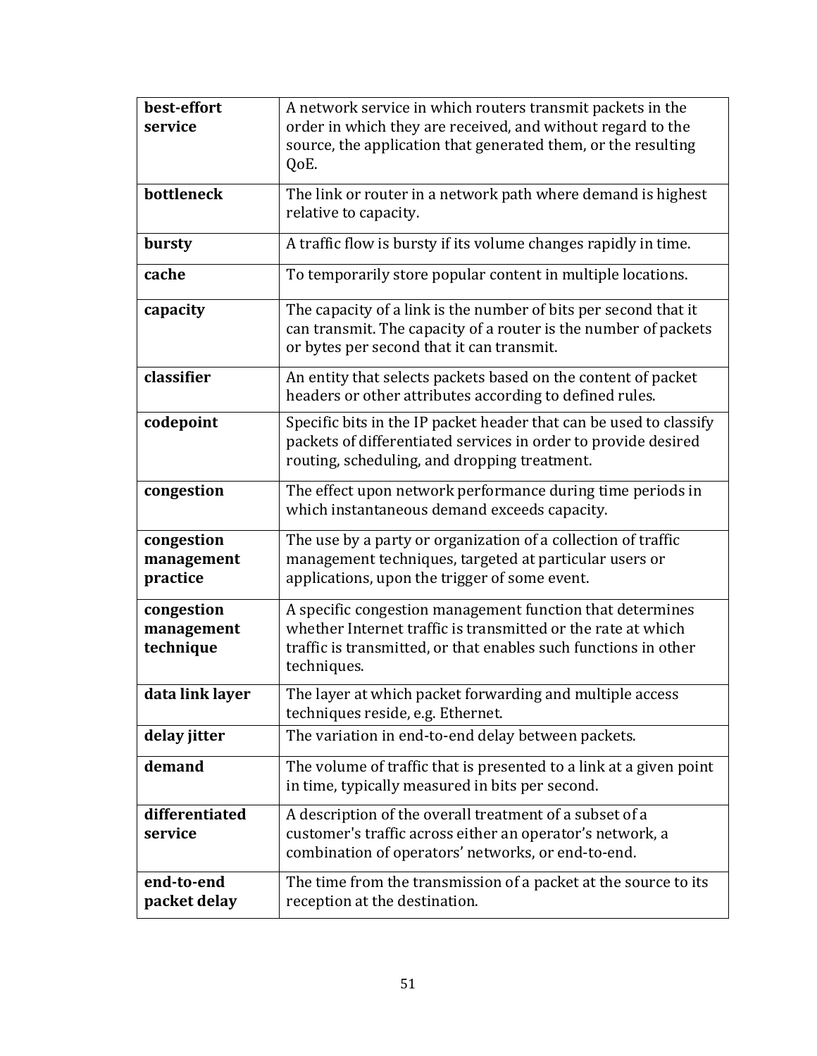| | |
|---|---|
| **best-effort service** | A network service in which routers transmit packets in the order in which they are received, and without regard to the source, the application that generated them, or the resulting QoE. |
| **bottleneck** | The link or router in a network path where demand is highest relative to capacity. |
| **bursty** | A traffic flow is bursty if its volume changes rapidly in time. |
| **cache** | To temporarily store popular content in multiple locations. |
| **capacity** | The capacity of a link is the number of bits per second that it can transmit. The capacity of a router is the number of packets or bytes per second that it can transmit. |
| **classifier** | An entity that selects packets based on the content of packet headers or other attributes according to defined rules. |
| **codepoint** | Specific bits in the IP packet header that can be used to classify packets of differentiated services in order to provide desired routing, scheduling, and dropping treatment. |
| **congestion** | The effect upon network performance during time periods in which instantaneous demand exceeds capacity. |
| **congestion management practice** | The use by a party or organization of a collection of traffic management techniques, targeted at particular users or applications, upon the trigger of some event. |
| **congestion management technique** | A specific congestion management function that determines whether Internet traffic is transmitted or the rate at which traffic is transmitted, or that enables such functions in other techniques. |
| **data link layer** | The layer at which packet forwarding and multiple access techniques reside, e.g. Ethernet. |
| **delay jitter** | The variation in end-to-end delay between packets. |
| **demand** | The volume of traffic that is presented to a link at a given point in time, typically measured in bits per second. |
| **differentiated service** | A description of the overall treatment of a subset of a customer's traffic across either an operator's network, a combination of operators' networks, or end-to-end. |
| **end-to-end packet delay** | The time from the transmission of a packet at the source to its reception at the destination. |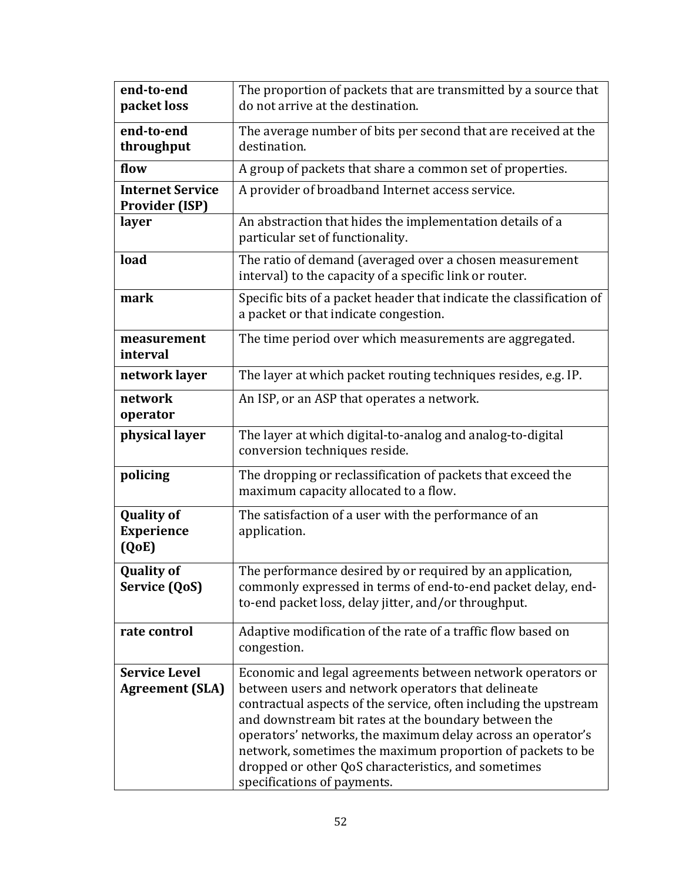| | |
|---|---|
| **end-to-end packet loss** | The proportion of packets that are transmitted by a source that do not arrive at the destination. |
| **end-to-end throughput** | The average number of bits per second that are received at the destination. |
| **flow** | A group of packets that share a common set of properties. |
| **Internet Service Provider (ISP)** | A provider of broadband Internet access service. |
| **layer** | An abstraction that hides the implementation details of a particular set of functionality. |
| **load** | The ratio of demand (averaged over a chosen measurement interval) to the capacity of a specific link or router. |
| **mark** | Specific bits of a packet header that indicate the classification of a packet or that indicate congestion. |
| **measurement interval** | The time period over which measurements are aggregated. |
| **network layer** | The layer at which packet routing techniques resides, e.g. IP. |
| **network operator** | An ISP, or an ASP that operates a network. |
| **physical layer** | The layer at which digital-to-analog and analog-to-digital conversion techniques reside. |
| **policing** | The dropping or reclassification of packets that exceed the maximum capacity allocated to a flow. |
| **Quality of Experience (QoE)** | The satisfaction of a user with the performance of an application. |
| **Quality of Service (QoS)** | The performance desired by or required by an application, commonly expressed in terms of end-to-end packet delay, end-to-end packet loss, delay jitter, and/or throughput. |
| **rate control** | Adaptive modification of the rate of a traffic flow based on congestion. |
| **Service Level Agreement (SLA)** | Economic and legal agreements between network operators or between users and network operators that delineate contractual aspects of the service, often including the upstream and downstream bit rates at the boundary between the operators' networks, the maximum delay across an operator's network, sometimes the maximum proportion of packets to be dropped or other QoS characteristics, and sometimes specifications of payments. |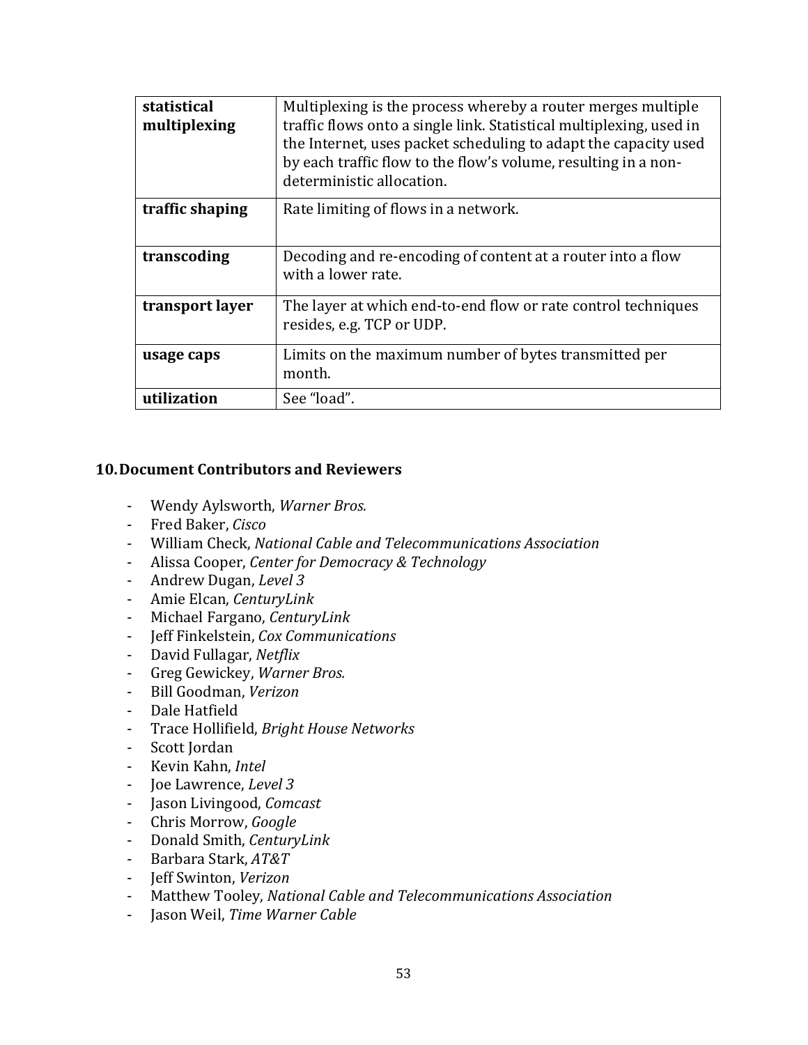| | |
|---|---|
| **statistical multiplexing** | Multiplexing is the process whereby a router merges multiple traffic flows onto a single link. Statistical multiplexing, used in the Internet, uses packet scheduling to adapt the capacity used by each traffic flow to the flow's volume, resulting in a non-deterministic allocation. |
| **traffic shaping** | Rate limiting of flows in a network. |
| **transcoding** | Decoding and re-encoding of content at a router into a flow with a lower rate. |
| **transport layer** | The layer at which end-to-end flow or rate control techniques resides, e.g. TCP or UDP. |
| **usage caps** | Limits on the maximum number of bytes transmitted per month. |
| **utilization** | See "load". |

## 10. Document Contributors and Reviewers

- Wendy Aylsworth, *Warner Bros.*
- Fred Baker, *Cisco*
- William Check, *National Cable and Telecommunications Association*
- Alissa Cooper, *Center for Democracy & Technology*
- Andrew Dugan, *Level 3*
- Amie Elcan, *CenturyLink*
- Michael Fargano, *CenturyLink*
- Jeff Finkelstein, *Cox Communications*
- David Fullagar, *Netflix*
- Greg Gewickey, *Warner Bros.*
- Bill Goodman, *Verizon*
- Dale Hatfield
- Trace Hollifield, *Bright House Networks*
- Scott Jordan
- Kevin Kahn, *Intel*
- Joe Lawrence, *Level 3*
- Jason Livingood, *Comcast*
- Chris Morrow, *Google*
- Donald Smith, *CenturyLink*
- Barbara Stark, *AT&T*
- Jeff Swinton, *Verizon*
- Matthew Tooley, *National Cable and Telecommunications Association*
- Jason Weil, *Time Warner Cable*